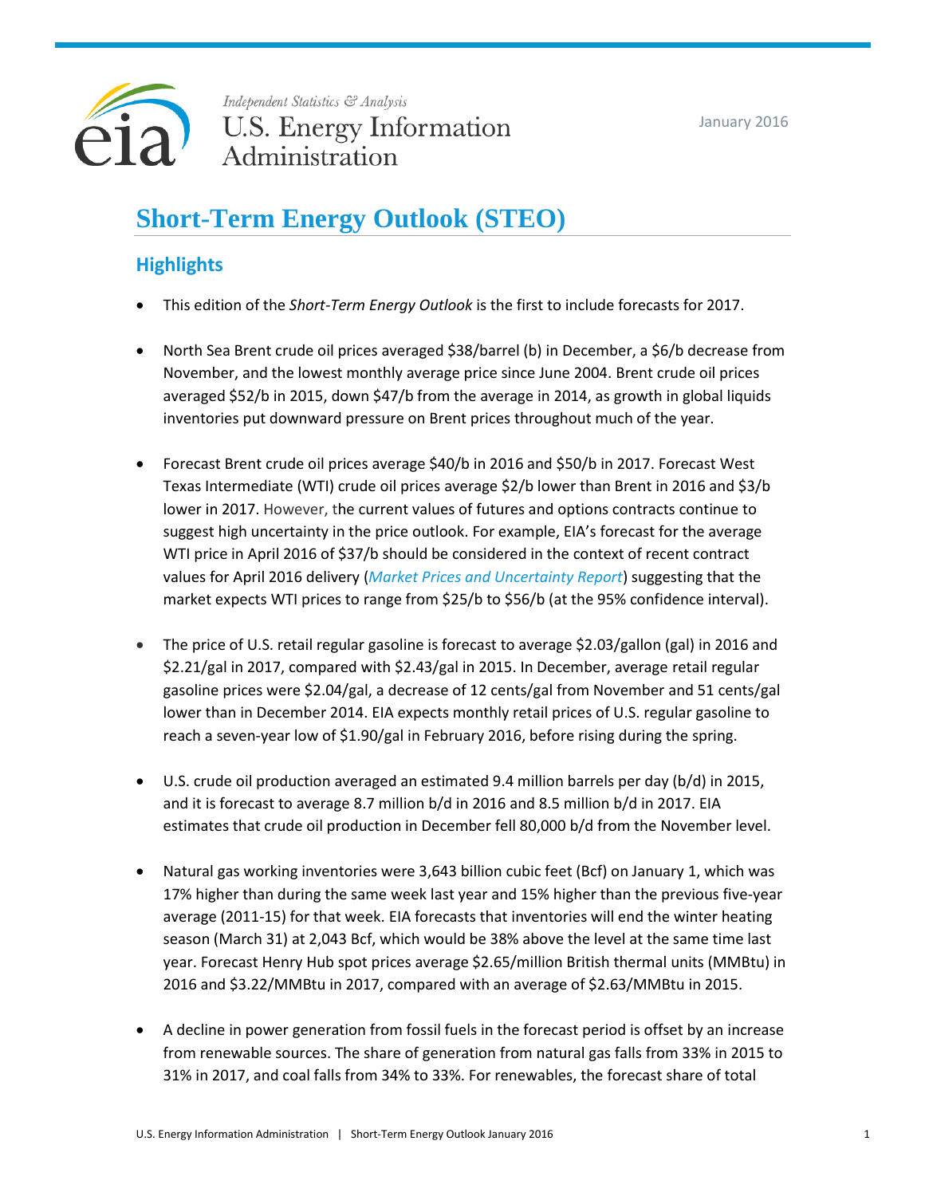Independent Statistics & Analysis
U.S. Energy Information Administration

January 2016

# Short-Term Energy Outlook (STEO)

## Highlights

- This edition of the *Short-Term Energy Outlook* is the first to include forecasts for 2017.

- North Sea Brent crude oil prices averaged $38/barrel (b) in December, a $6/b decrease from November, and the lowest monthly average price since June 2004. Brent crude oil prices averaged $52/b in 2015, down $47/b from the average in 2014, as growth in global liquids inventories put downward pressure on Brent prices throughout much of the year.

- Forecast Brent crude oil prices average $40/b in 2016 and $50/b in 2017. Forecast West Texas Intermediate (WTI) crude oil prices average $2/b lower than Brent in 2016 and $3/b lower in 2017. However, the current values of futures and options contracts continue to suggest high uncertainty in the price outlook. For example, EIA's forecast for the average WTI price in April 2016 of $37/b should be considered in the context of recent contract values for April 2016 delivery (*Market Prices and Uncertainty Report*) suggesting that the market expects WTI prices to range from $25/b to $56/b (at the 95% confidence interval).

- The price of U.S. retail regular gasoline is forecast to average $2.03/gallon (gal) in 2016 and $2.21/gal in 2017, compared with $2.43/gal in 2015. In December, average retail regular gasoline prices were $2.04/gal, a decrease of 12 cents/gal from November and 51 cents/gal lower than in December 2014. EIA expects monthly retail prices of U.S. regular gasoline to reach a seven-year low of $1.90/gal in February 2016, before rising during the spring.

- U.S. crude oil production averaged an estimated 9.4 million barrels per day (b/d) in 2015, and it is forecast to average 8.7 million b/d in 2016 and 8.5 million b/d in 2017. EIA estimates that crude oil production in December fell 80,000 b/d from the November level.

- Natural gas working inventories were 3,643 billion cubic feet (Bcf) on January 1, which was 17% higher than during the same week last year and 15% higher than the previous five-year average (2011-15) for that week. EIA forecasts that inventories will end the winter heating season (March 31) at 2,043 Bcf, which would be 38% above the level at the same time last year. Forecast Henry Hub spot prices average $2.65/million British thermal units (MMBtu) in 2016 and $3.22/MMBtu in 2017, compared with an average of $2.63/MMBtu in 2015.

- A decline in power generation from fossil fuels in the forecast period is offset by an increase from renewable sources. The share of generation from natural gas falls from 33% in 2015 to 31% in 2017, and coal falls from 34% to 33%. For renewables, the forecast share of total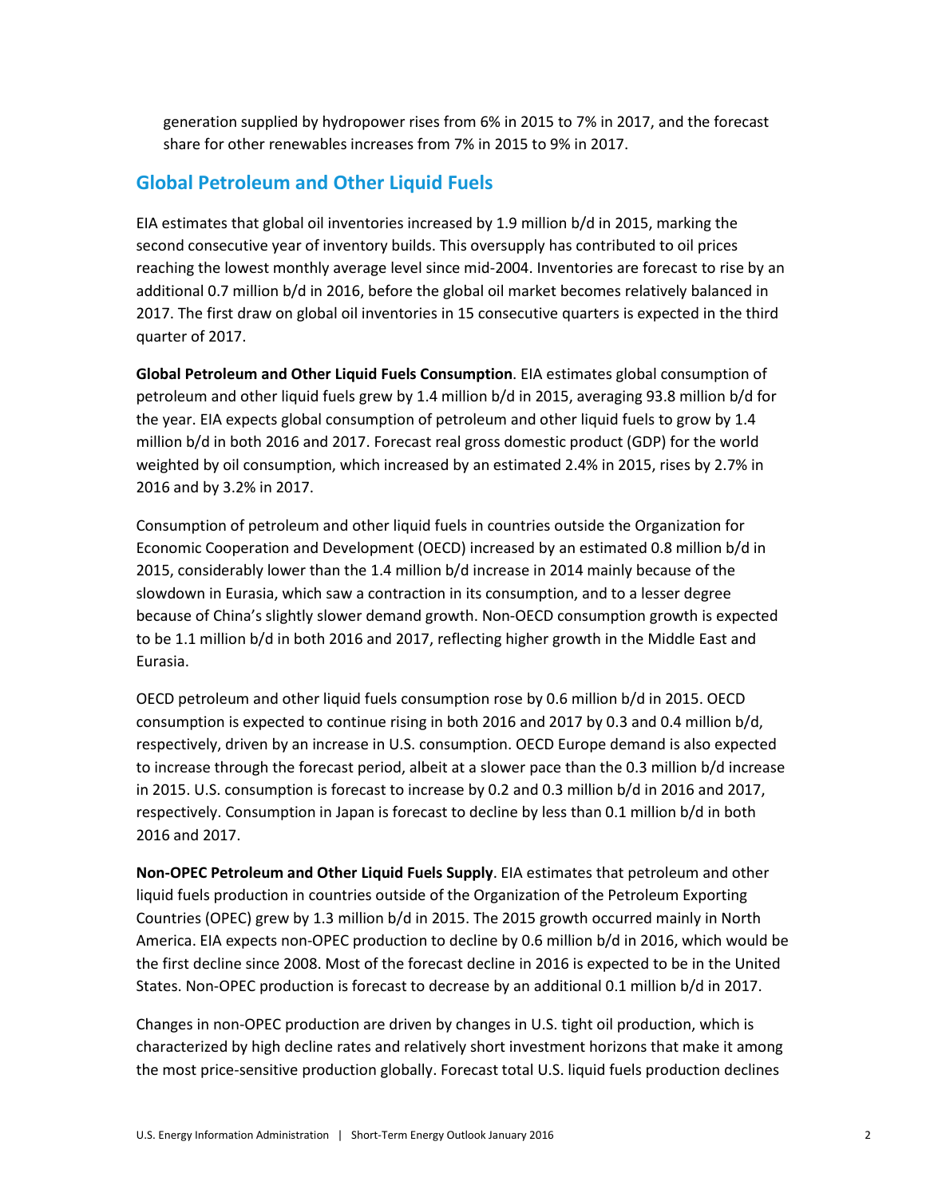generation supplied by hydropower rises from 6% in 2015 to 7% in 2017, and the forecast share for other renewables increases from 7% in 2015 to 9% in 2017.

## Global Petroleum and Other Liquid Fuels

EIA estimates that global oil inventories increased by 1.9 million b/d in 2015, marking the second consecutive year of inventory builds. This oversupply has contributed to oil prices reaching the lowest monthly average level since mid-2004. Inventories are forecast to rise by an additional 0.7 million b/d in 2016, before the global oil market becomes relatively balanced in 2017. The first draw on global oil inventories in 15 consecutive quarters is expected in the third quarter of 2017.

**Global Petroleum and Other Liquid Fuels Consumption**. EIA estimates global consumption of petroleum and other liquid fuels grew by 1.4 million b/d in 2015, averaging 93.8 million b/d for the year. EIA expects global consumption of petroleum and other liquid fuels to grow by 1.4 million b/d in both 2016 and 2017. Forecast real gross domestic product (GDP) for the world weighted by oil consumption, which increased by an estimated 2.4% in 2015, rises by 2.7% in 2016 and by 3.2% in 2017.

Consumption of petroleum and other liquid fuels in countries outside the Organization for Economic Cooperation and Development (OECD) increased by an estimated 0.8 million b/d in 2015, considerably lower than the 1.4 million b/d increase in 2014 mainly because of the slowdown in Eurasia, which saw a contraction in its consumption, and to a lesser degree because of China's slightly slower demand growth. Non-OECD consumption growth is expected to be 1.1 million b/d in both 2016 and 2017, reflecting higher growth in the Middle East and Eurasia.

OECD petroleum and other liquid fuels consumption rose by 0.6 million b/d in 2015. OECD consumption is expected to continue rising in both 2016 and 2017 by 0.3 and 0.4 million b/d, respectively, driven by an increase in U.S. consumption. OECD Europe demand is also expected to increase through the forecast period, albeit at a slower pace than the 0.3 million b/d increase in 2015. U.S. consumption is forecast to increase by 0.2 and 0.3 million b/d in 2016 and 2017, respectively. Consumption in Japan is forecast to decline by less than 0.1 million b/d in both 2016 and 2017.

**Non-OPEC Petroleum and Other Liquid Fuels Supply**. EIA estimates that petroleum and other liquid fuels production in countries outside of the Organization of the Petroleum Exporting Countries (OPEC) grew by 1.3 million b/d in 2015. The 2015 growth occurred mainly in North America. EIA expects non-OPEC production to decline by 0.6 million b/d in 2016, which would be the first decline since 2008. Most of the forecast decline in 2016 is expected to be in the United States. Non-OPEC production is forecast to decrease by an additional 0.1 million b/d in 2017.

Changes in non-OPEC production are driven by changes in U.S. tight oil production, which is characterized by high decline rates and relatively short investment horizons that make it among the most price-sensitive production globally. Forecast total U.S. liquid fuels production declines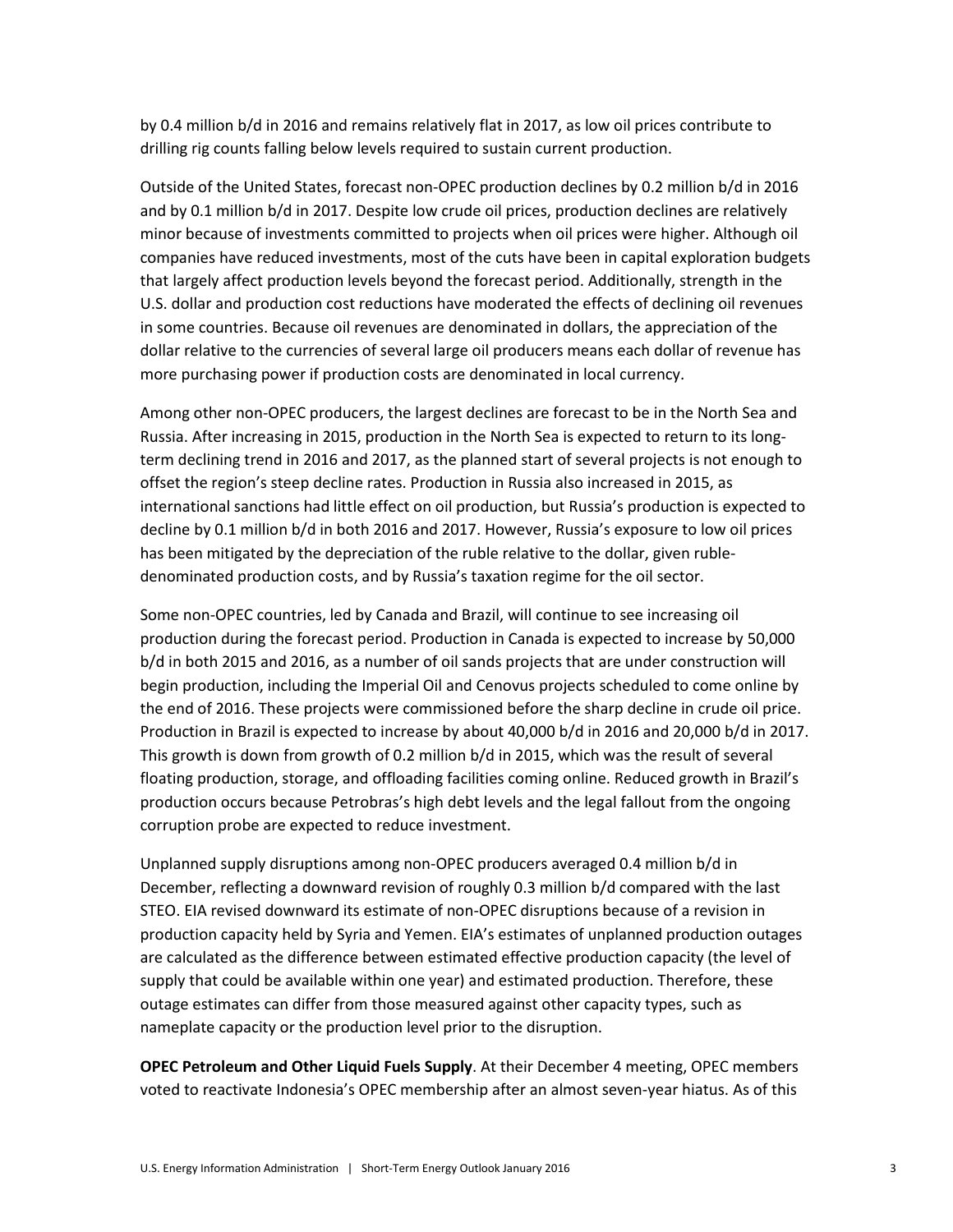by 0.4 million b/d in 2016 and remains relatively flat in 2017, as low oil prices contribute to drilling rig counts falling below levels required to sustain current production.

Outside of the United States, forecast non-OPEC production declines by 0.2 million b/d in 2016 and by 0.1 million b/d in 2017. Despite low crude oil prices, production declines are relatively minor because of investments committed to projects when oil prices were higher. Although oil companies have reduced investments, most of the cuts have been in capital exploration budgets that largely affect production levels beyond the forecast period. Additionally, strength in the U.S. dollar and production cost reductions have moderated the effects of declining oil revenues in some countries. Because oil revenues are denominated in dollars, the appreciation of the dollar relative to the currencies of several large oil producers means each dollar of revenue has more purchasing power if production costs are denominated in local currency.

Among other non-OPEC producers, the largest declines are forecast to be in the North Sea and Russia. After increasing in 2015, production in the North Sea is expected to return to its long-term declining trend in 2016 and 2017, as the planned start of several projects is not enough to offset the region's steep decline rates. Production in Russia also increased in 2015, as international sanctions had little effect on oil production, but Russia's production is expected to decline by 0.1 million b/d in both 2016 and 2017. However, Russia's exposure to low oil prices has been mitigated by the depreciation of the ruble relative to the dollar, given ruble-denominated production costs, and by Russia's taxation regime for the oil sector.

Some non-OPEC countries, led by Canada and Brazil, will continue to see increasing oil production during the forecast period. Production in Canada is expected to increase by 50,000 b/d in both 2015 and 2016, as a number of oil sands projects that are under construction will begin production, including the Imperial Oil and Cenovus projects scheduled to come online by the end of 2016. These projects were commissioned before the sharp decline in crude oil price. Production in Brazil is expected to increase by about 40,000 b/d in 2016 and 20,000 b/d in 2017. This growth is down from growth of 0.2 million b/d in 2015, which was the result of several floating production, storage, and offloading facilities coming online. Reduced growth in Brazil's production occurs because Petrobras's high debt levels and the legal fallout from the ongoing corruption probe are expected to reduce investment.

Unplanned supply disruptions among non-OPEC producers averaged 0.4 million b/d in December, reflecting a downward revision of roughly 0.3 million b/d compared with the last STEO. EIA revised downward its estimate of non-OPEC disruptions because of a revision in production capacity held by Syria and Yemen. EIA's estimates of unplanned production outages are calculated as the difference between estimated effective production capacity (the level of supply that could be available within one year) and estimated production. Therefore, these outage estimates can differ from those measured against other capacity types, such as nameplate capacity or the production level prior to the disruption.

**OPEC Petroleum and Other Liquid Fuels Supply**. At their December 4 meeting, OPEC members voted to reactivate Indonesia's OPEC membership after an almost seven-year hiatus. As of this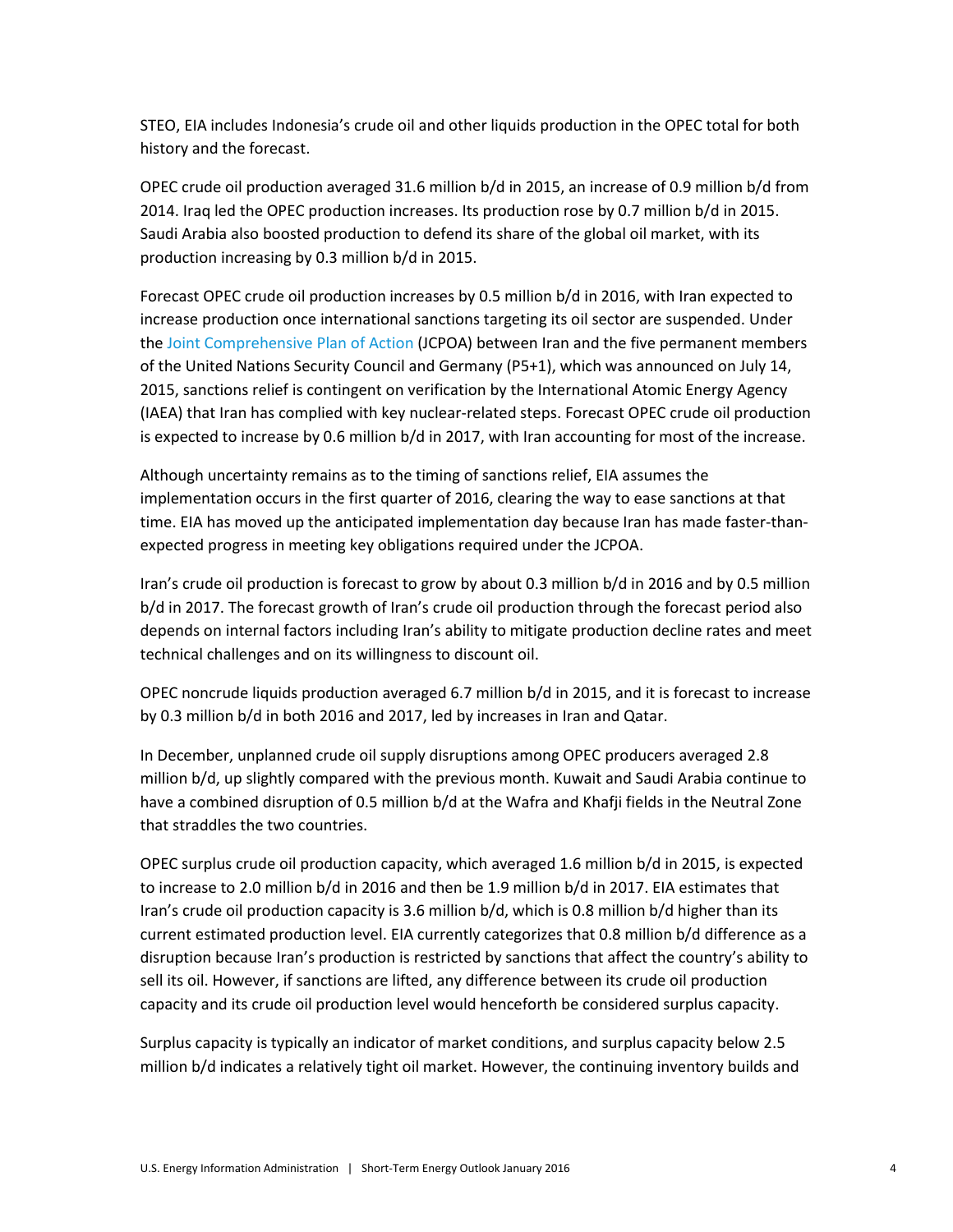STEO, EIA includes Indonesia's crude oil and other liquids production in the OPEC total for both history and the forecast.

OPEC crude oil production averaged 31.6 million b/d in 2015, an increase of 0.9 million b/d from 2014. Iraq led the OPEC production increases. Its production rose by 0.7 million b/d in 2015. Saudi Arabia also boosted production to defend its share of the global oil market, with its production increasing by 0.3 million b/d in 2015.

Forecast OPEC crude oil production increases by 0.5 million b/d in 2016, with Iran expected to increase production once international sanctions targeting its oil sector are suspended. Under the Joint Comprehensive Plan of Action (JCPOA) between Iran and the five permanent members of the United Nations Security Council and Germany (P5+1), which was announced on July 14, 2015, sanctions relief is contingent on verification by the International Atomic Energy Agency (IAEA) that Iran has complied with key nuclear-related steps. Forecast OPEC crude oil production is expected to increase by 0.6 million b/d in 2017, with Iran accounting for most of the increase.

Although uncertainty remains as to the timing of sanctions relief, EIA assumes the implementation occurs in the first quarter of 2016, clearing the way to ease sanctions at that time. EIA has moved up the anticipated implementation day because Iran has made faster-than-expected progress in meeting key obligations required under the JCPOA.

Iran's crude oil production is forecast to grow by about 0.3 million b/d in 2016 and by 0.5 million b/d in 2017. The forecast growth of Iran's crude oil production through the forecast period also depends on internal factors including Iran's ability to mitigate production decline rates and meet technical challenges and on its willingness to discount oil.

OPEC noncrude liquids production averaged 6.7 million b/d in 2015, and it is forecast to increase by 0.3 million b/d in both 2016 and 2017, led by increases in Iran and Qatar.

In December, unplanned crude oil supply disruptions among OPEC producers averaged 2.8 million b/d, up slightly compared with the previous month. Kuwait and Saudi Arabia continue to have a combined disruption of 0.5 million b/d at the Wafra and Khafji fields in the Neutral Zone that straddles the two countries.

OPEC surplus crude oil production capacity, which averaged 1.6 million b/d in 2015, is expected to increase to 2.0 million b/d in 2016 and then be 1.9 million b/d in 2017. EIA estimates that Iran's crude oil production capacity is 3.6 million b/d, which is 0.8 million b/d higher than its current estimated production level. EIA currently categorizes that 0.8 million b/d difference as a disruption because Iran's production is restricted by sanctions that affect the country's ability to sell its oil. However, if sanctions are lifted, any difference between its crude oil production capacity and its crude oil production level would henceforth be considered surplus capacity.

Surplus capacity is typically an indicator of market conditions, and surplus capacity below 2.5 million b/d indicates a relatively tight oil market. However, the continuing inventory builds and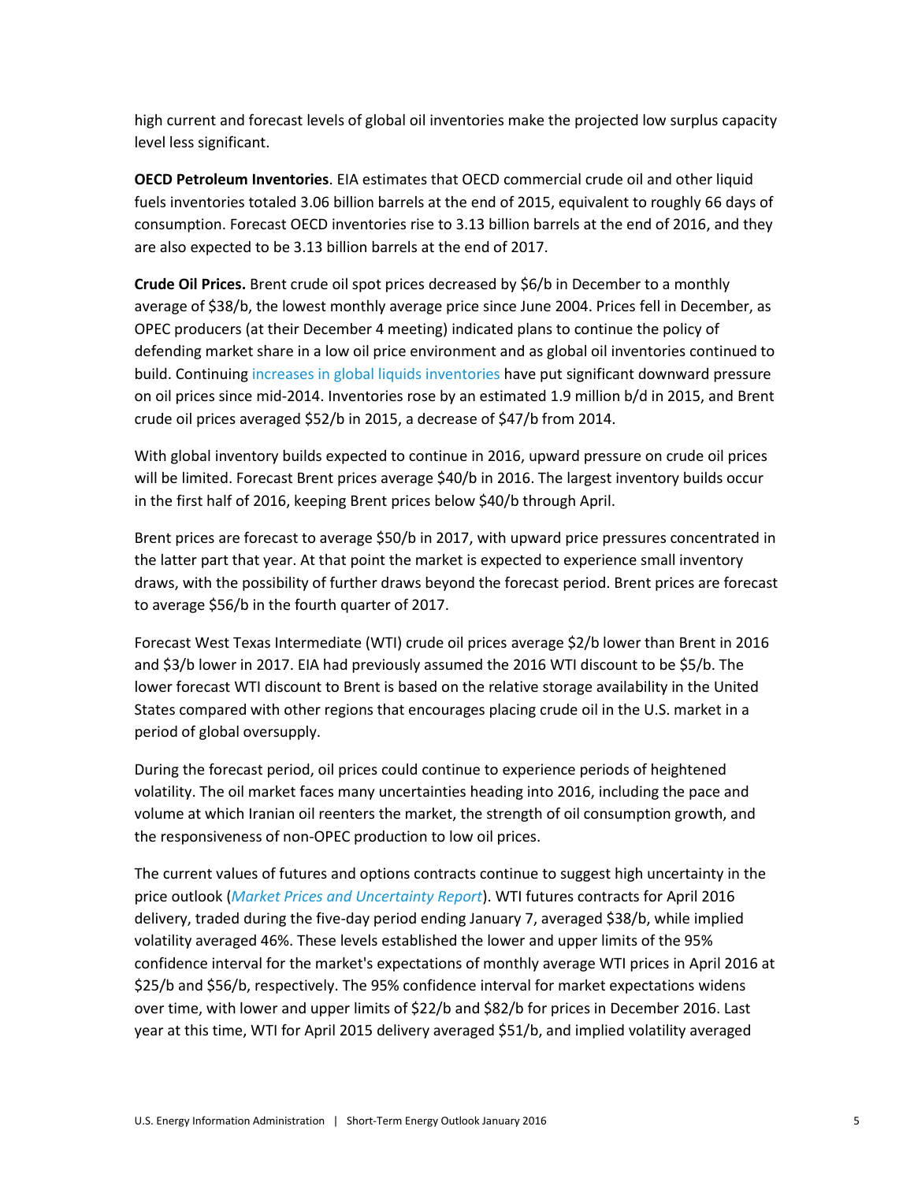high current and forecast levels of global oil inventories make the projected low surplus capacity level less significant.

**OECD Petroleum Inventories**. EIA estimates that OECD commercial crude oil and other liquid fuels inventories totaled 3.06 billion barrels at the end of 2015, equivalent to roughly 66 days of consumption. Forecast OECD inventories rise to 3.13 billion barrels at the end of 2016, and they are also expected to be 3.13 billion barrels at the end of 2017.

**Crude Oil Prices.** Brent crude oil spot prices decreased by $6/b in December to a monthly average of $38/b, the lowest monthly average price since June 2004. Prices fell in December, as OPEC producers (at their December 4 meeting) indicated plans to continue the policy of defending market share in a low oil price environment and as global oil inventories continued to build. Continuing increases in global liquids inventories have put significant downward pressure on oil prices since mid-2014. Inventories rose by an estimated 1.9 million b/d in 2015, and Brent crude oil prices averaged $52/b in 2015, a decrease of $47/b from 2014.

With global inventory builds expected to continue in 2016, upward pressure on crude oil prices will be limited. Forecast Brent prices average $40/b in 2016. The largest inventory builds occur in the first half of 2016, keeping Brent prices below $40/b through April.

Brent prices are forecast to average $50/b in 2017, with upward price pressures concentrated in the latter part that year. At that point the market is expected to experience small inventory draws, with the possibility of further draws beyond the forecast period. Brent prices are forecast to average $56/b in the fourth quarter of 2017.

Forecast West Texas Intermediate (WTI) crude oil prices average $2/b lower than Brent in 2016 and $3/b lower in 2017. EIA had previously assumed the 2016 WTI discount to be $5/b. The lower forecast WTI discount to Brent is based on the relative storage availability in the United States compared with other regions that encourages placing crude oil in the U.S. market in a period of global oversupply.

During the forecast period, oil prices could continue to experience periods of heightened volatility. The oil market faces many uncertainties heading into 2016, including the pace and volume at which Iranian oil reenters the market, the strength of oil consumption growth, and the responsiveness of non-OPEC production to low oil prices.

The current values of futures and options contracts continue to suggest high uncertainty in the price outlook (*Market Prices and Uncertainty Report*). WTI futures contracts for April 2016 delivery, traded during the five-day period ending January 7, averaged $38/b, while implied volatility averaged 46%. These levels established the lower and upper limits of the 95% confidence interval for the market's expectations of monthly average WTI prices in April 2016 at $25/b and $56/b, respectively. The 95% confidence interval for market expectations widens over time, with lower and upper limits of $22/b and $82/b for prices in December 2016. Last year at this time, WTI for April 2015 delivery averaged $51/b, and implied volatility averaged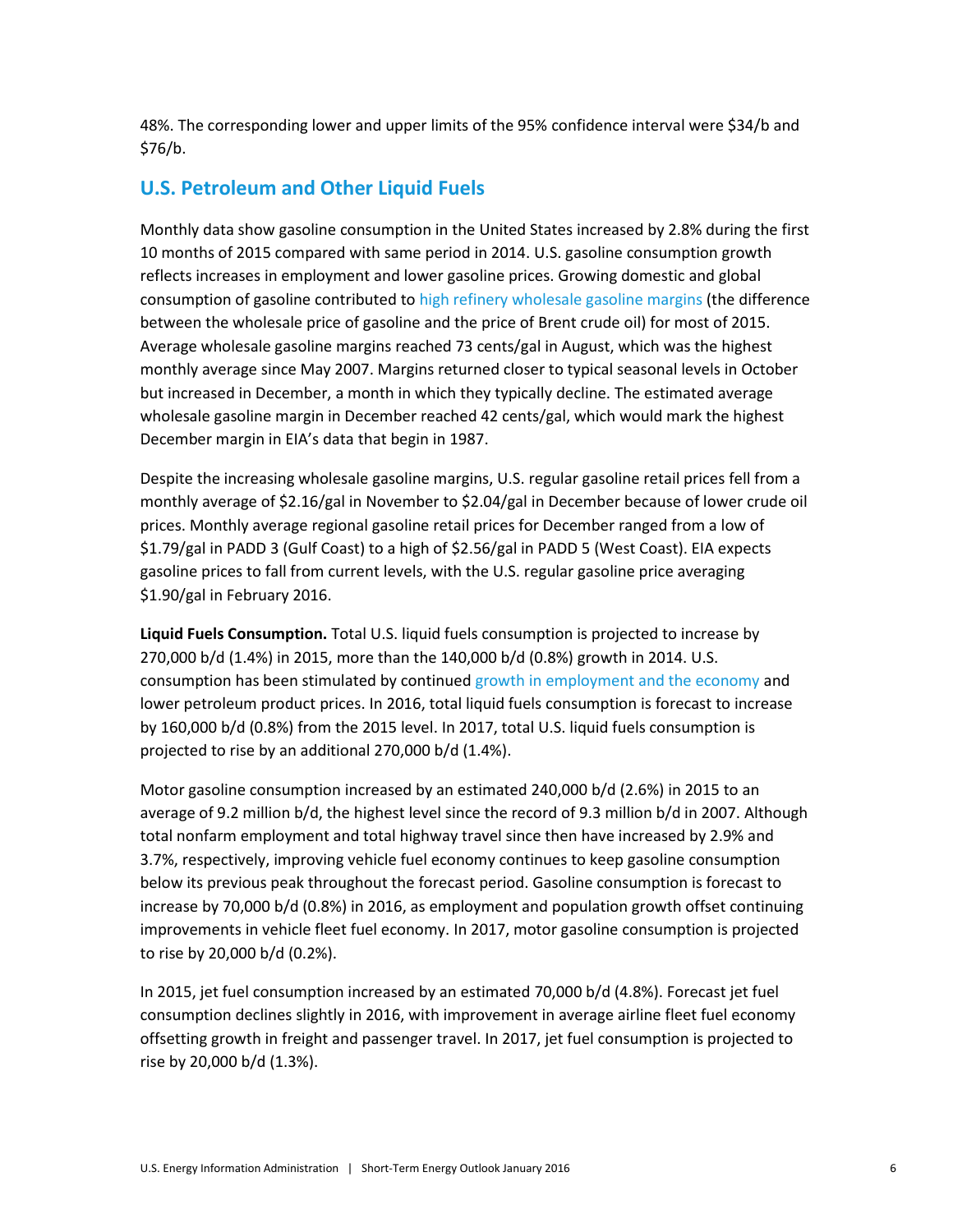48%. The corresponding lower and upper limits of the 95% confidence interval were $34/b and $76/b.

## U.S. Petroleum and Other Liquid Fuels

Monthly data show gasoline consumption in the United States increased by 2.8% during the first 10 months of 2015 compared with same period in 2014. U.S. gasoline consumption growth reflects increases in employment and lower gasoline prices. Growing domestic and global consumption of gasoline contributed to high refinery wholesale gasoline margins (the difference between the wholesale price of gasoline and the price of Brent crude oil) for most of 2015. Average wholesale gasoline margins reached 73 cents/gal in August, which was the highest monthly average since May 2007. Margins returned closer to typical seasonal levels in October but increased in December, a month in which they typically decline. The estimated average wholesale gasoline margin in December reached 42 cents/gal, which would mark the highest December margin in EIA's data that begin in 1987.

Despite the increasing wholesale gasoline margins, U.S. regular gasoline retail prices fell from a monthly average of $2.16/gal in November to $2.04/gal in December because of lower crude oil prices. Monthly average regional gasoline retail prices for December ranged from a low of $1.79/gal in PADD 3 (Gulf Coast) to a high of $2.56/gal in PADD 5 (West Coast). EIA expects gasoline prices to fall from current levels, with the U.S. regular gasoline price averaging $1.90/gal in February 2016.

**Liquid Fuels Consumption.** Total U.S. liquid fuels consumption is projected to increase by 270,000 b/d (1.4%) in 2015, more than the 140,000 b/d (0.8%) growth in 2014. U.S. consumption has been stimulated by continued growth in employment and the economy and lower petroleum product prices. In 2016, total liquid fuels consumption is forecast to increase by 160,000 b/d (0.8%) from the 2015 level. In 2017, total U.S. liquid fuels consumption is projected to rise by an additional 270,000 b/d (1.4%).

Motor gasoline consumption increased by an estimated 240,000 b/d (2.6%) in 2015 to an average of 9.2 million b/d, the highest level since the record of 9.3 million b/d in 2007. Although total nonfarm employment and total highway travel since then have increased by 2.9% and 3.7%, respectively, improving vehicle fuel economy continues to keep gasoline consumption below its previous peak throughout the forecast period. Gasoline consumption is forecast to increase by 70,000 b/d (0.8%) in 2016, as employment and population growth offset continuing improvements in vehicle fleet fuel economy. In 2017, motor gasoline consumption is projected to rise by 20,000 b/d (0.2%).

In 2015, jet fuel consumption increased by an estimated 70,000 b/d (4.8%). Forecast jet fuel consumption declines slightly in 2016, with improvement in average airline fleet fuel economy offsetting growth in freight and passenger travel. In 2017, jet fuel consumption is projected to rise by 20,000 b/d (1.3%).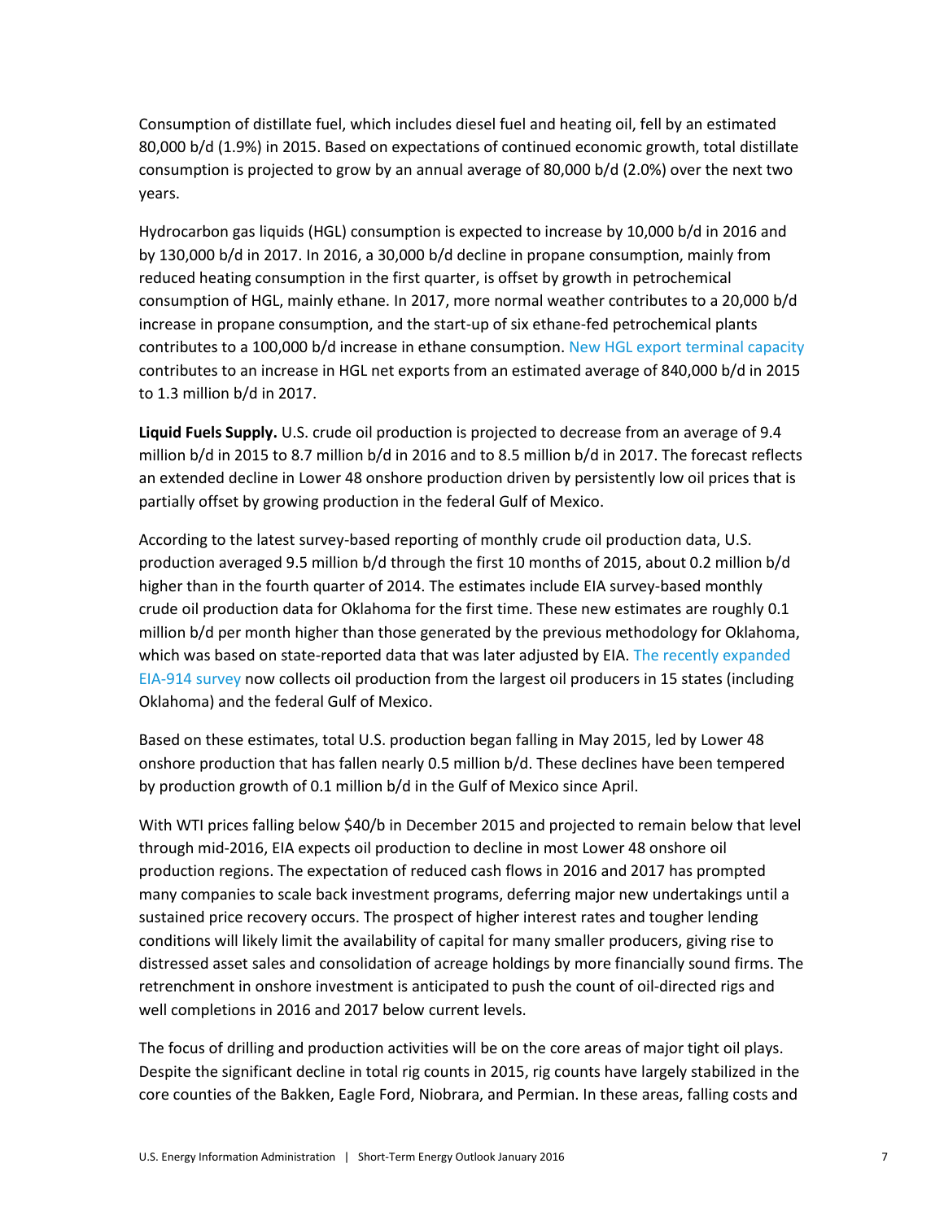Consumption of distillate fuel, which includes diesel fuel and heating oil, fell by an estimated 80,000 b/d (1.9%) in 2015. Based on expectations of continued economic growth, total distillate consumption is projected to grow by an annual average of 80,000 b/d (2.0%) over the next two years.

Hydrocarbon gas liquids (HGL) consumption is expected to increase by 10,000 b/d in 2016 and by 130,000 b/d in 2017. In 2016, a 30,000 b/d decline in propane consumption, mainly from reduced heating consumption in the first quarter, is offset by growth in petrochemical consumption of HGL, mainly ethane. In 2017, more normal weather contributes to a 20,000 b/d increase in propane consumption, and the start-up of six ethane-fed petrochemical plants contributes to a 100,000 b/d increase in ethane consumption. New HGL export terminal capacity contributes to an increase in HGL net exports from an estimated average of 840,000 b/d in 2015 to 1.3 million b/d in 2017.

**Liquid Fuels Supply.** U.S. crude oil production is projected to decrease from an average of 9.4 million b/d in 2015 to 8.7 million b/d in 2016 and to 8.5 million b/d in 2017. The forecast reflects an extended decline in Lower 48 onshore production driven by persistently low oil prices that is partially offset by growing production in the federal Gulf of Mexico.

According to the latest survey-based reporting of monthly crude oil production data, U.S. production averaged 9.5 million b/d through the first 10 months of 2015, about 0.2 million b/d higher than in the fourth quarter of 2014. The estimates include EIA survey-based monthly crude oil production data for Oklahoma for the first time. These new estimates are roughly 0.1 million b/d per month higher than those generated by the previous methodology for Oklahoma, which was based on state-reported data that was later adjusted by EIA. The recently expanded EIA-914 survey now collects oil production from the largest oil producers in 15 states (including Oklahoma) and the federal Gulf of Mexico.

Based on these estimates, total U.S. production began falling in May 2015, led by Lower 48 onshore production that has fallen nearly 0.5 million b/d. These declines have been tempered by production growth of 0.1 million b/d in the Gulf of Mexico since April.

With WTI prices falling below $40/b in December 2015 and projected to remain below that level through mid-2016, EIA expects oil production to decline in most Lower 48 onshore oil production regions. The expectation of reduced cash flows in 2016 and 2017 has prompted many companies to scale back investment programs, deferring major new undertakings until a sustained price recovery occurs. The prospect of higher interest rates and tougher lending conditions will likely limit the availability of capital for many smaller producers, giving rise to distressed asset sales and consolidation of acreage holdings by more financially sound firms. The retrenchment in onshore investment is anticipated to push the count of oil-directed rigs and well completions in 2016 and 2017 below current levels.

The focus of drilling and production activities will be on the core areas of major tight oil plays. Despite the significant decline in total rig counts in 2015, rig counts have largely stabilized in the core counties of the Bakken, Eagle Ford, Niobrara, and Permian. In these areas, falling costs and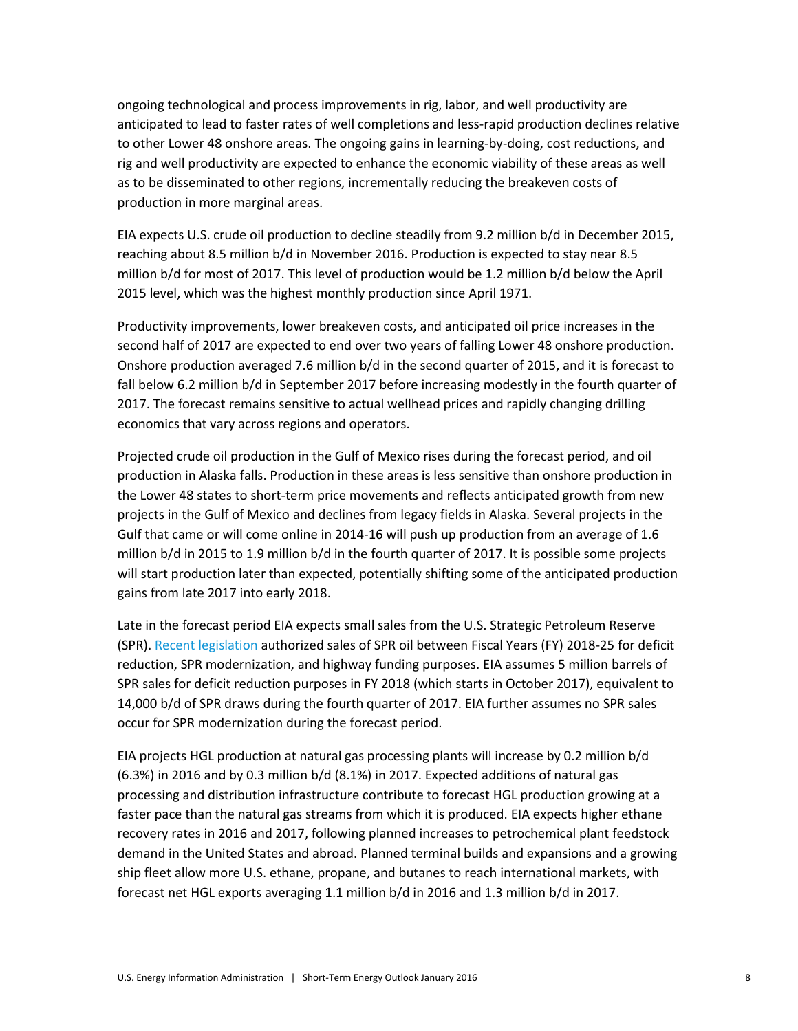ongoing technological and process improvements in rig, labor, and well productivity are anticipated to lead to faster rates of well completions and less-rapid production declines relative to other Lower 48 onshore areas. The ongoing gains in learning-by-doing, cost reductions, and rig and well productivity are expected to enhance the economic viability of these areas as well as to be disseminated to other regions, incrementally reducing the breakeven costs of production in more marginal areas.

EIA expects U.S. crude oil production to decline steadily from 9.2 million b/d in December 2015, reaching about 8.5 million b/d in November 2016. Production is expected to stay near 8.5 million b/d for most of 2017. This level of production would be 1.2 million b/d below the April 2015 level, which was the highest monthly production since April 1971.

Productivity improvements, lower breakeven costs, and anticipated oil price increases in the second half of 2017 are expected to end over two years of falling Lower 48 onshore production. Onshore production averaged 7.6 million b/d in the second quarter of 2015, and it is forecast to fall below 6.2 million b/d in September 2017 before increasing modestly in the fourth quarter of 2017. The forecast remains sensitive to actual wellhead prices and rapidly changing drilling economics that vary across regions and operators.

Projected crude oil production in the Gulf of Mexico rises during the forecast period, and oil production in Alaska falls. Production in these areas is less sensitive than onshore production in the Lower 48 states to short-term price movements and reflects anticipated growth from new projects in the Gulf of Mexico and declines from legacy fields in Alaska. Several projects in the Gulf that came or will come online in 2014-16 will push up production from an average of 1.6 million b/d in 2015 to 1.9 million b/d in the fourth quarter of 2017. It is possible some projects will start production later than expected, potentially shifting some of the anticipated production gains from late 2017 into early 2018.

Late in the forecast period EIA expects small sales from the U.S. Strategic Petroleum Reserve (SPR). Recent legislation authorized sales of SPR oil between Fiscal Years (FY) 2018-25 for deficit reduction, SPR modernization, and highway funding purposes. EIA assumes 5 million barrels of SPR sales for deficit reduction purposes in FY 2018 (which starts in October 2017), equivalent to 14,000 b/d of SPR draws during the fourth quarter of 2017. EIA further assumes no SPR sales occur for SPR modernization during the forecast period.

EIA projects HGL production at natural gas processing plants will increase by 0.2 million b/d (6.3%) in 2016 and by 0.3 million b/d (8.1%) in 2017. Expected additions of natural gas processing and distribution infrastructure contribute to forecast HGL production growing at a faster pace than the natural gas streams from which it is produced. EIA expects higher ethane recovery rates in 2016 and 2017, following planned increases to petrochemical plant feedstock demand in the United States and abroad. Planned terminal builds and expansions and a growing ship fleet allow more U.S. ethane, propane, and butanes to reach international markets, with forecast net HGL exports averaging 1.1 million b/d in 2016 and 1.3 million b/d in 2017.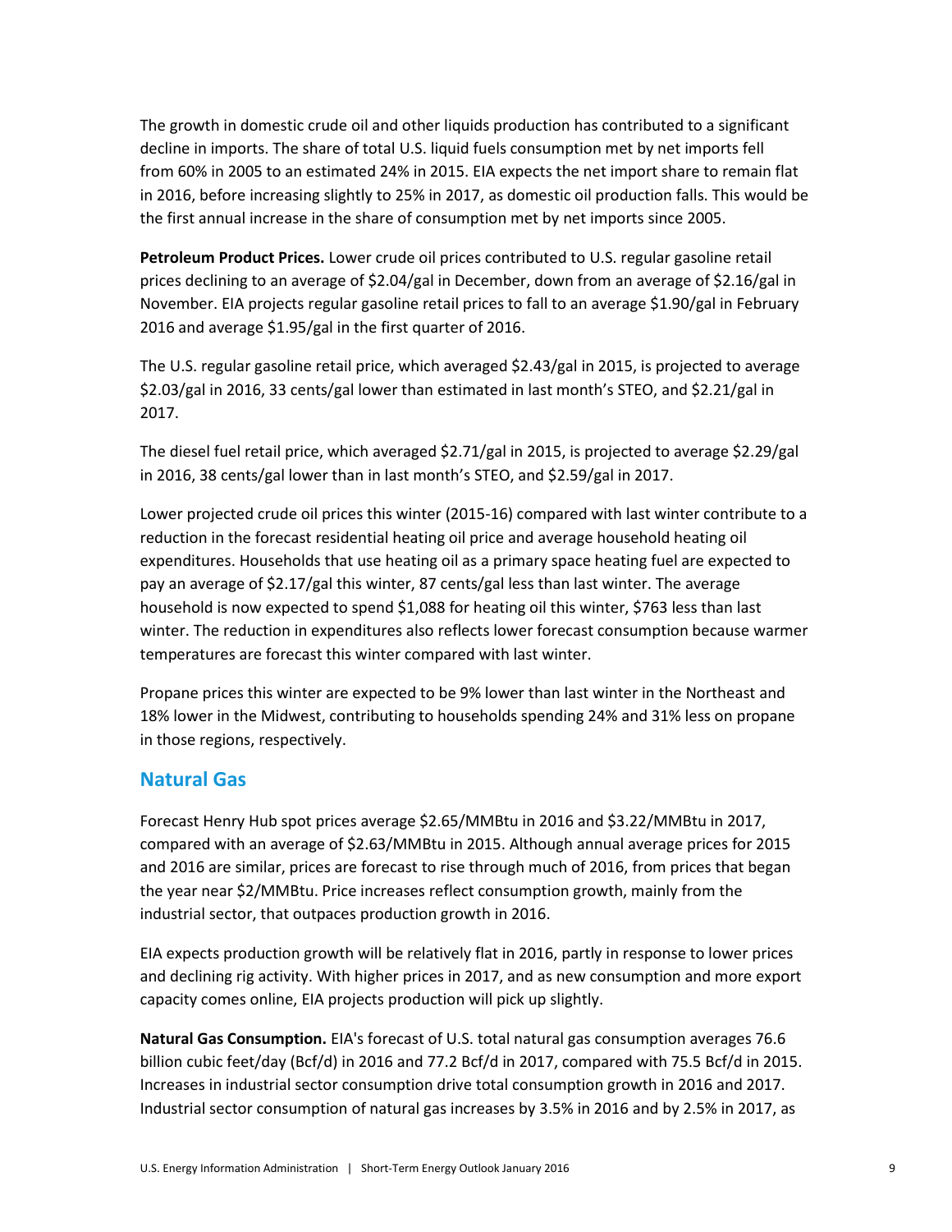The growth in domestic crude oil and other liquids production has contributed to a significant decline in imports. The share of total U.S. liquid fuels consumption met by net imports fell from 60% in 2005 to an estimated 24% in 2015. EIA expects the net import share to remain flat in 2016, before increasing slightly to 25% in 2017, as domestic oil production falls. This would be the first annual increase in the share of consumption met by net imports since 2005.

**Petroleum Product Prices.** Lower crude oil prices contributed to U.S. regular gasoline retail prices declining to an average of $2.04/gal in December, down from an average of $2.16/gal in November. EIA projects regular gasoline retail prices to fall to an average $1.90/gal in February 2016 and average $1.95/gal in the first quarter of 2016.

The U.S. regular gasoline retail price, which averaged $2.43/gal in 2015, is projected to average $2.03/gal in 2016, 33 cents/gal lower than estimated in last month's STEO, and $2.21/gal in 2017.

The diesel fuel retail price, which averaged $2.71/gal in 2015, is projected to average $2.29/gal in 2016, 38 cents/gal lower than in last month's STEO, and $2.59/gal in 2017.

Lower projected crude oil prices this winter (2015-16) compared with last winter contribute to a reduction in the forecast residential heating oil price and average household heating oil expenditures. Households that use heating oil as a primary space heating fuel are expected to pay an average of $2.17/gal this winter, 87 cents/gal less than last winter. The average household is now expected to spend $1,088 for heating oil this winter, $763 less than last winter. The reduction in expenditures also reflects lower forecast consumption because warmer temperatures are forecast this winter compared with last winter.

Propane prices this winter are expected to be 9% lower than last winter in the Northeast and 18% lower in the Midwest, contributing to households spending 24% and 31% less on propane in those regions, respectively.

## Natural Gas

Forecast Henry Hub spot prices average $2.65/MMBtu in 2016 and $3.22/MMBtu in 2017, compared with an average of $2.63/MMBtu in 2015. Although annual average prices for 2015 and 2016 are similar, prices are forecast to rise through much of 2016, from prices that began the year near $2/MMBtu. Price increases reflect consumption growth, mainly from the industrial sector, that outpaces production growth in 2016.

EIA expects production growth will be relatively flat in 2016, partly in response to lower prices and declining rig activity. With higher prices in 2017, and as new consumption and more export capacity comes online, EIA projects production will pick up slightly.

**Natural Gas Consumption.** EIA's forecast of U.S. total natural gas consumption averages 76.6 billion cubic feet/day (Bcf/d) in 2016 and 77.2 Bcf/d in 2017, compared with 75.5 Bcf/d in 2015. Increases in industrial sector consumption drive total consumption growth in 2016 and 2017. Industrial sector consumption of natural gas increases by 3.5% in 2016 and by 2.5% in 2017, as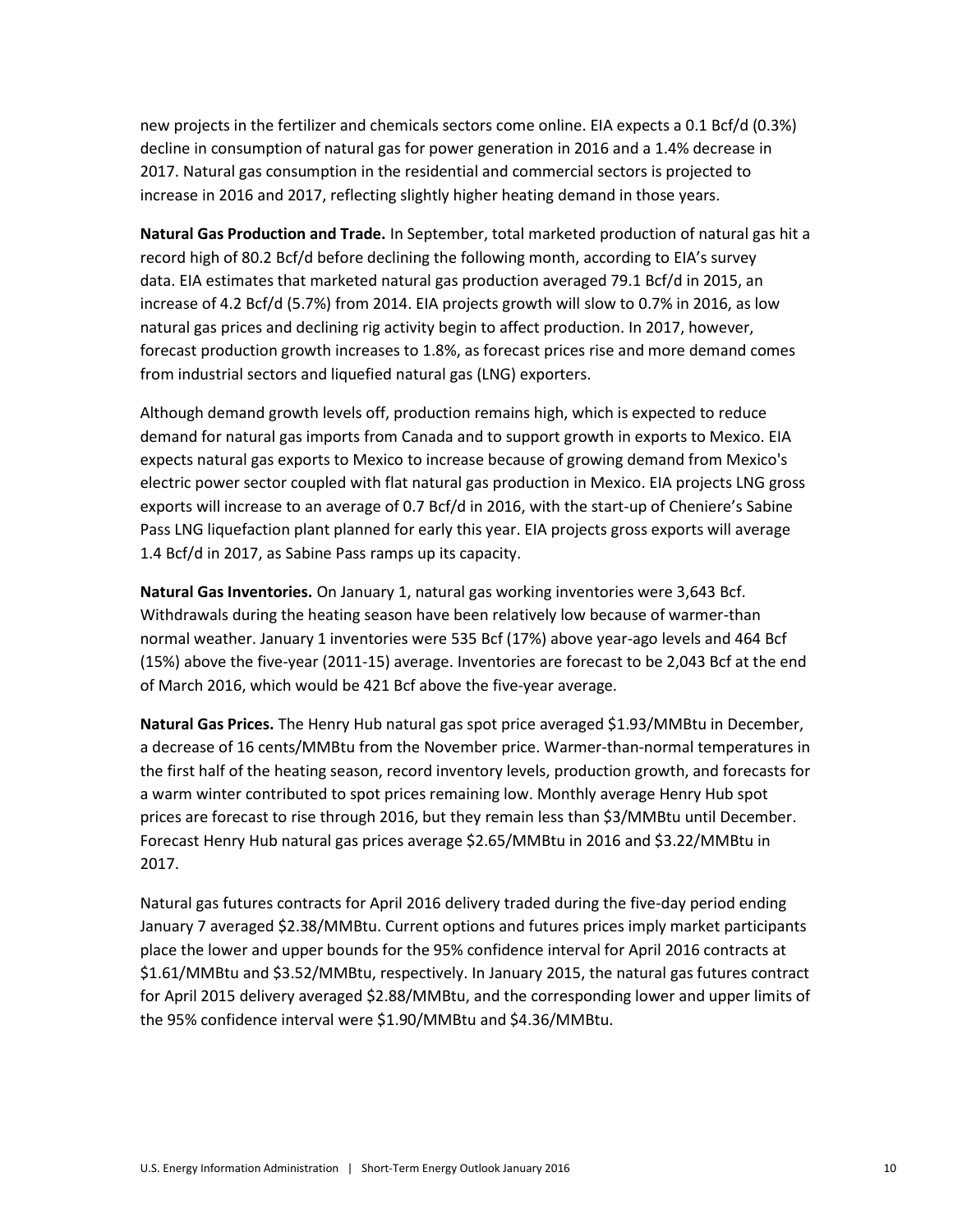new projects in the fertilizer and chemicals sectors come online. EIA expects a 0.1 Bcf/d (0.3%) decline in consumption of natural gas for power generation in 2016 and a 1.4% decrease in 2017. Natural gas consumption in the residential and commercial sectors is projected to increase in 2016 and 2017, reflecting slightly higher heating demand in those years.

**Natural Gas Production and Trade.** In September, total marketed production of natural gas hit a record high of 80.2 Bcf/d before declining the following month, according to EIA's survey data. EIA estimates that marketed natural gas production averaged 79.1 Bcf/d in 2015, an increase of 4.2 Bcf/d (5.7%) from 2014. EIA projects growth will slow to 0.7% in 2016, as low natural gas prices and declining rig activity begin to affect production. In 2017, however, forecast production growth increases to 1.8%, as forecast prices rise and more demand comes from industrial sectors and liquefied natural gas (LNG) exporters.

Although demand growth levels off, production remains high, which is expected to reduce demand for natural gas imports from Canada and to support growth in exports to Mexico. EIA expects natural gas exports to Mexico to increase because of growing demand from Mexico's electric power sector coupled with flat natural gas production in Mexico. EIA projects LNG gross exports will increase to an average of 0.7 Bcf/d in 2016, with the start-up of Cheniere's Sabine Pass LNG liquefaction plant planned for early this year. EIA projects gross exports will average 1.4 Bcf/d in 2017, as Sabine Pass ramps up its capacity.

**Natural Gas Inventories.** On January 1, natural gas working inventories were 3,643 Bcf. Withdrawals during the heating season have been relatively low because of warmer-than normal weather. January 1 inventories were 535 Bcf (17%) above year-ago levels and 464 Bcf (15%) above the five-year (2011-15) average. Inventories are forecast to be 2,043 Bcf at the end of March 2016, which would be 421 Bcf above the five-year average.

**Natural Gas Prices.** The Henry Hub natural gas spot price averaged $1.93/MMBtu in December, a decrease of 16 cents/MMBtu from the November price. Warmer-than-normal temperatures in the first half of the heating season, record inventory levels, production growth, and forecasts for a warm winter contributed to spot prices remaining low. Monthly average Henry Hub spot prices are forecast to rise through 2016, but they remain less than $3/MMBtu until December. Forecast Henry Hub natural gas prices average $2.65/MMBtu in 2016 and $3.22/MMBtu in 2017.

Natural gas futures contracts for April 2016 delivery traded during the five-day period ending January 7 averaged $2.38/MMBtu. Current options and futures prices imply market participants place the lower and upper bounds for the 95% confidence interval for April 2016 contracts at $1.61/MMBtu and $3.52/MMBtu, respectively. In January 2015, the natural gas futures contract for April 2015 delivery averaged $2.88/MMBtu, and the corresponding lower and upper limits of the 95% confidence interval were $1.90/MMBtu and $4.36/MMBtu.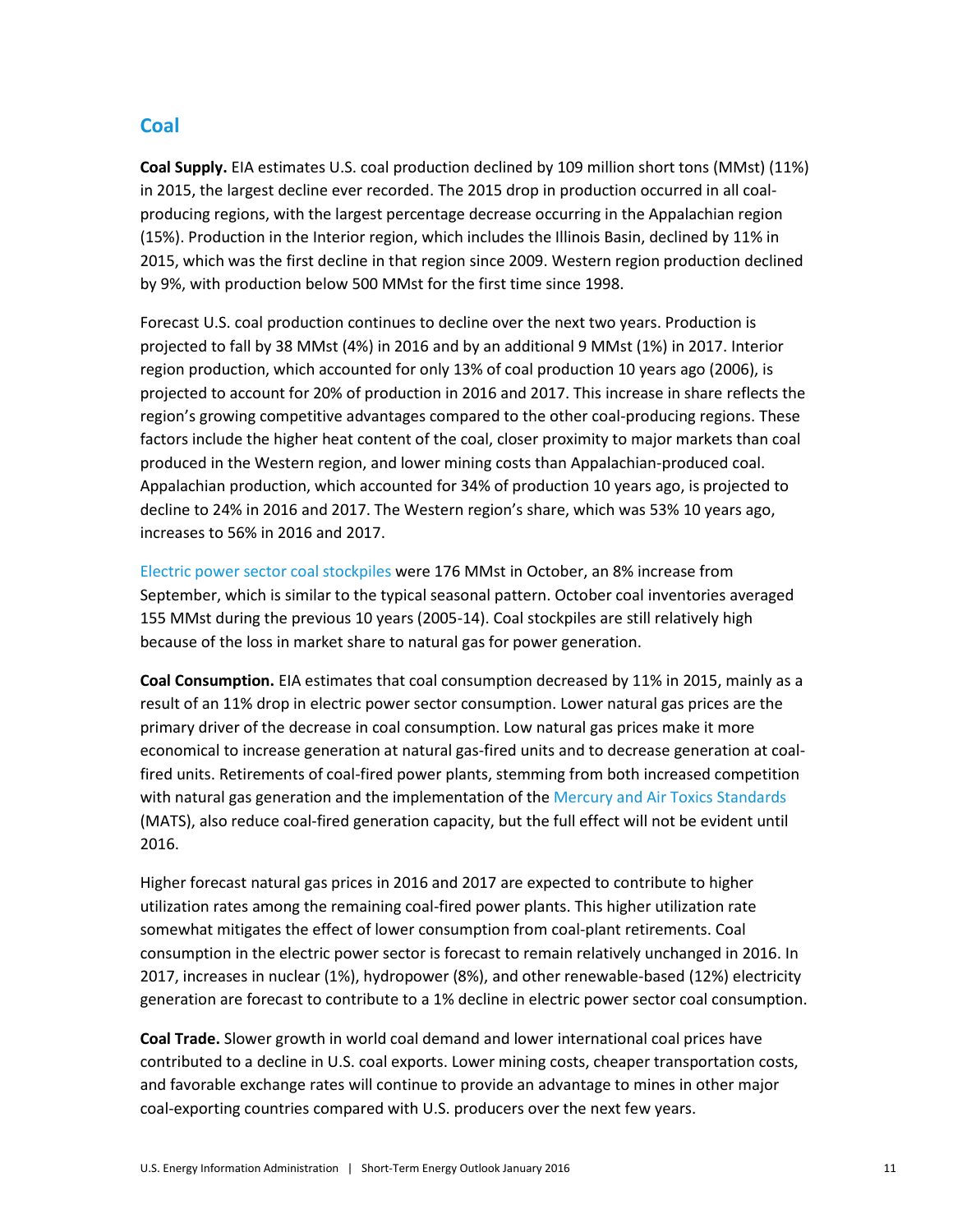## Coal

**Coal Supply.** EIA estimates U.S. coal production declined by 109 million short tons (MMst) (11%) in 2015, the largest decline ever recorded. The 2015 drop in production occurred in all coal-producing regions, with the largest percentage decrease occurring in the Appalachian region (15%). Production in the Interior region, which includes the Illinois Basin, declined by 11% in 2015, which was the first decline in that region since 2009. Western region production declined by 9%, with production below 500 MMst for the first time since 1998.

Forecast U.S. coal production continues to decline over the next two years. Production is projected to fall by 38 MMst (4%) in 2016 and by an additional 9 MMst (1%) in 2017. Interior region production, which accounted for only 13% of coal production 10 years ago (2006), is projected to account for 20% of production in 2016 and 2017. This increase in share reflects the region's growing competitive advantages compared to the other coal-producing regions. These factors include the higher heat content of the coal, closer proximity to major markets than coal produced in the Western region, and lower mining costs than Appalachian-produced coal. Appalachian production, which accounted for 34% of production 10 years ago, is projected to decline to 24% in 2016 and 2017. The Western region's share, which was 53% 10 years ago, increases to 56% in 2016 and 2017.

Electric power sector coal stockpiles were 176 MMst in October, an 8% increase from September, which is similar to the typical seasonal pattern. October coal inventories averaged 155 MMst during the previous 10 years (2005-14). Coal stockpiles are still relatively high because of the loss in market share to natural gas for power generation.

**Coal Consumption.** EIA estimates that coal consumption decreased by 11% in 2015, mainly as a result of an 11% drop in electric power sector consumption. Lower natural gas prices are the primary driver of the decrease in coal consumption. Low natural gas prices make it more economical to increase generation at natural gas-fired units and to decrease generation at coal-fired units. Retirements of coal-fired power plants, stemming from both increased competition with natural gas generation and the implementation of the Mercury and Air Toxics Standards (MATS), also reduce coal-fired generation capacity, but the full effect will not be evident until 2016.

Higher forecast natural gas prices in 2016 and 2017 are expected to contribute to higher utilization rates among the remaining coal-fired power plants. This higher utilization rate somewhat mitigates the effect of lower consumption from coal-plant retirements. Coal consumption in the electric power sector is forecast to remain relatively unchanged in 2016. In 2017, increases in nuclear (1%), hydropower (8%), and other renewable-based (12%) electricity generation are forecast to contribute to a 1% decline in electric power sector coal consumption.

**Coal Trade.** Slower growth in world coal demand and lower international coal prices have contributed to a decline in U.S. coal exports. Lower mining costs, cheaper transportation costs, and favorable exchange rates will continue to provide an advantage to mines in other major coal-exporting countries compared with U.S. producers over the next few years.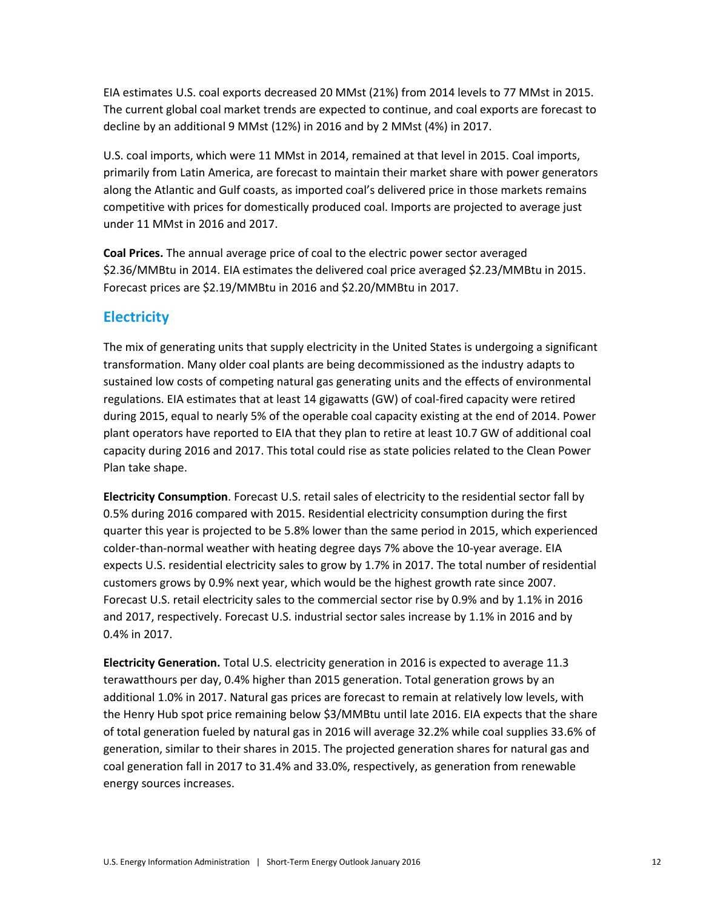EIA estimates U.S. coal exports decreased 20 MMst (21%) from 2014 levels to 77 MMst in 2015. The current global coal market trends are expected to continue, and coal exports are forecast to decline by an additional 9 MMst (12%) in 2016 and by 2 MMst (4%) in 2017.

U.S. coal imports, which were 11 MMst in 2014, remained at that level in 2015. Coal imports, primarily from Latin America, are forecast to maintain their market share with power generators along the Atlantic and Gulf coasts, as imported coal's delivered price in those markets remains competitive with prices for domestically produced coal. Imports are projected to average just under 11 MMst in 2016 and 2017.

**Coal Prices.** The annual average price of coal to the electric power sector averaged $2.36/MMBtu in 2014. EIA estimates the delivered coal price averaged $2.23/MMBtu in 2015. Forecast prices are $2.19/MMBtu in 2016 and $2.20/MMBtu in 2017.

## Electricity

The mix of generating units that supply electricity in the United States is undergoing a significant transformation. Many older coal plants are being decommissioned as the industry adapts to sustained low costs of competing natural gas generating units and the effects of environmental regulations. EIA estimates that at least 14 gigawatts (GW) of coal-fired capacity were retired during 2015, equal to nearly 5% of the operable coal capacity existing at the end of 2014. Power plant operators have reported to EIA that they plan to retire at least 10.7 GW of additional coal capacity during 2016 and 2017. This total could rise as state policies related to the Clean Power Plan take shape.

**Electricity Consumption**. Forecast U.S. retail sales of electricity to the residential sector fall by 0.5% during 2016 compared with 2015. Residential electricity consumption during the first quarter this year is projected to be 5.8% lower than the same period in 2015, which experienced colder-than-normal weather with heating degree days 7% above the 10-year average. EIA expects U.S. residential electricity sales to grow by 1.7% in 2017. The total number of residential customers grows by 0.9% next year, which would be the highest growth rate since 2007. Forecast U.S. retail electricity sales to the commercial sector rise by 0.9% and by 1.1% in 2016 and 2017, respectively. Forecast U.S. industrial sector sales increase by 1.1% in 2016 and by 0.4% in 2017.

**Electricity Generation.** Total U.S. electricity generation in 2016 is expected to average 11.3 terawatthours per day, 0.4% higher than 2015 generation. Total generation grows by an additional 1.0% in 2017. Natural gas prices are forecast to remain at relatively low levels, with the Henry Hub spot price remaining below $3/MMBtu until late 2016. EIA expects that the share of total generation fueled by natural gas in 2016 will average 32.2% while coal supplies 33.6% of generation, similar to their shares in 2015. The projected generation shares for natural gas and coal generation fall in 2017 to 31.4% and 33.0%, respectively, as generation from renewable energy sources increases.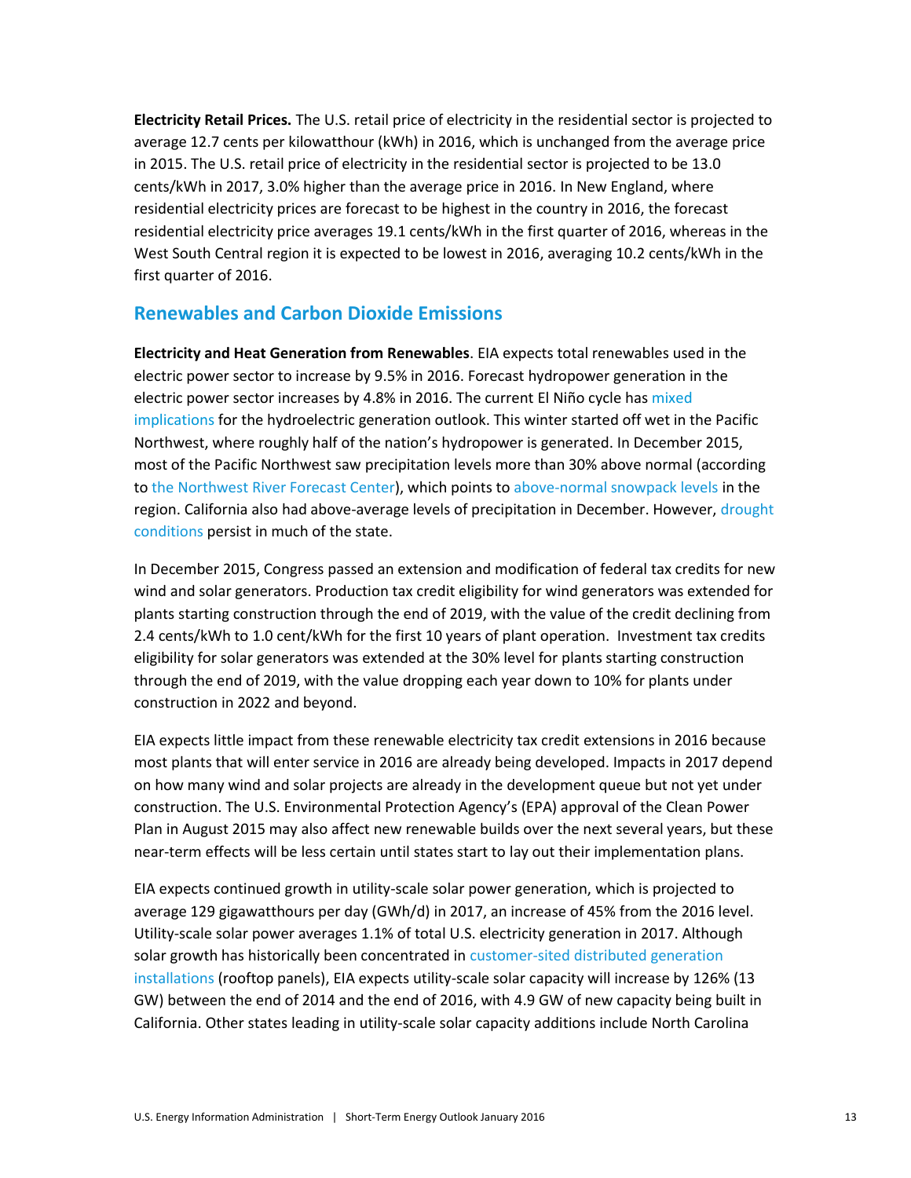**Electricity Retail Prices.** The U.S. retail price of electricity in the residential sector is projected to average 12.7 cents per kilowatthour (kWh) in 2016, which is unchanged from the average price in 2015. The U.S. retail price of electricity in the residential sector is projected to be 13.0 cents/kWh in 2017, 3.0% higher than the average price in 2016. In New England, where residential electricity prices are forecast to be highest in the country in 2016, the forecast residential electricity price averages 19.1 cents/kWh in the first quarter of 2016, whereas in the West South Central region it is expected to be lowest in 2016, averaging 10.2 cents/kWh in the first quarter of 2016.

## Renewables and Carbon Dioxide Emissions

**Electricity and Heat Generation from Renewables**. EIA expects total renewables used in the electric power sector to increase by 9.5% in 2016. Forecast hydropower generation in the electric power sector increases by 4.8% in 2016. The current El Niño cycle has mixed implications for the hydroelectric generation outlook. This winter started off wet in the Pacific Northwest, where roughly half of the nation's hydropower is generated. In December 2015, most of the Pacific Northwest saw precipitation levels more than 30% above normal (according to the Northwest River Forecast Center), which points to above-normal snowpack levels in the region. California also had above-average levels of precipitation in December. However, drought conditions persist in much of the state.

In December 2015, Congress passed an extension and modification of federal tax credits for new wind and solar generators. Production tax credit eligibility for wind generators was extended for plants starting construction through the end of 2019, with the value of the credit declining from 2.4 cents/kWh to 1.0 cent/kWh for the first 10 years of plant operation. Investment tax credits eligibility for solar generators was extended at the 30% level for plants starting construction through the end of 2019, with the value dropping each year down to 10% for plants under construction in 2022 and beyond.

EIA expects little impact from these renewable electricity tax credit extensions in 2016 because most plants that will enter service in 2016 are already being developed. Impacts in 2017 depend on how many wind and solar projects are already in the development queue but not yet under construction. The U.S. Environmental Protection Agency's (EPA) approval of the Clean Power Plan in August 2015 may also affect new renewable builds over the next several years, but these near-term effects will be less certain until states start to lay out their implementation plans.

EIA expects continued growth in utility-scale solar power generation, which is projected to average 129 gigawatthours per day (GWh/d) in 2017, an increase of 45% from the 2016 level. Utility-scale solar power averages 1.1% of total U.S. electricity generation in 2017. Although solar growth has historically been concentrated in customer-sited distributed generation installations (rooftop panels), EIA expects utility-scale solar capacity will increase by 126% (13 GW) between the end of 2014 and the end of 2016, with 4.9 GW of new capacity being built in California. Other states leading in utility-scale solar capacity additions include North Carolina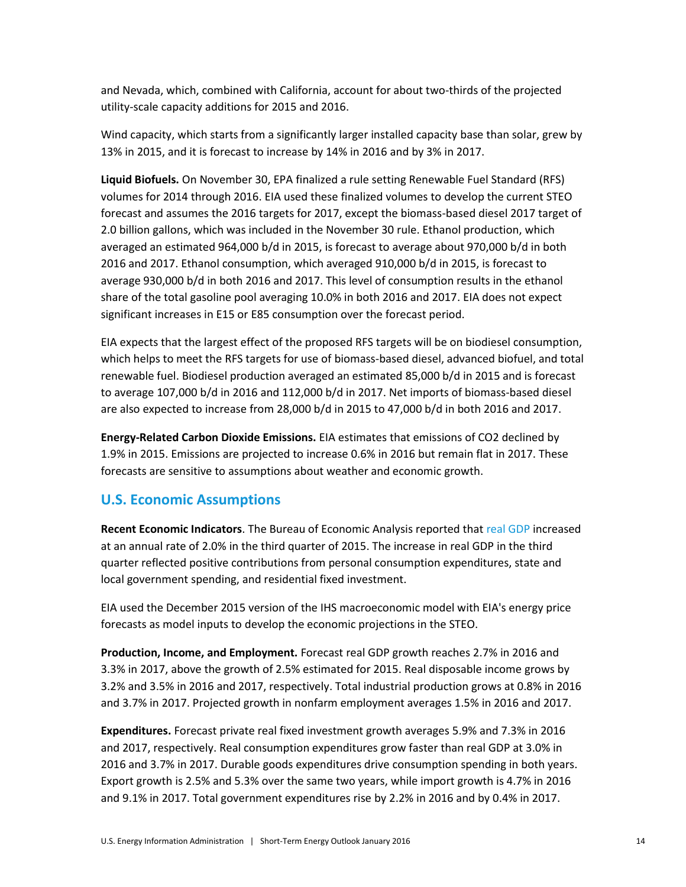and Nevada, which, combined with California, account for about two-thirds of the projected utility-scale capacity additions for 2015 and 2016.

Wind capacity, which starts from a significantly larger installed capacity base than solar, grew by 13% in 2015, and it is forecast to increase by 14% in 2016 and by 3% in 2017.

**Liquid Biofuels.** On November 30, EPA finalized a rule setting Renewable Fuel Standard (RFS) volumes for 2014 through 2016. EIA used these finalized volumes to develop the current STEO forecast and assumes the 2016 targets for 2017, except the biomass-based diesel 2017 target of 2.0 billion gallons, which was included in the November 30 rule. Ethanol production, which averaged an estimated 964,000 b/d in 2015, is forecast to average about 970,000 b/d in both 2016 and 2017. Ethanol consumption, which averaged 910,000 b/d in 2015, is forecast to average 930,000 b/d in both 2016 and 2017. This level of consumption results in the ethanol share of the total gasoline pool averaging 10.0% in both 2016 and 2017. EIA does not expect significant increases in E15 or E85 consumption over the forecast period.

EIA expects that the largest effect of the proposed RFS targets will be on biodiesel consumption, which helps to meet the RFS targets for use of biomass-based diesel, advanced biofuel, and total renewable fuel. Biodiesel production averaged an estimated 85,000 b/d in 2015 and is forecast to average 107,000 b/d in 2016 and 112,000 b/d in 2017. Net imports of biomass-based diesel are also expected to increase from 28,000 b/d in 2015 to 47,000 b/d in both 2016 and 2017.

**Energy-Related Carbon Dioxide Emissions.** EIA estimates that emissions of $CO_2$ declined by 1.9% in 2015. Emissions are projected to increase 0.6% in 2016 but remain flat in 2017. These forecasts are sensitive to assumptions about weather and economic growth.

## U.S. Economic Assumptions

**Recent Economic Indicators**. The Bureau of Economic Analysis reported that real GDP increased at an annual rate of 2.0% in the third quarter of 2015. The increase in real GDP in the third quarter reflected positive contributions from personal consumption expenditures, state and local government spending, and residential fixed investment.

EIA used the December 2015 version of the IHS macroeconomic model with EIA's energy price forecasts as model inputs to develop the economic projections in the STEO.

**Production, Income, and Employment.** Forecast real GDP growth reaches 2.7% in 2016 and 3.3% in 2017, above the growth of 2.5% estimated for 2015. Real disposable income grows by 3.2% and 3.5% in 2016 and 2017, respectively. Total industrial production grows at 0.8% in 2016 and 3.7% in 2017. Projected growth in nonfarm employment averages 1.5% in 2016 and 2017.

**Expenditures.** Forecast private real fixed investment growth averages 5.9% and 7.3% in 2016 and 2017, respectively. Real consumption expenditures grow faster than real GDP at 3.0% in 2016 and 3.7% in 2017. Durable goods expenditures drive consumption spending in both years. Export growth is 2.5% and 5.3% over the same two years, while import growth is 4.7% in 2016 and 9.1% in 2017. Total government expenditures rise by 2.2% in 2016 and by 0.4% in 2017.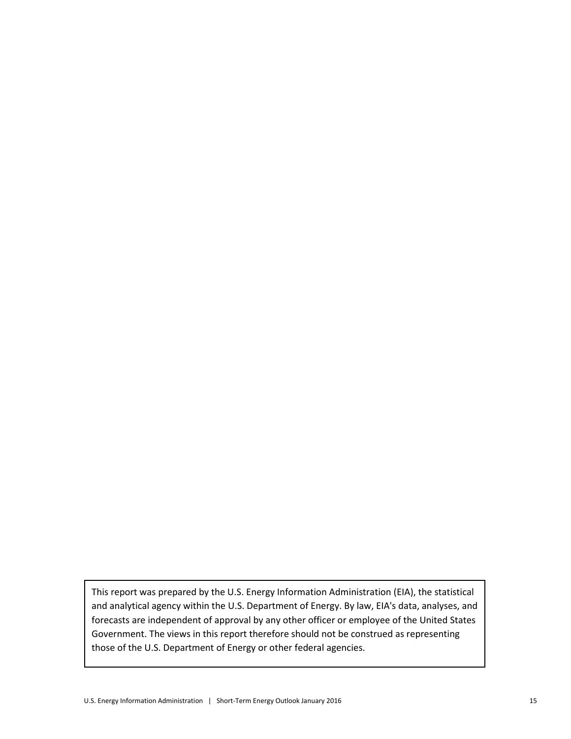This report was prepared by the U.S. Energy Information Administration (EIA), the statistical and analytical agency within the U.S. Department of Energy. By law, EIA's data, analyses, and forecasts are independent of approval by any other officer or employee of the United States Government. The views in this report therefore should not be construed as representing those of the U.S. Department of Energy or other federal agencies.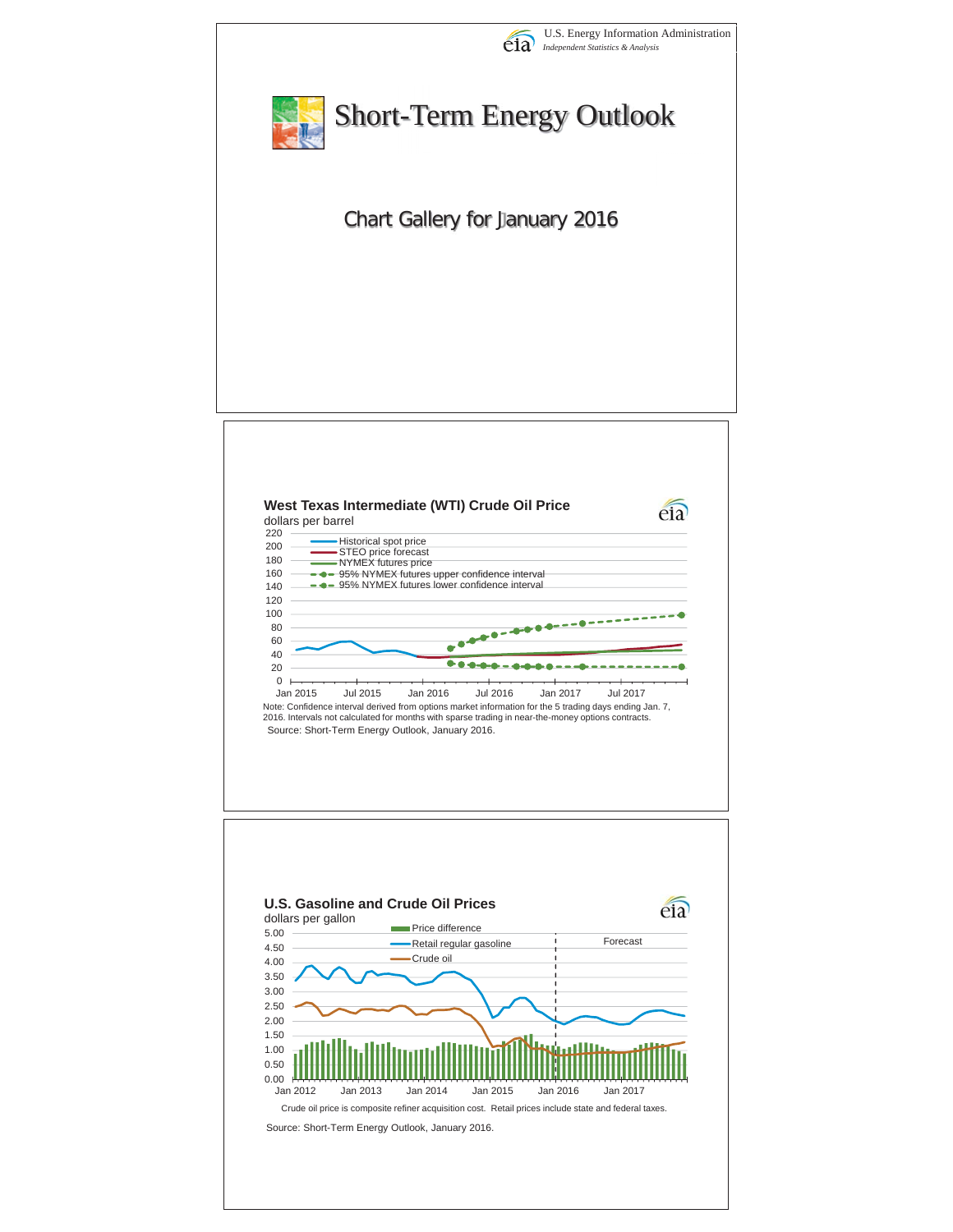U.S. Energy Information Administration
*Independent Statistics & Analysis*

# Short-Term Energy Outlook

## Chart Gallery for January 2016

### West Texas Intermediate (WTI) Crude Oil Price

dollars per barrel

- Historical spot price
- STEO price forecast
- NYMEX futures price
- 95% NYMEX futures upper confidence interval
- 95% NYMEX futures lower confidence interval

Note: Confidence interval derived from options market information for the 5 trading days ending Jan. 7, 2016. Intervals not calculated for months with sparse trading in near-the-money options contracts.

Source: Short-Term Energy Outlook, January 2016.

### U.S. Gasoline and Crude Oil Prices

dollars per gallon

- Price difference
- Retail regular gasoline
- Crude oil

Forecast

Crude oil price is composite refiner acquisition cost. Retail prices include state and federal taxes.

Source: Short-Term Energy Outlook, January 2016.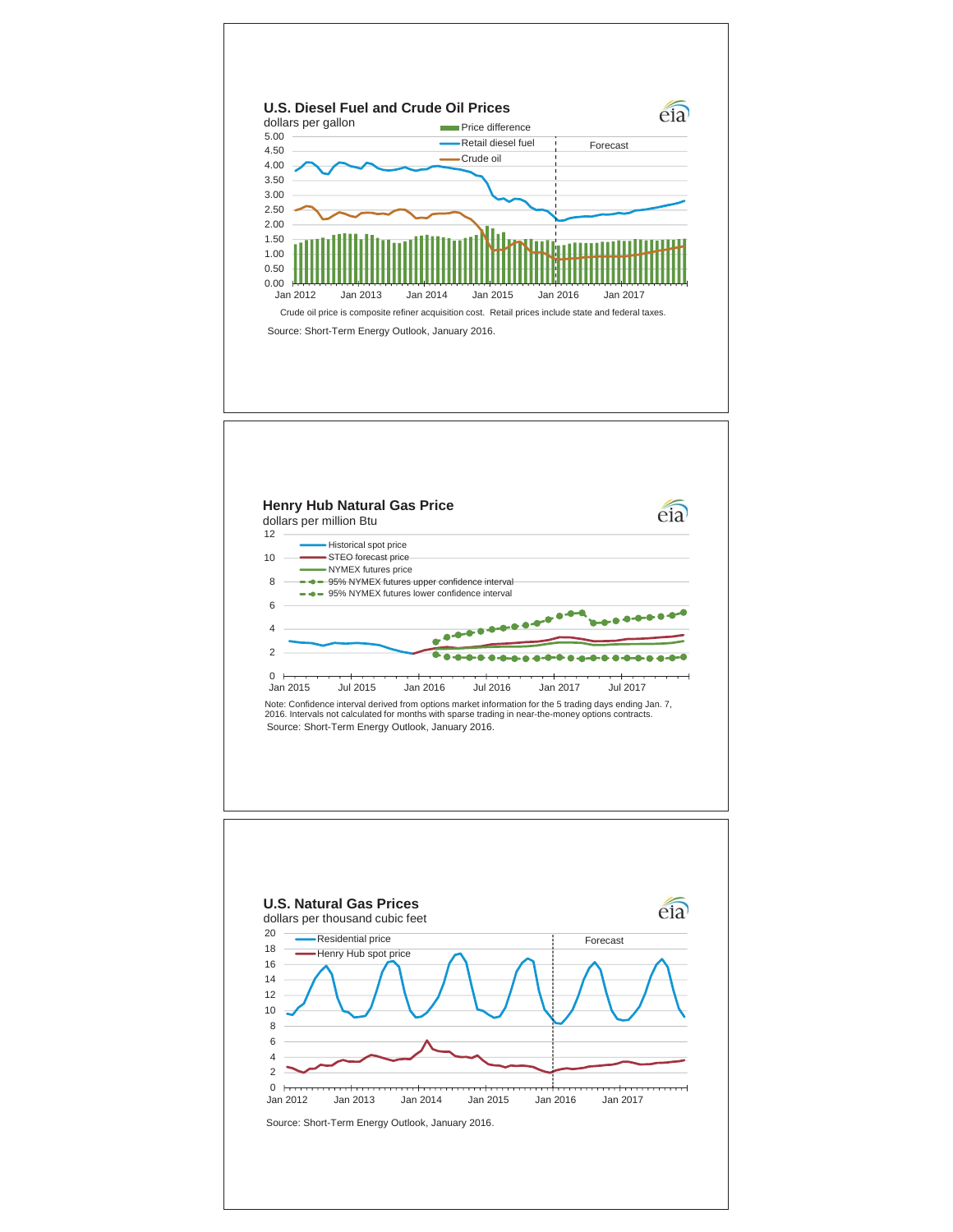## U.S. Diesel Fuel and Crude Oil Prices

dollars per gallon

Price difference
Retail diesel fuel
Crude oil

Forecast

5.00
4.50
4.00
3.50
3.00
2.50
2.00
1.50
1.00
0.50
0.00

Jan 2012 Jan 2013 Jan 2014 Jan 2015 Jan 2016 Jan 2017

Crude oil price is composite refiner acquisition cost. Retail prices include state and federal taxes.

Source: Short-Term Energy Outlook, January 2016.

## Henry Hub Natural Gas Price

dollars per million Btu

Historical spot price
STEO forecast price
NYMEX futures price
95% NYMEX futures upper confidence interval
95% NYMEX futures lower confidence interval

12
10
8
6
4
2
0

Jan 2015 Jul 2015 Jan 2016 Jul 2016 Jan 2017 Jul 2017

Note: Confidence interval derived from options market information for the 5 trading days ending Jan. 7, 2016. Intervals not calculated for months with sparse trading in near-the-money options contracts.

Source: Short-Term Energy Outlook, January 2016.

## U.S. Natural Gas Prices

dollars per thousand cubic feet

Residential price
Henry Hub spot price

Forecast

20
18
16
14
12
10
8
6
4
2
0

Jan 2012 Jan 2013 Jan 2014 Jan 2015 Jan 2016 Jan 2017

Source: Short-Term Energy Outlook, January 2016.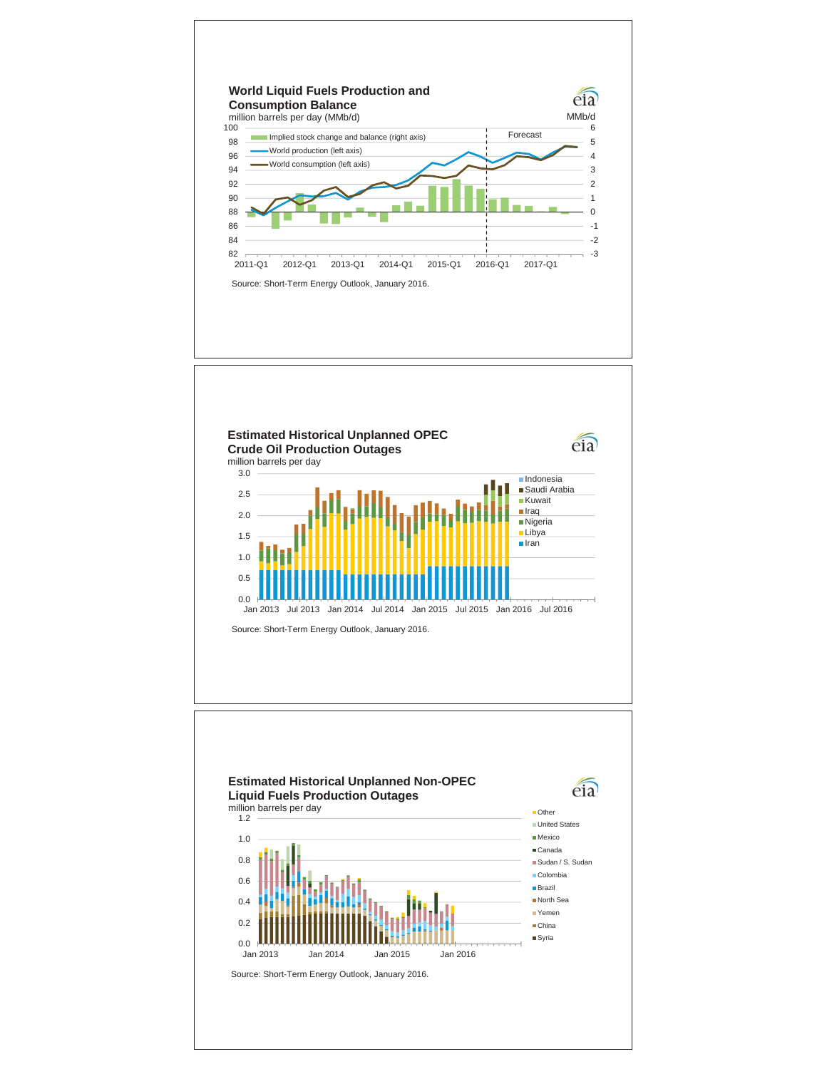## World Liquid Fuels Production and Consumption Balance

million barrels per day (MMb/d)

MMb/d

- Implied stock change and balance (right axis)
- World production (left axis)
- World consumption (left axis)

Forecast

Source: Short-Term Energy Outlook, January 2016.

## Estimated Historical Unplanned OPEC Crude Oil Production Outages

million barrels per day

- Indonesia
- Saudi Arabia
- Kuwait
- Iraq
- Nigeria
- Libya
- Iran

Source: Short-Term Energy Outlook, January 2016.

## Estimated Historical Unplanned Non-OPEC Liquid Fuels Production Outages

million barrels per day

- Other
- United States
- Mexico
- Canada
- Sudan / S. Sudan
- Colombia
- Brazil
- North Sea
- Yemen
- China
- Syria

Source: Short-Term Energy Outlook, January 2016.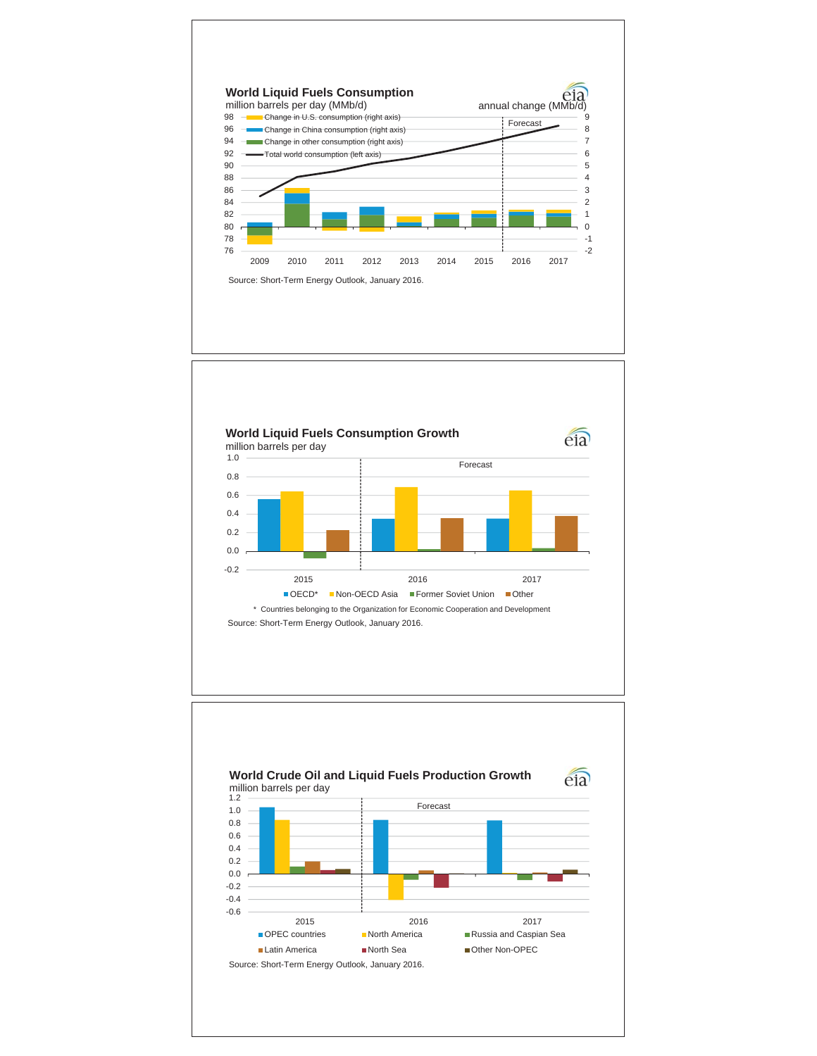## World Liquid Fuels Consumption

million barrels per day (MMb/d)

annual change (MMb/d)

- Change in U.S. consumption (right axis)
- Change in China consumption (right axis)
- Change in other consumption (right axis)
- Total world consumption (left axis)

Forecast

2009 2010 2011 2012 2013 2014 2015 2016 2017

Source: Short-Term Energy Outlook, January 2016.

## World Liquid Fuels Consumption Growth

million barrels per day

Forecast

2015 2016 2017

- OECD*
- Non-OECD Asia
- Former Soviet Union
- Other

* Countries belonging to the Organization for Economic Cooperation and Development

Source: Short-Term Energy Outlook, January 2016.

## World Crude Oil and Liquid Fuels Production Growth

million barrels per day

Forecast

2015 2016 2017

- OPEC countries
- North America
- Russia and Caspian Sea
- Latin America
- North Sea
- Other Non-OPEC

Source: Short-Term Energy Outlook, January 2016.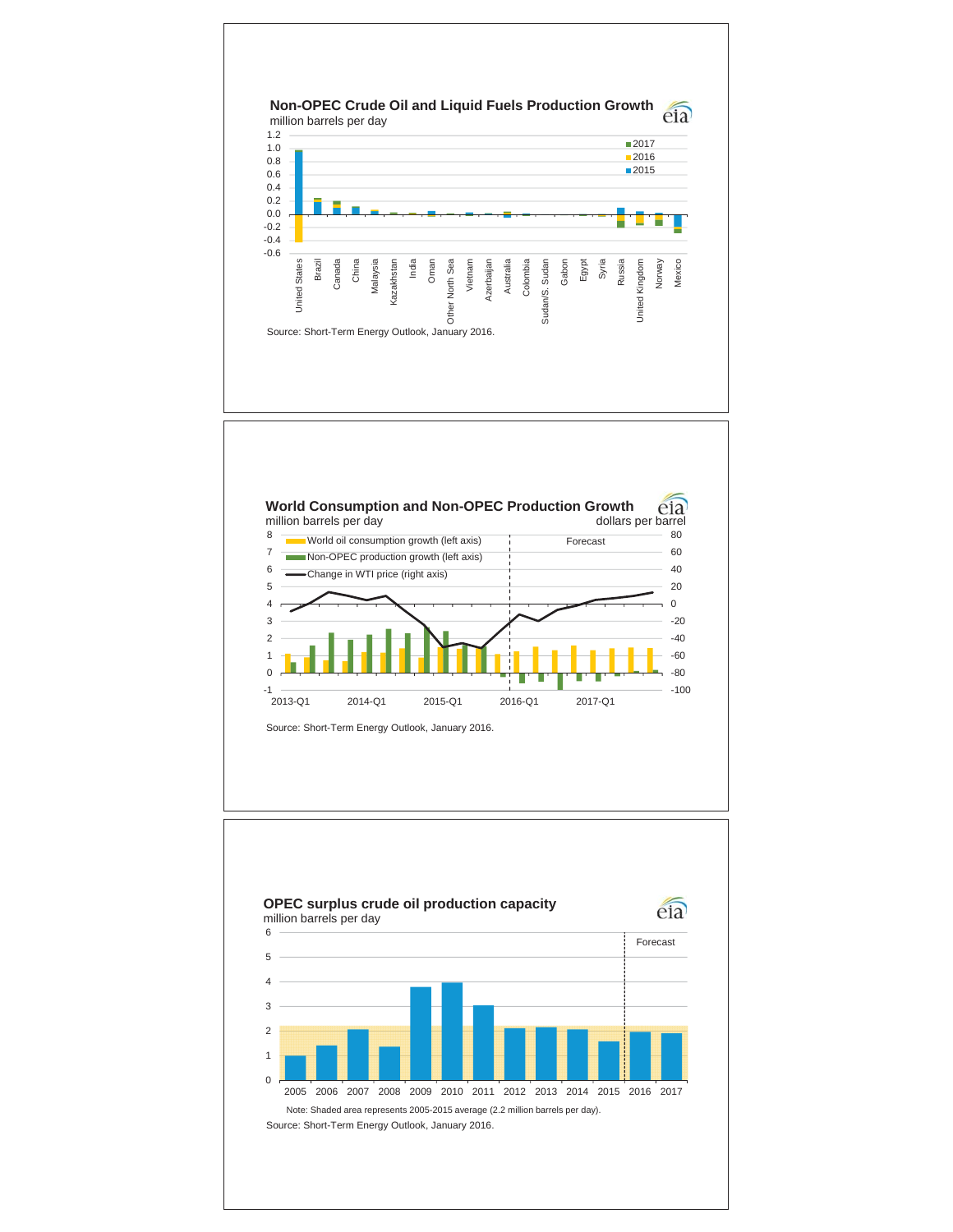## Non-OPEC Crude Oil and Liquid Fuels Production Growth

million barrels per day

Source: Short-Term Energy Outlook, January 2016.

## World Consumption and Non-OPEC Production Growth

million barrels per day / dollars per barrel

Source: Short-Term Energy Outlook, January 2016.

## OPEC surplus crude oil production capacity

million barrels per day

Note: Shaded area represents 2005-2015 average (2.2 million barrels per day).

Source: Short-Term Energy Outlook, January 2016.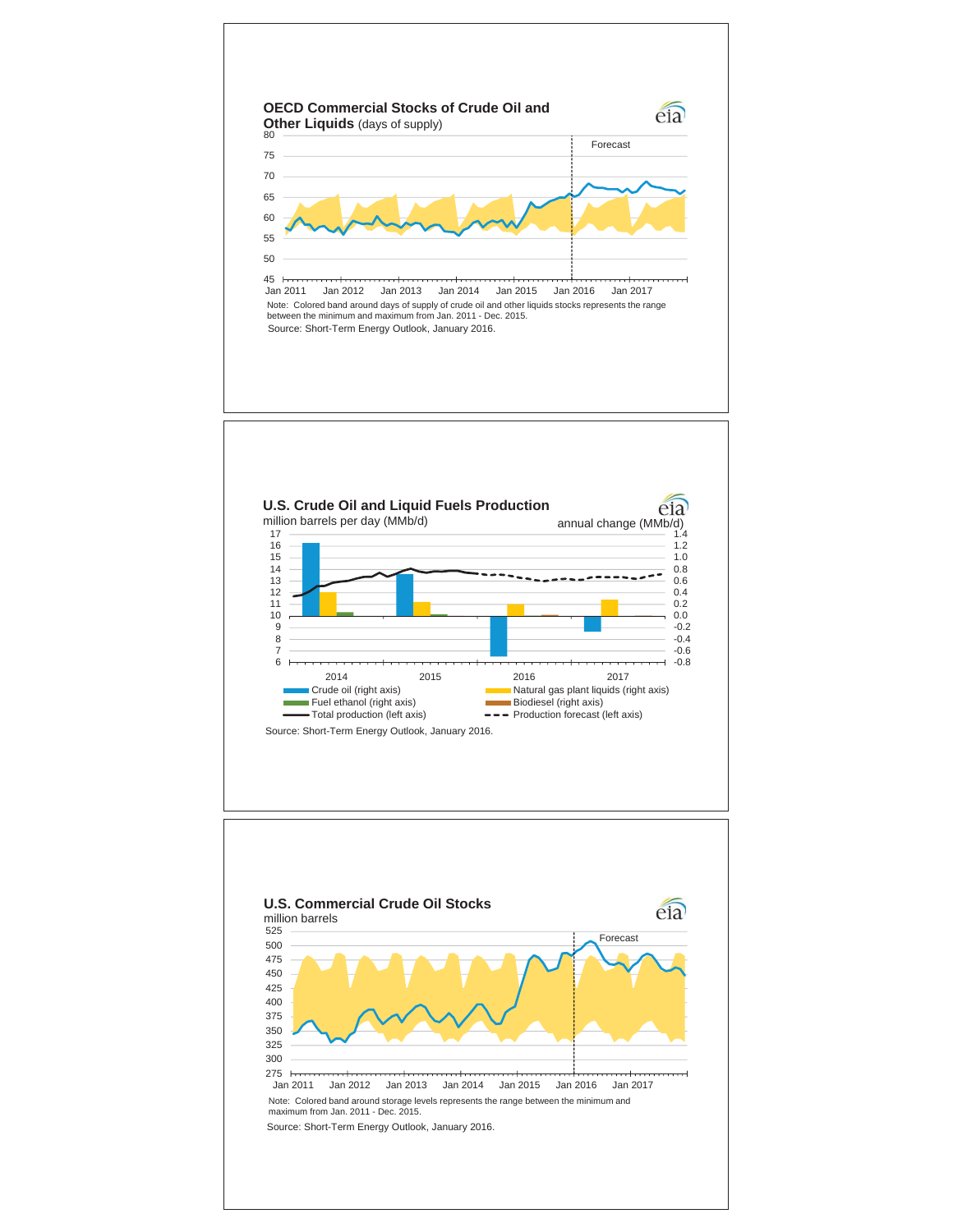## OECD Commercial Stocks of Crude Oil and Other Liquids (days of supply)

80
75
70
65
60
55
50
45

Jan 2011 Jan 2012 Jan 2013 Jan 2014 Jan 2015 Jan 2016 Jan 2017

Forecast

Note: Colored band around days of supply of crude oil and other liquids stocks represents the range between the minimum and maximum from Jan. 2011 - Dec. 2015.

Source: Short-Term Energy Outlook, January 2016.

## U.S. Crude Oil and Liquid Fuels Production

million barrels per day (MMb/d)

annual change (MMb/d)

17, 16, 15, 14, 13, 12, 11, 10, 9, 8, 7, 6

1.4, 1.2, 1.0, 0.8, 0.6, 0.4, 0.2, 0.0, -0.2, -0.4, -0.6, -0.8

2014 2015 2016 2017

- Crude oil (right axis)
- Natural gas plant liquids (right axis)
- Fuel ethanol (right axis)
- Biodiesel (right axis)
- Total production (left axis)
- Production forecast (left axis)

Source: Short-Term Energy Outlook, January 2016.

## U.S. Commercial Crude Oil Stocks

million barrels

525, 500, 475, 450, 425, 400, 375, 350, 325, 300, 275

Jan 2011 Jan 2012 Jan 2013 Jan 2014 Jan 2015 Jan 2016 Jan 2017

Forecast

Note: Colored band around storage levels represents the range between the minimum and maximum from Jan. 2011 - Dec. 2015.

Source: Short-Term Energy Outlook, January 2016.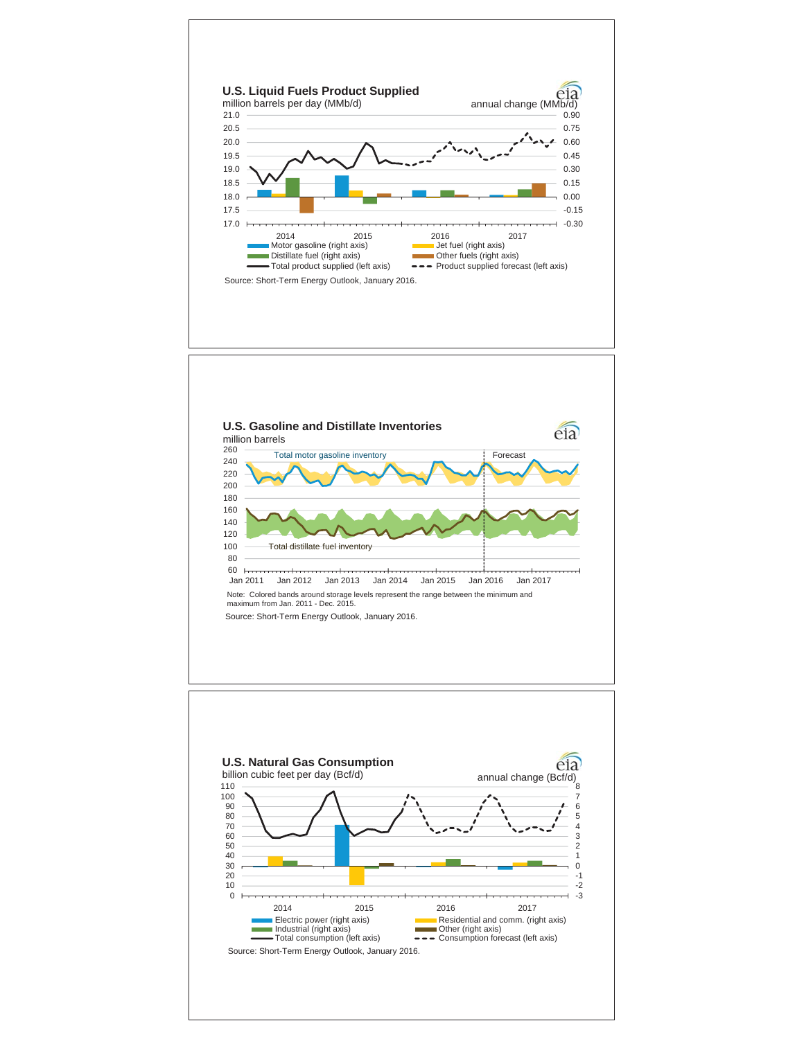## U.S. Liquid Fuels Product Supplied

million barrels per day (MMb/d)

annual change (MMb/d)

Motor gasoline (right axis) | Jet fuel (right axis) | Distillate fuel (right axis) | Other fuels (right axis) | Total product supplied (left axis) | Product supplied forecast (left axis)

Source: Short-Term Energy Outlook, January 2016.

## U.S. Gasoline and Distillate Inventories

million barrels

Total motor gasoline inventory

Forecast

Total distillate fuel inventory

Note: Colored bands around storage levels represent the range between the minimum and maximum from Jan. 2011 - Dec. 2015.

Source: Short-Term Energy Outlook, January 2016.

## U.S. Natural Gas Consumption

billion cubic feet per day (Bcf/d)

annual change (Bcf/d)

Electric power (right axis) | Residential and comm. (right axis) | Industrial (right axis) | Other (right axis) | Total consumption (left axis) | Consumption forecast (left axis)

Source: Short-Term Energy Outlook, January 2016.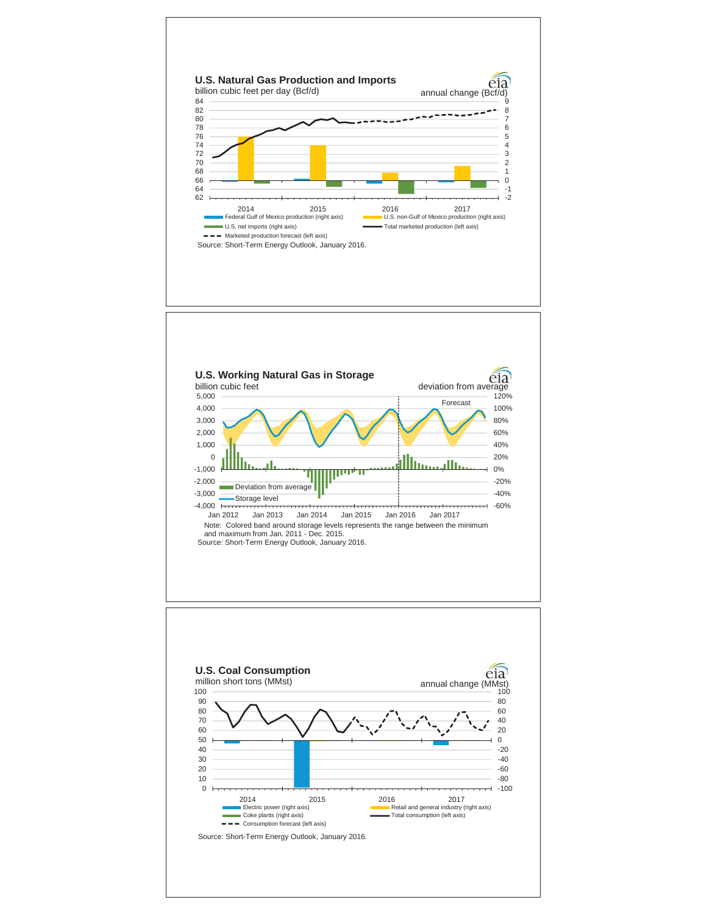## U.S. Natural Gas Production and Imports

billion cubic feet per day (Bcf/d)

annual change (Bcf/d)

- Federal Gulf of Mexico production (right axis)
- U.S. non-Gulf of Mexico production (right axis)
- U.S. net imports (right axis)
- Total marketed production (left axis)
- Marketed production forecast (left axis)

Source: Short-Term Energy Outlook, January 2016.

## U.S. Working Natural Gas in Storage

billion cubic feet

deviation from average

Forecast

- Deviation from average
- Storage level

Note: Colored band around storage levels represents the range between the minimum and maximum from Jan. 2011 - Dec. 2015.

Source: Short-Term Energy Outlook, January 2016.

## U.S. Coal Consumption

million short tons (MMst)

annual change (MMst)

- Electric power (right axis)
- Retail and general industry (right axis)
- Coke plants (right axis)
- Total consumption (left axis)
- Consumption forecast (left axis)

Source: Short-Term Energy Outlook, January 2016.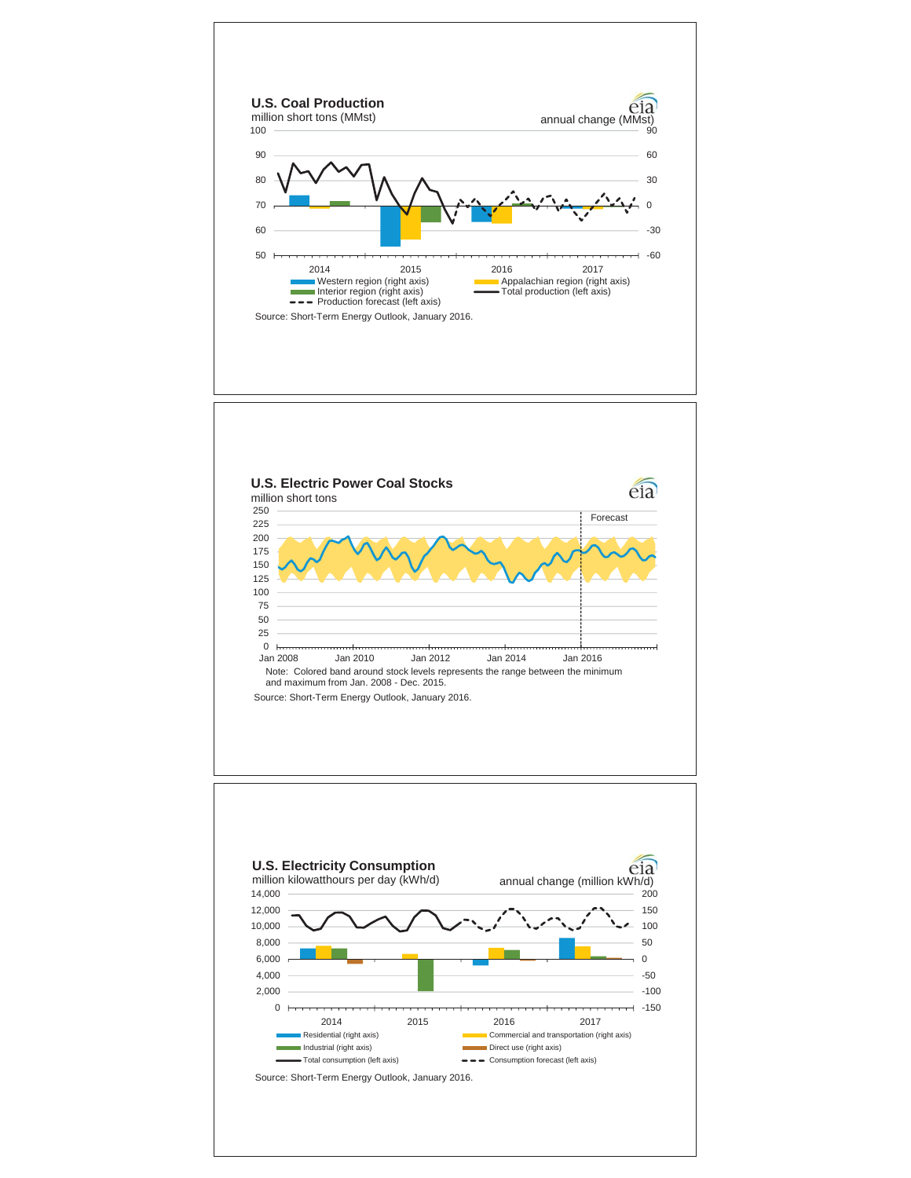## U.S. Coal Production

million short tons (MMst)

annual change (MMst)

Western region (right axis)
Appalachian region (right axis)
Interior region (right axis)
Total production (left axis)
Production forecast (left axis)

Source: Short-Term Energy Outlook, January 2016.

## U.S. Electric Power Coal Stocks

million short tons

Forecast

Note: Colored band around stock levels represents the range between the minimum and maximum from Jan. 2008 - Dec. 2015.

Source: Short-Term Energy Outlook, January 2016.

## U.S. Electricity Consumption

million kilowatthours per day (kWh/d)

annual change (million kWh/d)

Residential (right axis)
Commercial and transportation (right axis)
Industrial (right axis)
Direct use (right axis)
Total consumption (left axis)
Consumption forecast (left axis)

Source: Short-Term Energy Outlook, January 2016.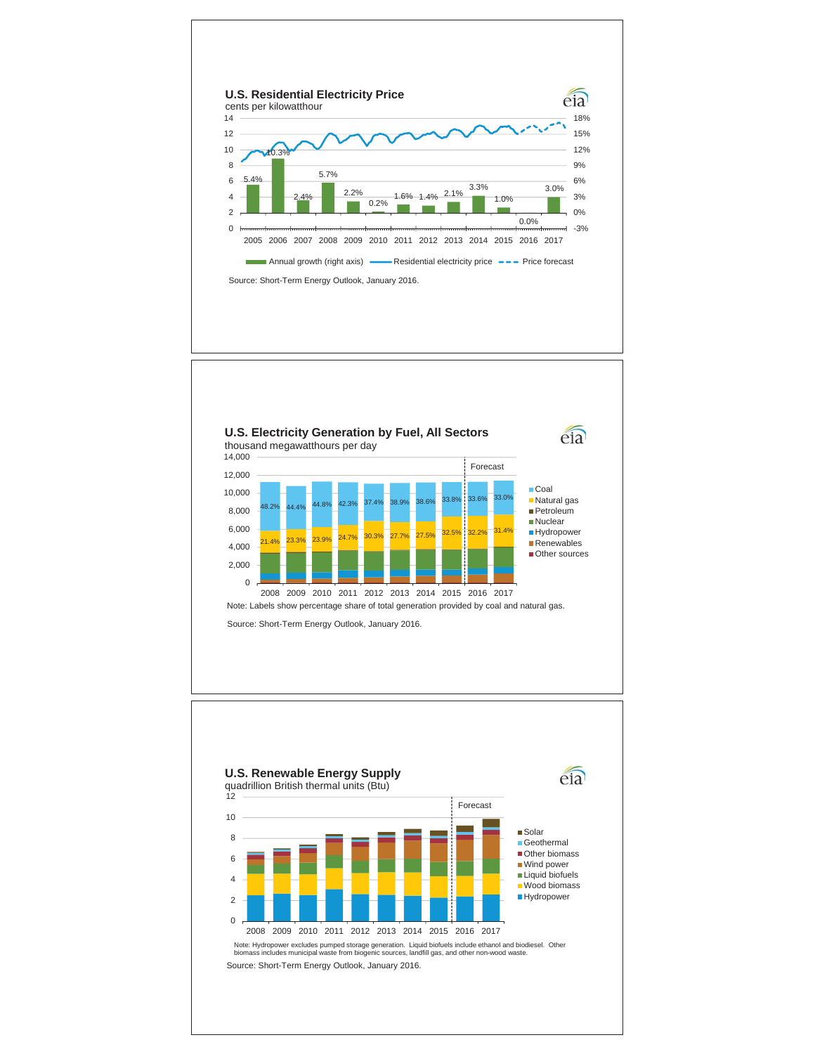## U.S. Residential Electricity Price

cents per kilowatthour

| Year | Annual growth (right axis) |
|---|---|
| 2005 | 5.4% |
| 2006 | 10.3% |
| 2007 | 2.4% |
| 2008 | 5.7% |
| 2009 | 2.2% |
| 2010 | 0.2% |
| 2011 | 1.6% |
| 2012 | 1.4% |
| 2013 | 2.1% |
| 2014 | 3.3% |
| 2015 | 1.0% |
| 2016 | 0.0% |
| 2017 | 3.0% |

Annual growth (right axis) — Residential electricity price — Price forecast

Source: Short-Term Energy Outlook, January 2016.

## U.S. Electricity Generation by Fuel, All Sectors

thousand megawatthours per day

| Year | Coal | Natural gas |
|---|---|---|
| 2008 | 48.2% | 21.4% |
| 2009 | 44.4% | 23.3% |
| 2010 | 44.8% | 23.9% |
| 2011 | 42.3% | 24.7% |
| 2012 | 37.4% | 30.3% |
| 2013 | 38.9% | 27.7% |
| 2014 | 38.6% | 27.5% |
| 2015 | 33.8% | 32.5% |
| 2016 (Forecast) | 33.6% | 32.2% |
| 2017 (Forecast) | 33.0% | 31.4% |

Coal, Natural gas, Petroleum, Nuclear, Hydropower, Renewables, Other sources

Note: Labels show percentage share of total generation provided by coal and natural gas.

Source: Short-Term Energy Outlook, January 2016.

## U.S. Renewable Energy Supply

quadrillion British thermal units (Btu)

Solar, Geothermal, Other biomass, Wind power, Liquid biofuels, Wood biomass, Hydropower

Forecast: 2016–2017

Note: Hydropower excludes pumped storage generation. Liquid biofuels include ethanol and biodiesel. Other biomass includes municipal waste from biogenic sources, landfill gas, and other non-wood waste.

Source: Short-Term Energy Outlook, January 2016.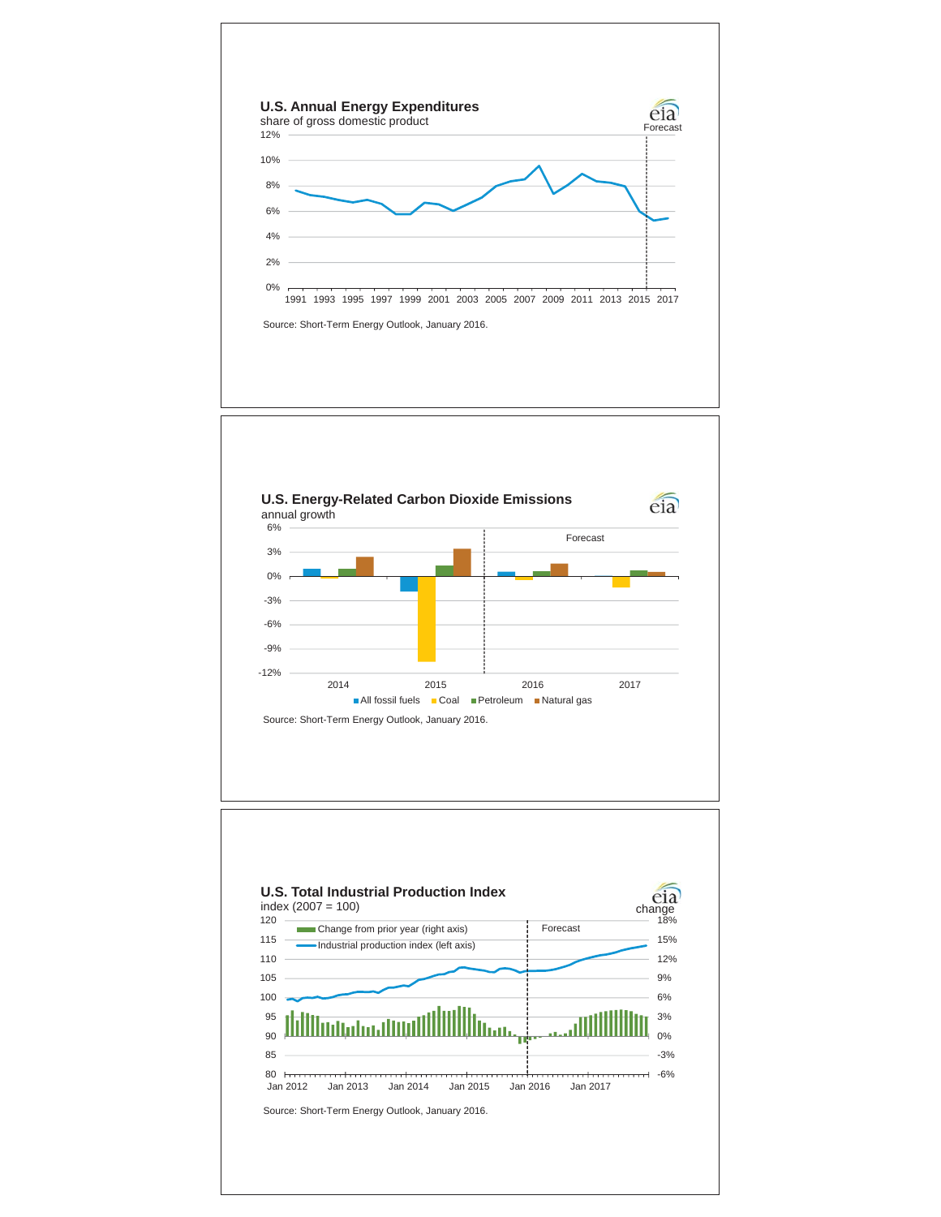## U.S. Annual Energy Expenditures

share of gross domestic product

12%
10%
8%
6%
4%
2%
0%

1991 1993 1995 1997 1999 2001 2003 2005 2007 2009 2011 2013 2015 2017

Forecast

Source: Short-Term Energy Outlook, January 2016.

## U.S. Energy-Related Carbon Dioxide Emissions

annual growth

6%
3%
0%
-3%
-6%
-9%
-12%

2014 2015 2016 2017

Forecast

All fossil fuels | Coal | Petroleum | Natural gas

Source: Short-Term Energy Outlook, January 2016.

## U.S. Total Industrial Production Index

index (2007 = 100)

change

Change from prior year (right axis)

Industrial production index (left axis)

Forecast

Left axis: 120, 115, 110, 105, 100, 95, 90, 85, 80

Right axis: 18%, 15%, 12%, 9%, 6%, 3%, 0%, -3%, -6%

Jan 2012 Jan 2013 Jan 2014 Jan 2015 Jan 2016 Jan 2017

Source: Short-Term Energy Outlook, January 2016.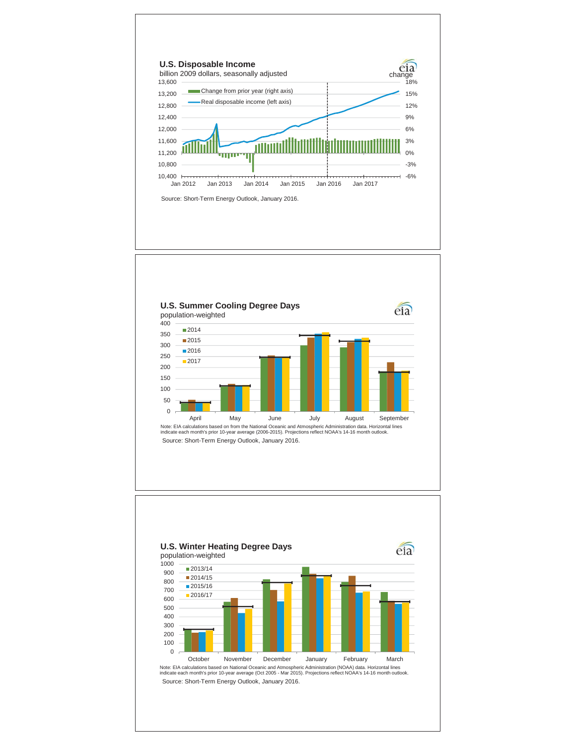## U.S. Disposable Income

billion 2009 dollars, seasonally adjusted

Source: Short-Term Energy Outlook, January 2016.

## U.S. Summer Cooling Degree Days

population-weighted

Note: EIA calculations based on from the National Oceanic and Atmospheric Administration data. Horizontal lines indicate each month's prior 10-year average (2006-2015). Projections reflect NOAA's 14-16 month outlook.

Source: Short-Term Energy Outlook, January 2016.

## U.S. Winter Heating Degree Days

population-weighted

Note: EIA calculations based on National Oceanic and Atmospheric Administration (NOAA) data. Horizontal lines indicate each month's prior 10-year average (Oct 2005 - Mar 2015). Projections reflect NOAA's 14-16 month outlook.

Source: Short-Term Energy Outlook, January 2016.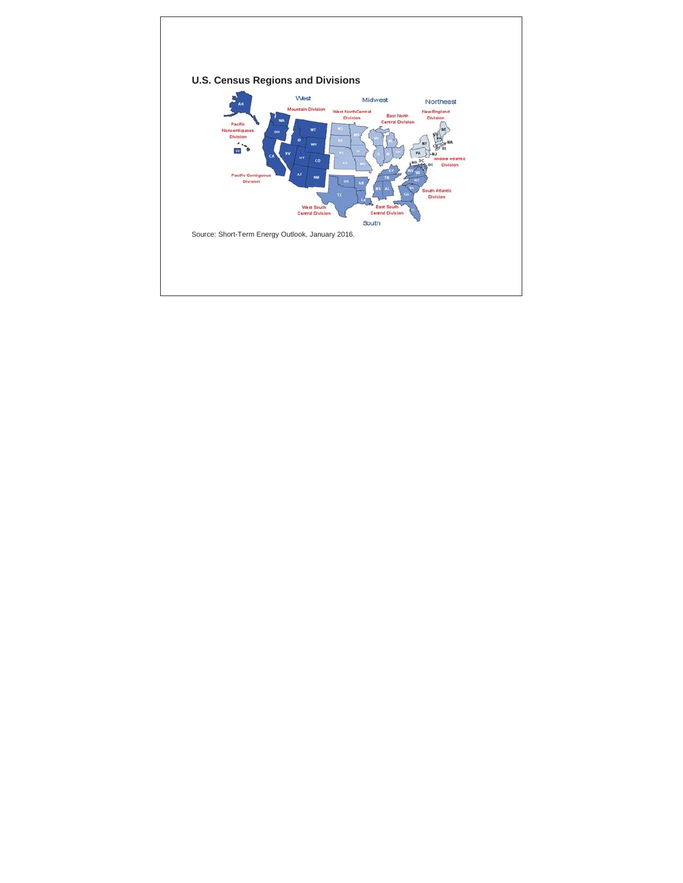## U.S. Census Regions and Divisions

Source: Short-Term Energy Outlook, January 2016.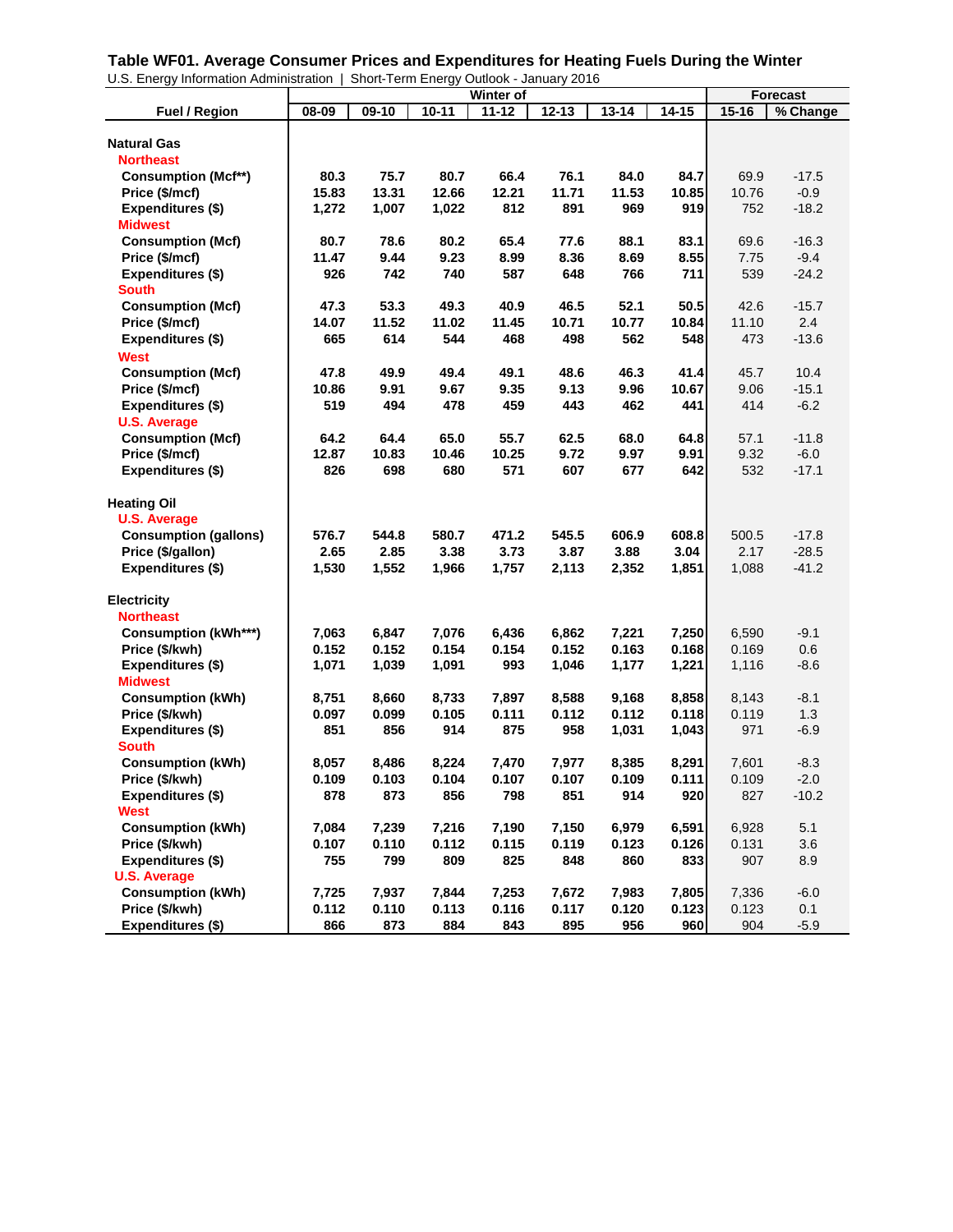## Table WF01. Average Consumer Prices and Expenditures for Heating Fuels During the Winter

U.S. Energy Information Administration | Short-Term Energy Outlook - January 2016

| Fuel / Region | Winter of | | | | | | | Forecast | |
|---|---|---|---|---|---|---|---|---|---|
| | 08-09 | 09-10 | 10-11 | 11-12 | 12-13 | 13-14 | 14-15 | 15-16 | % Change |
| **Natural Gas** | | | | | | | | | |
| **Northeast** | | | | | | | | | |
| Consumption (Mcf**) | 80.3 | 75.7 | 80.7 | 66.4 | 76.1 | 84.0 | 84.7 | 69.9 | -17.5 |
| Price ($/mcf) | 15.83 | 13.31 | 12.66 | 12.21 | 11.71 | 11.53 | 10.85 | 10.76 | -0.9 |
| Expenditures ($) | 1,272 | 1,007 | 1,022 | 812 | 891 | 969 | 919 | 752 | -18.2 |
| **Midwest** | | | | | | | | | |
| Consumption (Mcf) | 80.7 | 78.6 | 80.2 | 65.4 | 77.6 | 88.1 | 83.1 | 69.6 | -16.3 |
| Price ($/mcf) | 11.47 | 9.44 | 9.23 | 8.99 | 8.36 | 8.69 | 8.55 | 7.75 | -9.4 |
| Expenditures ($) | 926 | 742 | 740 | 587 | 648 | 766 | 711 | 539 | -24.2 |
| **South** | | | | | | | | | |
| Consumption (Mcf) | 47.3 | 53.3 | 49.3 | 40.9 | 46.5 | 52.1 | 50.5 | 42.6 | -15.7 |
| Price ($/mcf) | 14.07 | 11.52 | 11.02 | 11.45 | 10.71 | 10.77 | 10.84 | 11.10 | 2.4 |
| Expenditures ($) | 665 | 614 | 544 | 468 | 498 | 562 | 548 | 473 | -13.6 |
| **West** | | | | | | | | | |
| Consumption (Mcf) | 47.8 | 49.9 | 49.4 | 49.1 | 48.6 | 46.3 | 41.4 | 45.7 | 10.4 |
| Price ($/mcf) | 10.86 | 9.91 | 9.67 | 9.35 | 9.13 | 9.96 | 10.67 | 9.06 | -15.1 |
| Expenditures ($) | 519 | 494 | 478 | 459 | 443 | 462 | 441 | 414 | -6.2 |
| **U.S. Average** | | | | | | | | | |
| Consumption (Mcf) | 64.2 | 64.4 | 65.0 | 55.7 | 62.5 | 68.0 | 64.8 | 57.1 | -11.8 |
| Price ($/mcf) | 12.87 | 10.83 | 10.46 | 10.25 | 9.72 | 9.97 | 9.91 | 9.32 | -6.0 |
| Expenditures ($) | 826 | 698 | 680 | 571 | 607 | 677 | 642 | 532 | -17.1 |
| **Heating Oil** | | | | | | | | | |
| **U.S. Average** | | | | | | | | | |
| Consumption (gallons) | 576.7 | 544.8 | 580.7 | 471.2 | 545.5 | 606.9 | 608.8 | 500.5 | -17.8 |
| Price ($/gallon) | 2.65 | 2.85 | 3.38 | 3.73 | 3.87 | 3.88 | 3.04 | 2.17 | -28.5 |
| Expenditures ($) | 1,530 | 1,552 | 1,966 | 1,757 | 2,113 | 2,352 | 1,851 | 1,088 | -41.2 |
| **Electricity** | | | | | | | | | |
| **Northeast** | | | | | | | | | |
| Consumption (kWh***) | 7,063 | 6,847 | 7,076 | 6,436 | 6,862 | 7,221 | 7,250 | 6,590 | -9.1 |
| Price ($/kwh) | 0.152 | 0.152 | 0.154 | 0.154 | 0.152 | 0.163 | 0.168 | 0.169 | 0.6 |
| Expenditures ($) | 1,071 | 1,039 | 1,091 | 993 | 1,046 | 1,177 | 1,221 | 1,116 | -8.6 |
| **Midwest** | | | | | | | | | |
| Consumption (kWh) | 8,751 | 8,660 | 8,733 | 7,897 | 8,588 | 9,168 | 8,858 | 8,143 | -8.1 |
| Price ($/kwh) | 0.097 | 0.099 | 0.105 | 0.111 | 0.112 | 0.112 | 0.118 | 0.119 | 1.3 |
| Expenditures ($) | 851 | 856 | 914 | 875 | 958 | 1,031 | 1,043 | 971 | -6.9 |
| **South** | | | | | | | | | |
| Consumption (kWh) | 8,057 | 8,486 | 8,224 | 7,470 | 7,977 | 8,385 | 8,291 | 7,601 | -8.3 |
| Price ($/kwh) | 0.109 | 0.103 | 0.104 | 0.107 | 0.107 | 0.109 | 0.111 | 0.109 | -2.0 |
| Expenditures ($) | 878 | 873 | 856 | 798 | 851 | 914 | 920 | 827 | -10.2 |
| **West** | | | | | | | | | |
| Consumption (kWh) | 7,084 | 7,239 | 7,216 | 7,190 | 7,150 | 6,979 | 6,591 | 6,928 | 5.1 |
| Price ($/kwh) | 0.107 | 0.110 | 0.112 | 0.115 | 0.119 | 0.123 | 0.126 | 0.131 | 3.6 |
| Expenditures ($) | 755 | 799 | 809 | 825 | 848 | 860 | 833 | 907 | 8.9 |
| **U.S. Average** | | | | | | | | | |
| Consumption (kWh) | 7,725 | 7,937 | 7,844 | 7,253 | 7,672 | 7,983 | 7,805 | 7,336 | -6.0 |
| Price ($/kwh) | 0.112 | 0.110 | 0.113 | 0.116 | 0.117 | 0.120 | 0.123 | 0.123 | 0.1 |
| Expenditures ($) | 866 | 873 | 884 | 843 | 895 | 956 | 960 | 904 | -5.9 |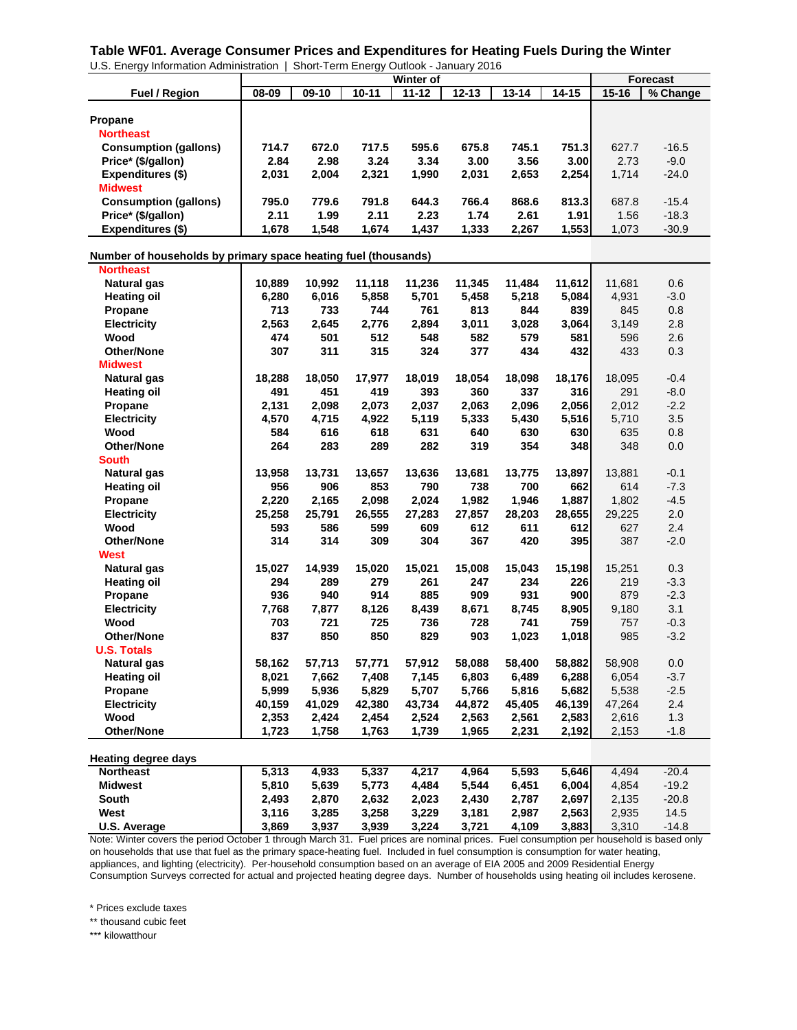## Table WF01. Average Consumer Prices and Expenditures for Heating Fuels During the Winter

U.S. Energy Information Administration | Short-Term Energy Outlook - January 2016

| Fuel / Region | Winter of 08-09 | 09-10 | 10-11 | 11-12 | 12-13 | 13-14 | 14-15 | Forecast 15-16 | % Change |
|---|---|---|---|---|---|---|---|---|---|
| **Propane** | | | | | | | | | |
| **Northeast** | | | | | | | | | |
| Consumption (gallons) | 714.7 | 672.0 | 717.5 | 595.6 | 675.8 | 745.1 | 751.3 | 627.7 | -16.5 |
| Price* ($/gallon) | 2.84 | 2.98 | 3.24 | 3.34 | 3.00 | 3.56 | 3.00 | 2.73 | -9.0 |
| Expenditures ($) | 2,031 | 2,004 | 2,321 | 1,990 | 2,031 | 2,653 | 2,254 | 1,714 | -24.0 |
| **Midwest** | | | | | | | | | |
| Consumption (gallons) | 795.0 | 779.6 | 791.8 | 644.3 | 766.4 | 868.6 | 813.3 | 687.8 | -15.4 |
| Price* ($/gallon) | 2.11 | 1.99 | 2.11 | 2.23 | 1.74 | 2.61 | 1.91 | 1.56 | -18.3 |
| Expenditures ($) | 1,678 | 1,548 | 1,674 | 1,437 | 1,333 | 2,267 | 1,553 | 1,073 | -30.9 |
| **Number of households by primary space heating fuel (thousands)** | | | | | | | | | |
| **Northeast** | | | | | | | | | |
| Natural gas | 10,889 | 10,992 | 11,118 | 11,236 | 11,345 | 11,484 | 11,612 | 11,681 | 0.6 |
| Heating oil | 6,280 | 6,016 | 5,858 | 5,701 | 5,458 | 5,218 | 5,084 | 4,931 | -3.0 |
| Propane | 713 | 733 | 744 | 761 | 813 | 844 | 839 | 845 | 0.8 |
| Electricity | 2,563 | 2,645 | 2,776 | 2,894 | 3,011 | 3,028 | 3,064 | 3,149 | 2.8 |
| Wood | 474 | 501 | 512 | 548 | 582 | 579 | 581 | 596 | 2.6 |
| Other/None | 307 | 311 | 315 | 324 | 377 | 434 | 432 | 433 | 0.3 |
| **Midwest** | | | | | | | | | |
| Natural gas | 18,288 | 18,050 | 17,977 | 18,019 | 18,054 | 18,098 | 18,176 | 18,095 | -0.4 |
| Heating oil | 491 | 451 | 419 | 393 | 360 | 337 | 316 | 291 | -8.0 |
| Propane | 2,131 | 2,098 | 2,073 | 2,037 | 2,063 | 2,096 | 2,056 | 2,012 | -2.2 |
| Electricity | 4,570 | 4,715 | 4,922 | 5,119 | 5,333 | 5,430 | 5,516 | 5,710 | 3.5 |
| Wood | 584 | 616 | 618 | 631 | 640 | 630 | 630 | 635 | 0.8 |
| Other/None | 264 | 283 | 289 | 282 | 319 | 354 | 348 | 348 | 0.0 |
| **South** | | | | | | | | | |
| Natural gas | 13,958 | 13,731 | 13,657 | 13,636 | 13,681 | 13,775 | 13,897 | 13,881 | -0.1 |
| Heating oil | 956 | 906 | 853 | 790 | 738 | 700 | 662 | 614 | -7.3 |
| Propane | 2,220 | 2,165 | 2,098 | 2,024 | 1,982 | 1,946 | 1,887 | 1,802 | -4.5 |
| Electricity | 25,258 | 25,791 | 26,555 | 27,283 | 27,857 | 28,203 | 28,655 | 29,225 | 2.0 |
| Wood | 593 | 586 | 599 | 609 | 612 | 611 | 612 | 627 | 2.4 |
| Other/None | 314 | 314 | 309 | 304 | 367 | 420 | 395 | 387 | -2.0 |
| **West** | | | | | | | | | |
| Natural gas | 15,027 | 14,939 | 15,020 | 15,021 | 15,008 | 15,043 | 15,198 | 15,251 | 0.3 |
| Heating oil | 294 | 289 | 279 | 261 | 247 | 234 | 226 | 219 | -3.3 |
| Propane | 936 | 940 | 914 | 885 | 909 | 931 | 900 | 879 | -2.3 |
| Electricity | 7,768 | 7,877 | 8,126 | 8,439 | 8,671 | 8,745 | 8,905 | 9,180 | 3.1 |
| Wood | 703 | 721 | 725 | 736 | 728 | 741 | 759 | 757 | -0.3 |
| Other/None | 837 | 850 | 850 | 829 | 903 | 1,023 | 1,018 | 985 | -3.2 |
| **U.S. Totals** | | | | | | | | | |
| Natural gas | 58,162 | 57,713 | 57,771 | 57,912 | 58,088 | 58,400 | 58,882 | 58,908 | 0.0 |
| Heating oil | 8,021 | 7,662 | 7,408 | 7,145 | 6,803 | 6,489 | 6,288 | 6,054 | -3.7 |
| Propane | 5,999 | 5,936 | 5,829 | 5,707 | 5,766 | 5,816 | 5,682 | 5,538 | -2.5 |
| Electricity | 40,159 | 41,029 | 42,380 | 43,734 | 44,872 | 45,405 | 46,139 | 47,264 | 2.4 |
| Wood | 2,353 | 2,424 | 2,454 | 2,524 | 2,563 | 2,561 | 2,583 | 2,616 | 1.3 |
| Other/None | 1,723 | 1,758 | 1,763 | 1,739 | 1,965 | 2,231 | 2,192 | 2,153 | -1.8 |
| **Heating degree days** | | | | | | | | | |
| Northeast | 5,313 | 4,933 | 5,337 | 4,217 | 4,964 | 5,593 | 5,646 | 4,494 | -20.4 |
| Midwest | 5,810 | 5,639 | 5,773 | 4,484 | 5,544 | 6,451 | 6,004 | 4,854 | -19.2 |
| South | 2,493 | 2,870 | 2,632 | 2,023 | 2,430 | 2,787 | 2,697 | 2,135 | -20.8 |
| West | 3,116 | 3,285 | 3,258 | 3,229 | 3,181 | 2,987 | 2,563 | 2,935 | 14.5 |
| U.S. Average | 3,869 | 3,937 | 3,939 | 3,224 | 3,721 | 4,109 | 3,883 | 3,310 | -14.8 |

Note: Winter covers the period October 1 through March 31. Fuel prices are nominal prices. Fuel consumption per household is based only on households that use that fuel as the primary space-heating fuel. Included in fuel consumption is consumption for water heating, appliances, and lighting (electricity). Per-household consumption based on an average of EIA 2005 and 2009 Residential Energy Consumption Surveys corrected for actual and projected heating degree days. Number of households using heating oil includes kerosene.

* Prices exclude taxes

** thousand cubic feet

*** kilowatthour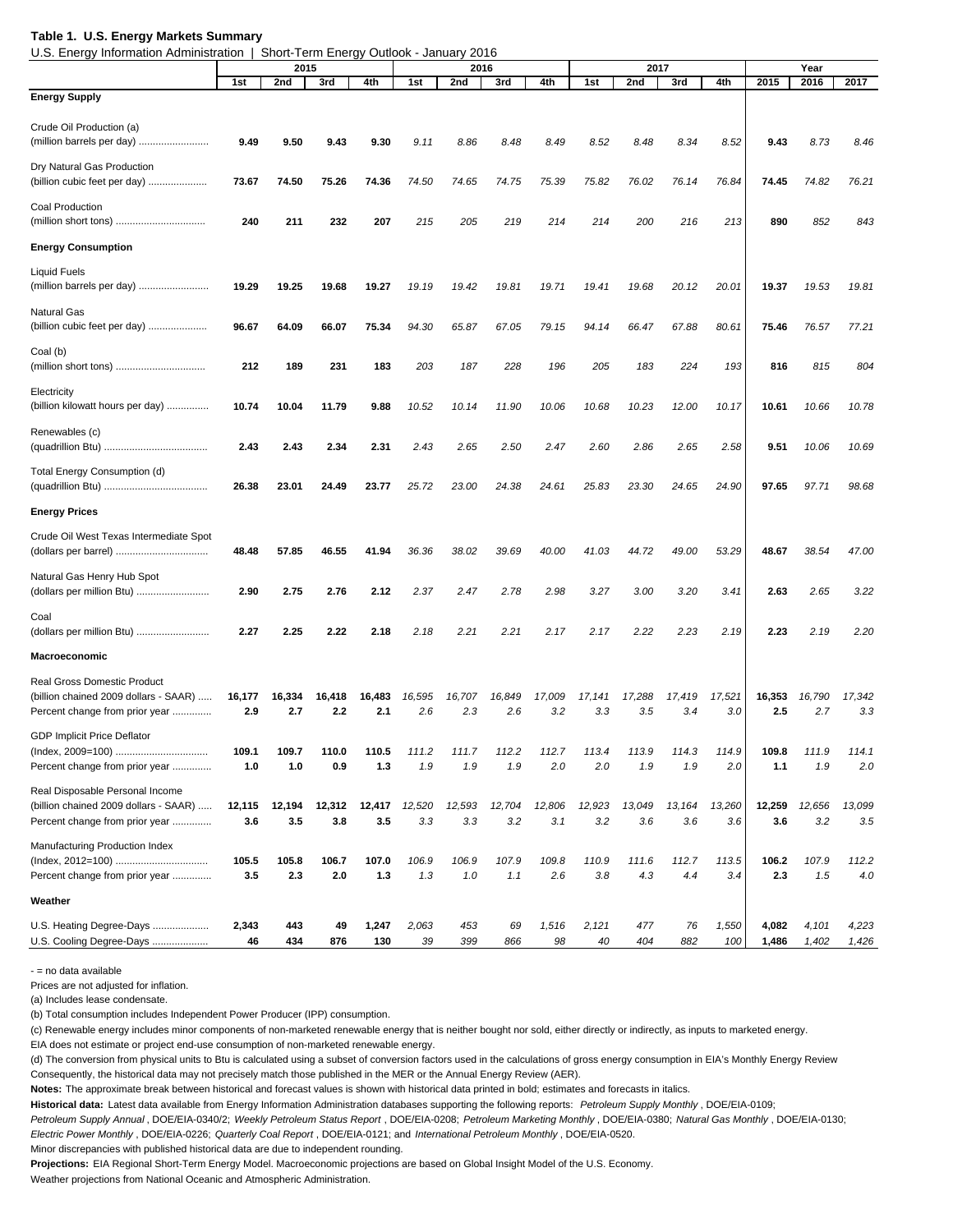**Table 1. U.S. Energy Markets Summary**

U.S. Energy Information Administration | Short-Term Energy Outlook - January 2016

| | 2015 | | | | 2016 | | | | 2017 | | | | Year | | |
|---|---|---|---|---|---|---|---|---|---|---|---|---|---|---|---|
| | 1st | 2nd | 3rd | 4th | 1st | 2nd | 3rd | 4th | 1st | 2nd | 3rd | 4th | 2015 | 2016 | 2017 |
| **Energy Supply** | | | | | | | | | | | | | | | |
| Crude Oil Production (a) (million barrels per day) | **9.49** | **9.50** | **9.43** | **9.30** | *9.11* | *8.86* | *8.48* | *8.49* | *8.52* | *8.48* | *8.34* | *8.52* | **9.43** | *8.73* | *8.46* |
| Dry Natural Gas Production (billion cubic feet per day) | **73.67** | **74.50** | **75.26** | **74.36** | *74.50* | *74.65* | *74.75* | *75.39* | *75.82* | *76.02* | *76.14* | *76.84* | **74.45** | *74.82* | *76.21* |
| Coal Production (million short tons) | **240** | **211** | **232** | **207** | *215* | *205* | *219* | *214* | *214* | *200* | *216* | *213* | **890** | *852* | *843* |
| **Energy Consumption** | | | | | | | | | | | | | | | |
| Liquid Fuels (million barrels per day) | **19.29** | **19.25** | **19.68** | **19.27** | *19.19* | *19.42* | *19.81* | *19.71* | *19.41* | *19.68* | *20.12* | *20.01* | **19.37** | *19.53* | *19.81* |
| Natural Gas (billion cubic feet per day) | **96.67** | **64.09** | **66.07** | **75.34** | *94.30* | *65.87* | *67.05* | *79.15* | *94.14* | *66.47* | *67.88* | *80.61* | **75.46** | *76.57* | *77.21* |
| Coal (b) (million short tons) | **212** | **189** | **231** | **183** | *203* | *187* | *228* | *196* | *205* | *183* | *224* | *193* | **816** | *815* | *804* |
| Electricity (billion kilowatt hours per day) | **10.74** | **10.04** | **11.79** | **9.88** | *10.52* | *10.14* | *11.90* | *10.06* | *10.68* | *10.23* | *12.00* | *10.17* | **10.61** | *10.66* | *10.78* |
| Renewables (c) (quadrillion Btu) | **2.43** | **2.43** | **2.34** | **2.31** | *2.43* | *2.65* | *2.50* | *2.47* | *2.60* | *2.86* | *2.65* | *2.58* | **9.51** | *10.06* | *10.69* |
| Total Energy Consumption (d) (quadrillion Btu) | **26.38** | **23.01** | **24.49** | **23.77** | *25.72* | *23.00* | *24.38* | *24.61* | *25.83* | *23.30* | *24.65* | *24.90* | **97.65** | *97.71* | *98.68* |
| **Energy Prices** | | | | | | | | | | | | | | | |
| Crude Oil West Texas Intermediate Spot (dollars per barrel) | **48.48** | **57.85** | **46.55** | **41.94** | *36.36* | *38.02* | *39.69* | *40.00* | *41.03* | *44.72* | *49.00* | *53.29* | **48.67** | *38.54* | *47.00* |
| Natural Gas Henry Hub Spot (dollars per million Btu) | **2.90** | **2.75** | **2.76** | **2.12** | *2.37* | *2.47* | *2.78* | *2.98* | *3.27* | *3.00* | *3.20* | *3.41* | **2.63** | *2.65* | *3.22* |
| Coal (dollars per million Btu) | **2.27** | **2.25** | **2.22** | **2.18** | *2.18* | *2.21* | *2.21* | *2.17* | *2.17* | *2.22* | *2.23* | *2.19* | **2.23** | *2.19* | *2.20* |
| **Macroeconomic** | | | | | | | | | | | | | | | |
| Real Gross Domestic Product (billion chained 2009 dollars - SAAR) | **16,177** | **16,334** | **16,418** | **16,483** | *16,595* | *16,707* | *16,849* | *17,009* | *17,141* | *17,288* | *17,419* | *17,521* | **16,353** | *16,790* | *17,342* |
| Percent change from prior year | **2.9** | **2.7** | **2.2** | **2.1** | *2.6* | *2.3* | *2.6* | *3.2* | *3.3* | *3.5* | *3.4* | *3.0* | **2.5** | *2.7* | *3.3* |
| GDP Implicit Price Deflator (Index, 2009=100) | **109.1** | **109.7** | **110.0** | **110.5** | *111.2* | *111.7* | *112.2* | *112.7* | *113.4* | *113.9* | *114.3* | *114.9* | **109.8** | *111.9* | *114.1* |
| Percent change from prior year | **1.0** | **1.0** | **0.9** | **1.3** | *1.9* | *1.9* | *1.9* | *2.0* | *2.0* | *1.9* | *1.9* | *2.0* | **1.1** | *1.9* | *2.0* |
| Real Disposable Personal Income (billion chained 2009 dollars - SAAR) | **12,115** | **12,194** | **12,312** | **12,417** | *12,520* | *12,593* | *12,704* | *12,806* | *12,923* | *13,049* | *13,164* | *13,260* | **12,259** | *12,656* | *13,099* |
| Percent change from prior year | **3.6** | **3.5** | **3.8** | **3.5** | *3.3* | *3.3* | *3.2* | *3.1* | *3.2* | *3.6* | *3.6* | *3.6* | **3.6** | *3.2* | *3.5* |
| Manufacturing Production Index (Index, 2012=100) | **105.5** | **105.8** | **106.7** | **107.0** | *106.9* | *106.9* | *107.9* | *109.8* | *110.9* | *111.6* | *112.7* | *113.5* | **106.2** | *107.9* | *112.2* |
| Percent change from prior year | **3.5** | **2.3** | **2.0** | **1.3** | *1.3* | *1.0* | *1.1* | *2.6* | *3.8* | *4.3* | *4.4* | *3.4* | **2.3** | *1.5* | *4.0* |
| **Weather** | | | | | | | | | | | | | | | |
| U.S. Heating Degree-Days | **2,343** | **443** | **49** | **1,247** | *2,063* | *453* | *69* | *1,516* | *2,121* | *477* | *76* | *1,550* | **4,082** | *4,101* | *4,223* |
| U.S. Cooling Degree-Days | **46** | **434** | **876** | **130** | *39* | *399* | *866* | *98* | *40* | *404* | *882* | *100* | **1,486** | *1,402* | *1,426* |

\- = no data available

Prices are not adjusted for inflation.

(a) Includes lease condensate.

(b) Total consumption includes Independent Power Producer (IPP) consumption.

(c) Renewable energy includes minor components of non-marketed renewable energy that is neither bought nor sold, either directly or indirectly, as inputs to marketed energy.
EIA does not estimate or project end-use consumption of non-marketed renewable energy.

(d) The conversion from physical units to Btu is calculated using a subset of conversion factors used in the calculations of gross energy consumption in EIA's Monthly Energy Review
Consequently, the historical data may not precisely match those published in the MER or the Annual Energy Review (AER).

**Notes:** The approximate break between historical and forecast values is shown with historical data printed in bold; estimates and forecasts in italics.

**Historical data:** Latest data available from Energy Information Administration databases supporting the following reports: *Petroleum Supply Monthly* , DOE/EIA-0109;
*Petroleum Supply Annual* , DOE/EIA-0340/2; *Weekly Petroleum Status Report* , DOE/EIA-0208; *Petroleum Marketing Monthly* , DOE/EIA-0380; *Natural Gas Monthly* , DOE/EIA-0130;
*Electric Power Monthly* , DOE/EIA-0226; *Quarterly Coal Report* , DOE/EIA-0121; and *International Petroleum Monthly* , DOE/EIA-0520.

Minor discrepancies with published historical data are due to independent rounding.

**Projections:** EIA Regional Short-Term Energy Model. Macroeconomic projections are based on Global Insight Model of the U.S. Economy.

Weather projections from National Oceanic and Atmospheric Administration.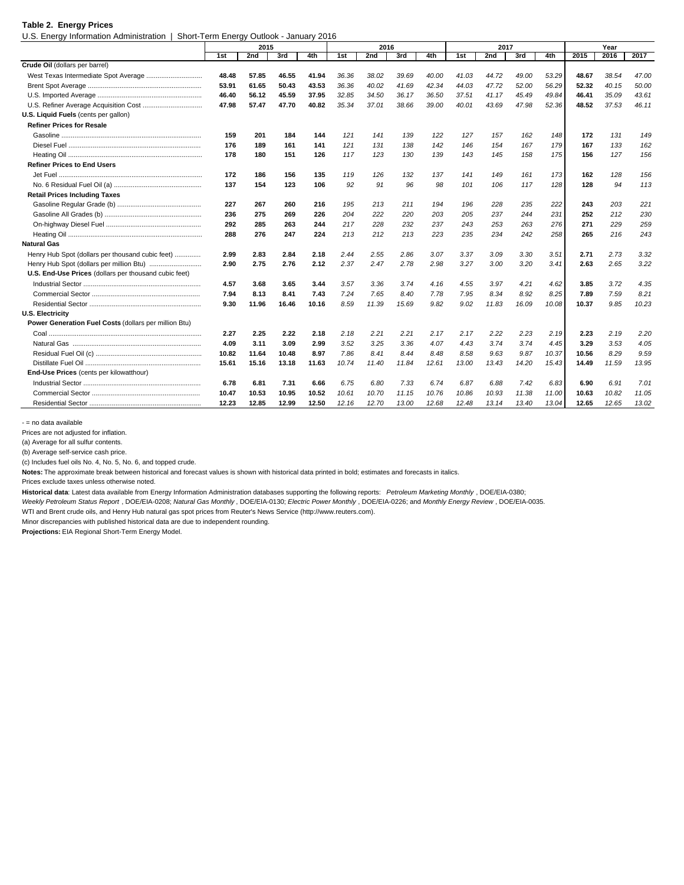**Table 2. Energy Prices**

U.S. Energy Information Administration | Short-Term Energy Outlook - January 2016

| | 2015 | | | | 2016 | | | | 2017 | | | | Year | | |
|---|---|---|---|---|---|---|---|---|---|---|---|---|---|---|---|
| | 1st | 2nd | 3rd | 4th | 1st | 2nd | 3rd | 4th | 1st | 2nd | 3rd | 4th | 2015 | 2016 | 2017 |
| **Crude Oil** (dollars per barrel) | | | | | | | | | | | | | | | |
| West Texas Intermediate Spot Average | **48.48** | **57.85** | **46.55** | **41.94** | *36.36* | *38.02* | *39.69* | *40.00* | *41.03* | *44.72* | *49.00* | *53.29* | **48.67** | *38.54* | *47.00* |
| Brent Spot Average | **53.91** | **61.65** | **50.43** | **43.53** | *36.36* | *40.02* | *41.69* | *42.34* | *44.03* | *47.72* | *52.00* | *56.29* | **52.32** | *40.15* | *50.00* |
| U.S. Imported Average | **46.40** | **56.12** | **45.59** | **37.95** | *32.85* | *34.50* | *36.17* | *36.50* | *37.51* | *41.17* | *45.49* | *49.84* | **46.41** | *35.09* | *43.61* |
| U.S. Refiner Average Acquisition Cost | **47.98** | **57.47** | **47.70** | **40.82** | *35.34* | *37.01* | *38.66* | *39.00* | *40.01* | *43.69* | *47.98* | *52.36* | **48.52** | *37.53* | *46.11* |
| **U.S. Liquid Fuels** (cents per gallon) | | | | | | | | | | | | | | | |
| **Refiner Prices for Resale** | | | | | | | | | | | | | | | |
| Gasoline | **159** | **201** | **184** | **144** | *121* | *141* | *139* | *122* | *127* | *157* | *162* | *148* | **172** | *131* | *149* |
| Diesel Fuel | **176** | **189** | **161** | **141** | *121* | *131* | *138* | *142* | *146* | *154* | *167* | *179* | **167** | *133* | *162* |
| Heating Oil | **178** | **180** | **151** | **126** | *117* | *123* | *130* | *139* | *143* | *145* | *158* | *175* | **156** | *127* | *156* |
| **Refiner Prices to End Users** | | | | | | | | | | | | | | | |
| Jet Fuel | **172** | **186** | **156** | **135** | *119* | *126* | *132* | *137* | *141* | *149* | *161* | *173* | **162** | *128* | *156* |
| No. 6 Residual Fuel Oil (a) | **137** | **154** | **123** | **106** | *92* | *91* | *96* | *98* | *101* | *106* | *117* | *128* | **128** | *94* | *113* |
| **Retail Prices Including Taxes** | | | | | | | | | | | | | | | |
| Gasoline Regular Grade (b) | **227** | **267** | **260** | **216** | *195* | *213* | *211* | *194* | *196* | *228* | *235* | *222* | **243** | *203* | *221* |
| Gasoline All Grades (b) | **236** | **275** | **269** | **226** | *204* | *222* | *220* | *203* | *205* | *237* | *244* | *231* | **252** | *212* | *230* |
| On-highway Diesel Fuel | **292** | **285** | **263** | **244** | *217* | *228* | *232* | *237* | *243* | *253* | *263* | *276* | **271** | *229* | *259* |
| Heating Oil | **288** | **276** | **247** | **224** | *213* | *212* | *213* | *223* | *235* | *234* | *242* | *258* | **265** | *216* | *243* |
| **Natural Gas** | | | | | | | | | | | | | | | |
| Henry Hub Spot (dollars per thousand cubic feet) | **2.99** | **2.83** | **2.84** | **2.18** | *2.44* | *2.55* | *2.86* | *3.07* | *3.37* | *3.09* | *3.30* | *3.51* | **2.71** | *2.73* | *3.32* |
| Henry Hub Spot (dollars per million Btu) | **2.90** | **2.75** | **2.76** | **2.12** | *2.37* | *2.47* | *2.78* | *2.98* | *3.27* | *3.00* | *3.20* | *3.41* | **2.63** | *2.65* | *3.22* |
| **U.S. End-Use Prices** (dollars per thousand cubic feet) | | | | | | | | | | | | | | | |
| Industrial Sector | **4.57** | **3.68** | **3.65** | **3.44** | *3.57* | *3.36* | *3.74* | *4.16* | *4.55* | *3.97* | *4.21* | *4.62* | **3.85** | *3.72* | *4.35* |
| Commercial Sector | **7.94** | **8.13** | **8.41** | **7.43** | *7.24* | *7.65* | *8.40* | *7.78* | *7.95* | *8.34* | *8.92* | *8.25* | **7.89** | *7.59* | *8.21* |
| Residential Sector | **9.30** | **11.96** | **16.46** | **10.16** | *8.59* | *11.39* | *15.69* | *9.82* | *9.02* | *11.83* | *16.09* | *10.08* | **10.37** | *9.85* | *10.23* |
| **U.S. Electricity** | | | | | | | | | | | | | | | |
| **Power Generation Fuel Costs** (dollars per million Btu) | | | | | | | | | | | | | | | |
| Coal | **2.27** | **2.25** | **2.22** | **2.18** | *2.18* | *2.21* | *2.21* | *2.17* | *2.17* | *2.22* | *2.23* | *2.19* | **2.23** | *2.19* | *2.20* |
| Natural Gas | **4.09** | **3.11** | **3.09** | **2.99** | *3.52* | *3.25* | *3.36* | *4.07* | *4.43* | *3.74* | *3.74* | *4.45* | **3.29** | *3.53* | *4.05* |
| Residual Fuel Oil (c) | **10.82** | **11.64** | **10.48** | **8.97** | *7.86* | *8.41* | *8.44* | *8.48* | *8.58* | *9.63* | *9.87* | *10.37* | **10.56** | *8.29* | *9.59* |
| Distillate Fuel Oil | **15.61** | **15.16** | **13.18** | **11.63** | *10.74* | *11.40* | *11.84* | *12.61* | *13.00* | *13.43* | *14.20* | *15.43* | **14.49** | *11.59* | *13.95* |
| **End-Use Prices** (cents per kilowatthour) | | | | | | | | | | | | | | | |
| Industrial Sector | **6.78** | **6.81** | **7.31** | **6.66** | *6.75* | *6.80* | *7.33* | *6.74* | *6.87* | *6.88* | *7.42* | *6.83* | **6.90** | *6.91* | *7.01* |
| Commercial Sector | **10.47** | **10.53** | **10.95** | **10.52** | *10.61* | *10.70* | *11.15* | *10.76* | *10.86* | *10.93* | *11.38* | *11.00* | **10.63** | *10.82* | *11.05* |
| Residential Sector | **12.23** | **12.85** | **12.99** | **12.50** | *12.16* | *12.70* | *13.00* | *12.68* | *12.48* | *13.14* | *13.40* | *13.04* | **12.65** | *12.65* | *13.02* |

\- = no data available

Prices are not adjusted for inflation.

(a) Average for all sulfur contents.

(b) Average self-service cash price.

(c) Includes fuel oils No. 4, No. 5, No. 6, and topped crude.

**Notes:** The approximate break between historical and forecast values is shown with historical data printed in bold; estimates and forecasts in italics.

Prices exclude taxes unless otherwise noted.

**Historical data**: Latest data available from Energy Information Administration databases supporting the following reports: *Petroleum Marketing Monthly*, DOE/EIA-0380; *Weekly Petroleum Status Report*, DOE/EIA-0208; *Natural Gas Monthly*, DOE/EIA-0130; *Electric Power Monthly*, DOE/EIA-0226; and *Monthly Energy Review*, DOE/EIA-0035.

WTI and Brent crude oils, and Henry Hub natural gas spot prices from Reuter's News Service (http://www.reuters.com).

Minor discrepancies with published historical data are due to independent rounding.

**Projections:** EIA Regional Short-Term Energy Model.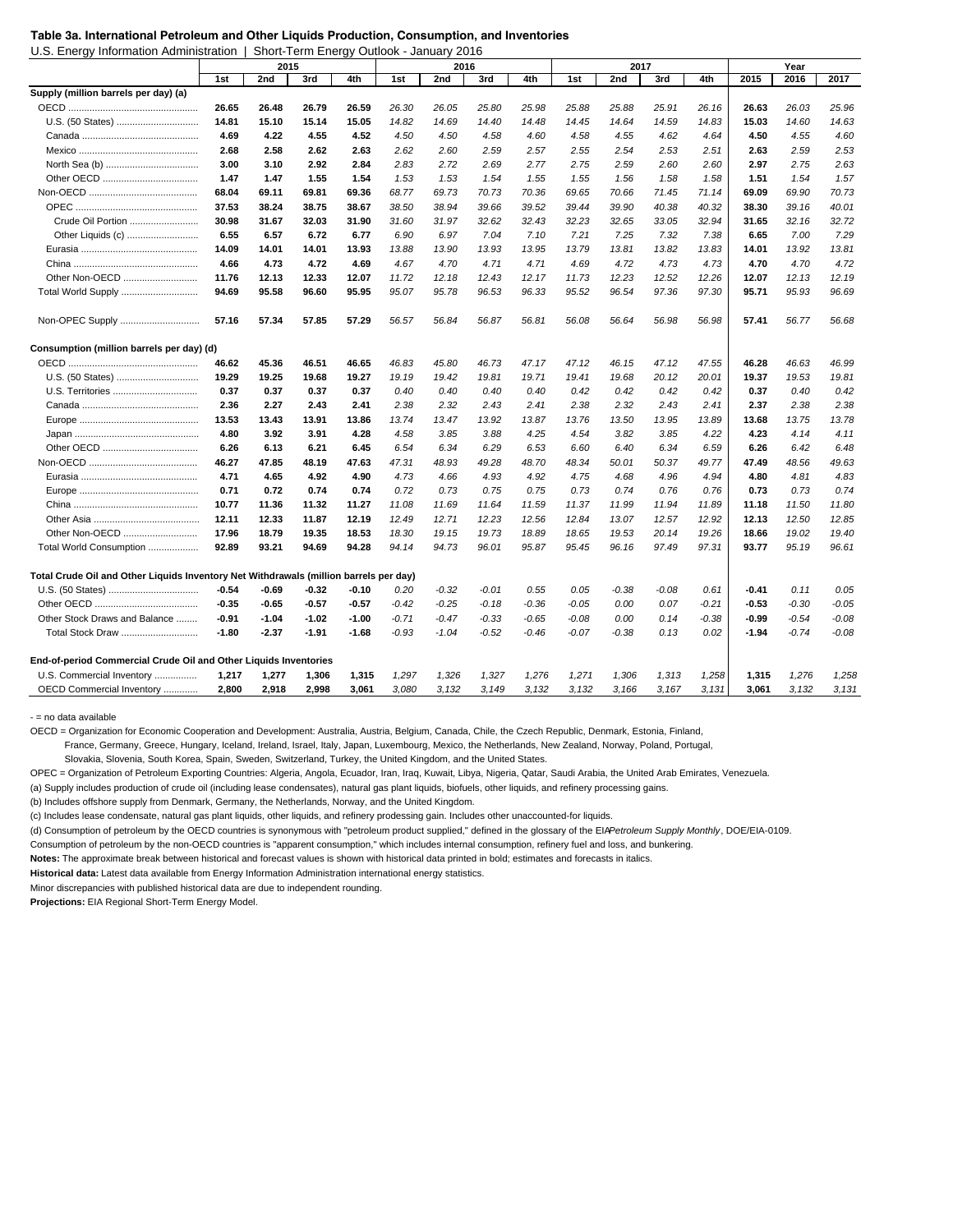**Table 3a. International Petroleum and Other Liquids Production, Consumption, and Inventories**

U.S. Energy Information Administration | Short-Term Energy Outlook - January 2016

| | 2015 | | | | 2016 | | | | 2017 | | | | Year | | |
|---|---|---|---|---|---|---|---|---|---|---|---|---|---|---|---|
| | 1st | 2nd | 3rd | 4th | 1st | 2nd | 3rd | 4th | 1st | 2nd | 3rd | 4th | 2015 | 2016 | 2017 |
| **Supply (million barrels per day) (a)** | | | | | | | | | | | | | | | |
| OECD | 26.65 | 26.48 | 26.79 | 26.59 | 26.30 | 26.05 | 25.80 | 25.98 | 25.88 | 25.88 | 25.91 | 26.16 | 26.63 | 26.03 | 25.96 |
| U.S. (50 States) | 14.81 | 15.10 | 15.14 | 15.05 | 14.82 | 14.69 | 14.40 | 14.48 | 14.45 | 14.64 | 14.59 | 14.83 | 15.03 | 14.60 | 14.63 |
| Canada | 4.69 | 4.22 | 4.55 | 4.52 | 4.50 | 4.50 | 4.58 | 4.60 | 4.58 | 4.55 | 4.62 | 4.64 | 4.50 | 4.55 | 4.60 |
| Mexico | 2.68 | 2.58 | 2.62 | 2.63 | 2.62 | 2.60 | 2.59 | 2.57 | 2.55 | 2.54 | 2.53 | 2.51 | 2.63 | 2.59 | 2.53 |
| North Sea (b) | 3.00 | 3.10 | 2.92 | 2.84 | 2.83 | 2.72 | 2.69 | 2.77 | 2.75 | 2.59 | 2.60 | 2.60 | 2.97 | 2.75 | 2.63 |
| Other OECD | 1.47 | 1.47 | 1.55 | 1.54 | 1.53 | 1.53 | 1.54 | 1.55 | 1.55 | 1.56 | 1.58 | 1.58 | 1.51 | 1.54 | 1.57 |
| Non-OECD | 68.04 | 69.11 | 69.81 | 69.36 | 68.77 | 69.73 | 70.73 | 70.36 | 69.65 | 70.66 | 71.45 | 71.14 | 69.09 | 69.90 | 70.73 |
| OPEC | 37.53 | 38.24 | 38.75 | 38.67 | 38.50 | 38.94 | 39.66 | 39.52 | 39.44 | 39.90 | 40.38 | 40.32 | 38.30 | 39.16 | 40.01 |
| Crude Oil Portion | 30.98 | 31.67 | 32.03 | 31.90 | 31.60 | 31.97 | 32.62 | 32.43 | 32.23 | 32.65 | 33.05 | 32.94 | 31.65 | 32.16 | 32.72 |
| Other Liquids (c) | 6.55 | 6.57 | 6.72 | 6.77 | 6.90 | 6.97 | 7.04 | 7.10 | 7.21 | 7.25 | 7.32 | 7.38 | 6.65 | 7.00 | 7.29 |
| Eurasia | 14.09 | 14.01 | 14.01 | 13.93 | 13.88 | 13.90 | 13.93 | 13.95 | 13.79 | 13.81 | 13.82 | 13.83 | 14.01 | 13.92 | 13.81 |
| China | 4.66 | 4.73 | 4.72 | 4.69 | 4.67 | 4.70 | 4.71 | 4.71 | 4.69 | 4.72 | 4.73 | 4.73 | 4.70 | 4.70 | 4.72 |
| Other Non-OECD | 11.76 | 12.13 | 12.33 | 12.07 | 11.72 | 12.18 | 12.43 | 12.17 | 11.73 | 12.23 | 12.52 | 12.26 | 12.07 | 12.13 | 12.19 |
| Total World Supply | 94.69 | 95.58 | 96.60 | 95.95 | 95.07 | 95.78 | 96.53 | 96.33 | 95.52 | 96.54 | 97.36 | 97.30 | 95.71 | 95.93 | 96.69 |
| Non-OPEC Supply | 57.16 | 57.34 | 57.85 | 57.29 | 56.57 | 56.84 | 56.87 | 56.81 | 56.08 | 56.64 | 56.98 | 56.98 | 57.41 | 56.77 | 56.68 |
| **Consumption (million barrels per day) (d)** | | | | | | | | | | | | | | | |
| OECD | 46.62 | 45.36 | 46.51 | 46.65 | 46.83 | 45.80 | 46.73 | 47.17 | 47.12 | 46.15 | 47.12 | 47.55 | 46.28 | 46.63 | 46.99 |
| U.S. (50 States) | 19.29 | 19.25 | 19.68 | 19.27 | 19.19 | 19.42 | 19.81 | 19.71 | 19.41 | 19.68 | 20.12 | 20.01 | 19.37 | 19.53 | 19.81 |
| U.S. Territories | 0.37 | 0.37 | 0.37 | 0.37 | 0.40 | 0.40 | 0.40 | 0.40 | 0.42 | 0.42 | 0.42 | 0.42 | 0.37 | 0.40 | 0.42 |
| Canada | 2.36 | 2.27 | 2.43 | 2.41 | 2.38 | 2.32 | 2.43 | 2.41 | 2.38 | 2.32 | 2.43 | 2.41 | 2.37 | 2.38 | 2.38 |
| Europe | 13.53 | 13.43 | 13.91 | 13.86 | 13.74 | 13.47 | 13.92 | 13.87 | 13.76 | 13.50 | 13.95 | 13.89 | 13.68 | 13.75 | 13.78 |
| Japan | 4.80 | 3.92 | 3.91 | 4.28 | 4.58 | 3.85 | 3.88 | 4.25 | 4.54 | 3.82 | 3.85 | 4.22 | 4.23 | 4.14 | 4.11 |
| Other OECD | 6.26 | 6.13 | 6.21 | 6.45 | 6.54 | 6.34 | 6.29 | 6.53 | 6.60 | 6.40 | 6.34 | 6.59 | 6.26 | 6.42 | 6.48 |
| Non-OECD | 46.27 | 47.85 | 48.19 | 47.63 | 47.31 | 48.93 | 49.28 | 48.70 | 48.34 | 50.01 | 50.37 | 49.77 | 47.49 | 48.56 | 49.63 |
| Eurasia | 4.71 | 4.65 | 4.92 | 4.90 | 4.73 | 4.66 | 4.93 | 4.92 | 4.75 | 4.68 | 4.96 | 4.94 | 4.80 | 4.81 | 4.83 |
| Europe | 0.71 | 0.72 | 0.74 | 0.74 | 0.72 | 0.73 | 0.75 | 0.75 | 0.73 | 0.74 | 0.76 | 0.76 | 0.73 | 0.73 | 0.74 |
| China | 10.77 | 11.36 | 11.32 | 11.27 | 11.08 | 11.69 | 11.64 | 11.59 | 11.37 | 11.99 | 11.94 | 11.89 | 11.18 | 11.50 | 11.80 |
| Other Asia | 12.11 | 12.33 | 11.87 | 12.19 | 12.49 | 12.71 | 12.23 | 12.56 | 12.84 | 13.07 | 12.57 | 12.92 | 12.13 | 12.50 | 12.85 |
| Other Non-OECD | 17.96 | 18.79 | 19.35 | 18.53 | 18.30 | 19.15 | 19.73 | 18.89 | 18.65 | 19.53 | 20.14 | 19.26 | 18.66 | 19.02 | 19.40 |
| Total World Consumption | 92.89 | 93.21 | 94.69 | 94.28 | 94.14 | 94.73 | 96.01 | 95.87 | 95.45 | 96.16 | 97.49 | 97.31 | 93.77 | 95.19 | 96.61 |
| **Total Crude Oil and Other Liquids Inventory Net Withdrawals (million barrels per day)** | | | | | | | | | | | | | | | |
| U.S. (50 States) | -0.54 | -0.69 | -0.32 | -0.10 | 0.20 | -0.32 | -0.01 | 0.55 | 0.05 | -0.38 | -0.08 | 0.61 | -0.41 | 0.11 | 0.05 |
| Other OECD | -0.35 | -0.65 | -0.57 | -0.57 | -0.42 | -0.25 | -0.18 | -0.36 | -0.05 | 0.00 | 0.07 | -0.21 | -0.53 | -0.30 | -0.05 |
| Other Stock Draws and Balance | -0.91 | -1.04 | -1.02 | -1.00 | -0.71 | -0.47 | -0.33 | -0.65 | -0.08 | 0.00 | 0.14 | -0.38 | -0.99 | -0.54 | -0.08 |
| Total Stock Draw | -1.80 | -2.37 | -1.91 | -1.68 | -0.93 | -1.04 | -0.52 | -0.46 | -0.07 | -0.38 | 0.13 | 0.02 | -1.94 | -0.74 | -0.08 |
| **End-of-period Commercial Crude Oil and Other Liquids Inventories** | | | | | | | | | | | | | | | |
| U.S. Commercial Inventory | 1,217 | 1,277 | 1,306 | 1,315 | 1,297 | 1,326 | 1,327 | 1,276 | 1,271 | 1,306 | 1,313 | 1,258 | 1,315 | 1,276 | 1,258 |
| OECD Commercial Inventory | 2,800 | 2,918 | 2,998 | 3,061 | 3,080 | 3,132 | 3,149 | 3,132 | 3,132 | 3,166 | 3,167 | 3,131 | 3,061 | 3,132 | 3,131 |

\- = no data available

OECD = Organization for Economic Cooperation and Development: Australia, Austria, Belgium, Canada, Chile, the Czech Republic, Denmark, Estonia, Finland, France, Germany, Greece, Hungary, Iceland, Ireland, Israel, Italy, Japan, Luxembourg, Mexico, the Netherlands, New Zealand, Norway, Poland, Portugal, Slovakia, Slovenia, South Korea, Spain, Sweden, Switzerland, Turkey, the United Kingdom, and the United States.

OPEC = Organization of Petroleum Exporting Countries: Algeria, Angola, Ecuador, Iran, Iraq, Kuwait, Libya, Nigeria, Qatar, Saudi Arabia, the United Arab Emirates, Venezuela.

(a) Supply includes production of crude oil (including lease condensates), natural gas plant liquids, biofuels, other liquids, and refinery processing gains.

(b) Includes offshore supply from Denmark, Germany, the Netherlands, Norway, and the United Kingdom.

(c) Includes lease condensate, natural gas plant liquids, other liquids, and refinery prodessing gain. Includes other unaccounted-for liquids.

(d) Consumption of petroleum by the OECD countries is synonymous with "petroleum product supplied," defined in the glossary of the EIA *Petroleum Supply Monthly*, DOE/EIA-0109.

Consumption of petroleum by the non-OECD countries is "apparent consumption," which includes internal consumption, refinery fuel and loss, and bunkering.

**Notes:** The approximate break between historical and forecast values is shown with historical data printed in bold; estimates and forecasts in italics.

**Historical data:** Latest data available from Energy Information Administration international energy statistics.

Minor discrepancies with published historical data are due to independent rounding.

**Projections:** EIA Regional Short-Term Energy Model.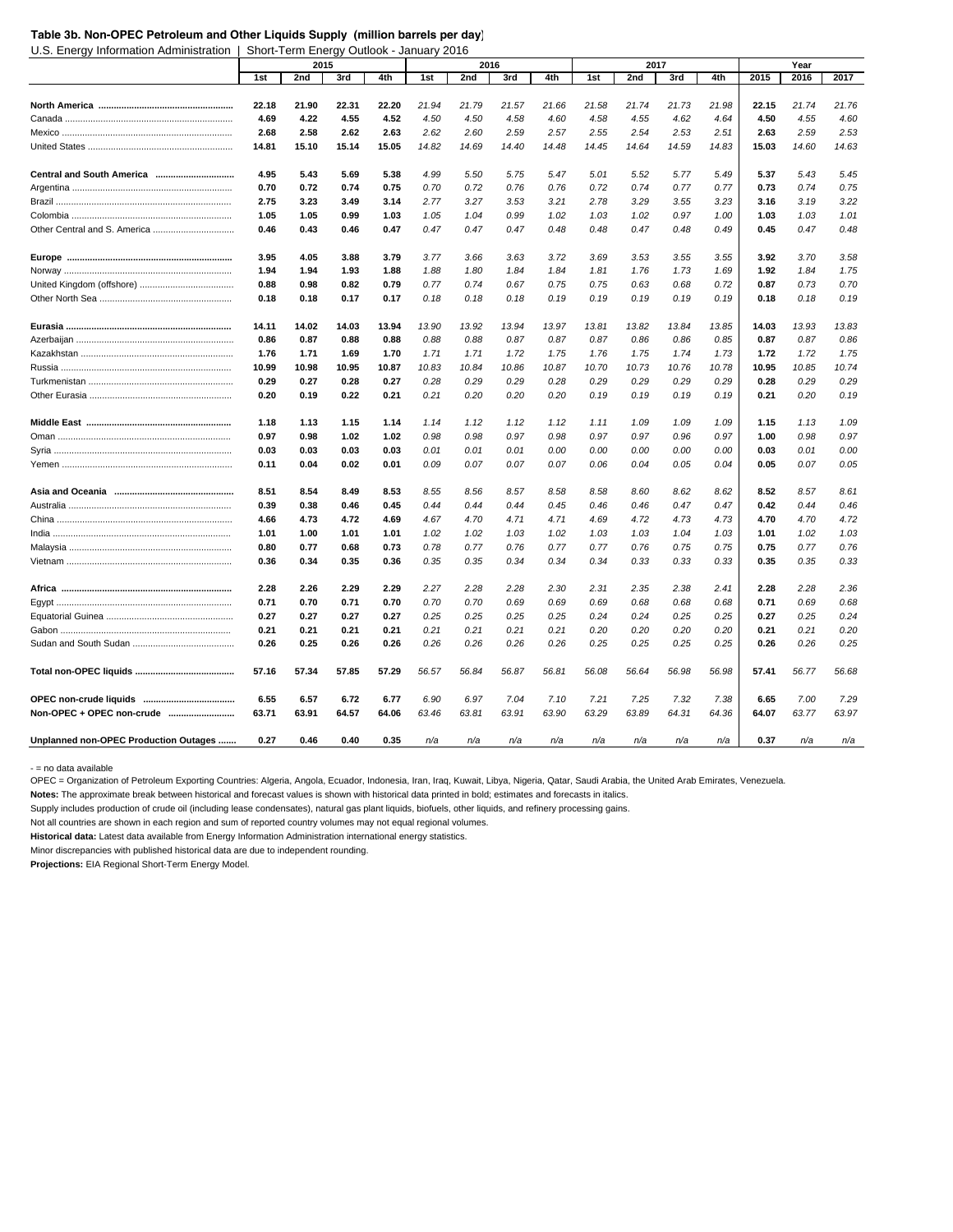**Table 3b. Non-OPEC Petroleum and Other Liquids Supply (million barrels per day)**

U.S. Energy Information Administration | Short-Term Energy Outlook - January 2016

| | 2015 | | | | 2016 | | | | 2017 | | | | Year | | |
|---|---|---|---|---|---|---|---|---|---|---|---|---|---|---|---|
| | 1st | 2nd | 3rd | 4th | 1st | 2nd | 3rd | 4th | 1st | 2nd | 3rd | 4th | 2015 | 2016 | 2017 |
| **North America** | **22.18** | **21.90** | **22.31** | **22.20** | *21.94* | *21.79* | *21.57* | *21.66* | *21.58* | *21.74* | *21.73* | *21.98* | **22.15** | *21.74* | *21.76* |
| Canada | **4.69** | **4.22** | **4.55** | **4.52** | *4.50* | *4.50* | *4.58* | *4.60* | *4.58* | *4.55* | *4.62* | *4.64* | **4.50** | *4.55* | *4.60* |
| Mexico | **2.68** | **2.58** | **2.62** | **2.63** | *2.62* | *2.60* | *2.59* | *2.57* | *2.55* | *2.54* | *2.53* | *2.51* | **2.63** | *2.59* | *2.53* |
| United States | **14.81** | **15.10** | **15.14** | **15.05** | *14.82* | *14.69* | *14.40* | *14.48* | *14.45* | *14.64* | *14.59* | *14.83* | **15.03** | *14.60* | *14.63* |
| **Central and South America** | **4.95** | **5.43** | **5.69** | **5.38** | *4.99* | *5.50* | *5.75* | *5.47* | *5.01* | *5.52* | *5.77* | *5.49* | **5.37** | *5.43* | *5.45* |
| Argentina | **0.70** | **0.72** | **0.74** | **0.75** | *0.70* | *0.72* | *0.76* | *0.76* | *0.72* | *0.74* | *0.77* | *0.77* | **0.73** | *0.74* | *0.75* |
| Brazil | **2.75** | **3.23** | **3.49** | **3.14** | *2.77* | *3.27* | *3.53* | *3.21* | *2.78* | *3.29* | *3.55* | *3.23* | **3.16** | *3.19* | *3.22* |
| Colombia | **1.05** | **1.05** | **0.99** | **1.03** | *1.05* | *1.04* | *0.99* | *1.02* | *1.03* | *1.02* | *0.97* | *1.00* | **1.03** | *1.03* | *1.01* |
| Other Central and S. America | **0.46** | **0.43** | **0.46** | **0.47** | *0.47* | *0.47* | *0.47* | *0.48* | *0.48* | *0.47* | *0.48* | *0.49* | **0.45** | *0.47* | *0.48* |
| **Europe** | **3.95** | **4.05** | **3.88** | **3.79** | *3.77* | *3.66* | *3.63* | *3.72* | *3.69* | *3.53* | *3.55* | *3.55* | **3.92** | *3.70* | *3.58* |
| Norway | **1.94** | **1.94** | **1.93** | **1.88** | *1.88* | *1.80* | *1.84* | *1.84* | *1.81* | *1.76* | *1.73* | *1.69* | **1.92** | *1.84* | *1.75* |
| United Kingdom (offshore) | **0.88** | **0.98** | **0.82** | **0.79** | *0.77* | *0.74* | *0.67* | *0.75* | *0.75* | *0.63* | *0.68* | *0.72* | **0.87** | *0.73* | *0.70* |
| Other North Sea | **0.18** | **0.18** | **0.17** | **0.17** | *0.18* | *0.18* | *0.18* | *0.19* | *0.19* | *0.19* | *0.19* | *0.19* | **0.18** | *0.18* | *0.19* |
| **Eurasia** | **14.11** | **14.02** | **14.03** | **13.94** | *13.90* | *13.92* | *13.94* | *13.97* | *13.81* | *13.82* | *13.84* | *13.85* | **14.03** | *13.93* | *13.83* |
| Azerbaijan | **0.86** | **0.87** | **0.88** | **0.88** | *0.88* | *0.88* | *0.87* | *0.87* | *0.87* | *0.86* | *0.86* | *0.85* | **0.87** | *0.87* | *0.86* |
| Kazakhstan | **1.76** | **1.71** | **1.69** | **1.70** | *1.71* | *1.71* | *1.72* | *1.75* | *1.76* | *1.75* | *1.74* | *1.73* | **1.72** | *1.72* | *1.75* |
| Russia | **10.99** | **10.98** | **10.95** | **10.87** | *10.83* | *10.84* | *10.86* | *10.87* | *10.70* | *10.73* | *10.76* | *10.78* | **10.95** | *10.85* | *10.74* |
| Turkmenistan | **0.29** | **0.27** | **0.28** | **0.27** | *0.28* | *0.29* | *0.29* | *0.28* | *0.29* | *0.29* | *0.29* | *0.29* | **0.28** | *0.29* | *0.29* |
| Other Eurasia | **0.20** | **0.19** | **0.22** | **0.21** | *0.21* | *0.20* | *0.20* | *0.20* | *0.19* | *0.19* | *0.19* | *0.19* | **0.21** | *0.20* | *0.19* |
| **Middle East** | **1.18** | **1.13** | **1.15** | **1.14** | *1.14* | *1.12* | *1.12* | *1.12* | *1.11* | *1.09* | *1.09* | *1.09* | **1.15** | *1.13* | *1.09* |
| Oman | **0.97** | **0.98** | **1.02** | **1.02** | *0.98* | *0.98* | *0.97* | *0.98* | *0.97* | *0.97* | *0.96* | *0.97* | **1.00** | *0.98* | *0.97* |
| Syria | **0.03** | **0.03** | **0.03** | **0.03** | *0.01* | *0.01* | *0.01* | *0.00* | *0.00* | *0.00* | *0.00* | *0.00* | **0.03** | *0.01* | *0.00* |
| Yemen | **0.11** | **0.04** | **0.02** | **0.01** | *0.09* | *0.07* | *0.07* | *0.07* | *0.06* | *0.04* | *0.05* | *0.04* | **0.05** | *0.07* | *0.05* |
| **Asia and Oceania** | **8.51** | **8.54** | **8.49** | **8.53** | *8.55* | *8.56* | *8.57* | *8.58* | *8.58* | *8.60* | *8.62* | *8.62* | **8.52** | *8.57* | *8.61* |
| Australia | **0.39** | **0.38** | **0.46** | **0.45** | *0.44* | *0.44* | *0.44* | *0.45* | *0.46* | *0.46* | *0.47* | *0.47* | **0.42** | *0.44* | *0.46* |
| China | **4.66** | **4.73** | **4.72** | **4.69** | *4.67* | *4.70* | *4.71* | *4.71* | *4.69* | *4.72* | *4.73* | *4.73* | **4.70** | *4.70* | *4.72* |
| India | **1.01** | **1.00** | **1.01** | **1.01** | *1.02* | *1.02* | *1.03* | *1.02* | *1.03* | *1.03* | *1.04* | *1.03* | **1.01** | *1.02* | *1.03* |
| Malaysia | **0.80** | **0.77** | **0.68** | **0.73** | *0.78* | *0.77* | *0.76* | *0.77* | *0.77* | *0.76* | *0.75* | *0.75* | **0.75** | *0.77* | *0.76* |
| Vietnam | **0.36** | **0.34** | **0.35** | **0.36** | *0.35* | *0.35* | *0.34* | *0.34* | *0.34* | *0.33* | *0.33* | *0.33* | **0.35** | *0.35* | *0.33* |
| **Africa** | **2.28** | **2.26** | **2.29** | **2.29** | *2.27* | *2.28* | *2.28* | *2.30* | *2.31* | *2.35* | *2.38* | *2.41* | **2.28** | *2.28* | *2.36* |
| Egypt | **0.71** | **0.70** | **0.71** | **0.70** | *0.70* | *0.70* | *0.69* | *0.69* | *0.69* | *0.68* | *0.68* | *0.68* | **0.71** | *0.69* | *0.68* |
| Equatorial Guinea | **0.27** | **0.27** | **0.27** | **0.27** | *0.25* | *0.25* | *0.25* | *0.25* | *0.24* | *0.24* | *0.25* | *0.25* | **0.27** | *0.25* | *0.24* |
| Gabon | **0.21** | **0.21** | **0.21** | **0.21** | *0.21* | *0.21* | *0.21* | *0.21* | *0.20* | *0.20* | *0.20* | *0.20* | **0.21** | *0.21* | *0.20* |
| Sudan and South Sudan | **0.26** | **0.25** | **0.26** | **0.26** | *0.26* | *0.26* | *0.26* | *0.26* | *0.25* | *0.25* | *0.25* | *0.25* | **0.26** | *0.26* | *0.25* |
| **Total non-OPEC liquids** | **57.16** | **57.34** | **57.85** | **57.29** | *56.57* | *56.84* | *56.87* | *56.81* | *56.08* | *56.64* | *56.98* | *56.98* | **57.41** | *56.77* | *56.68* |
| **OPEC non-crude liquids** | **6.55** | **6.57** | **6.72** | **6.77** | *6.90* | *6.97* | *7.04* | *7.10* | *7.21* | *7.25* | *7.32* | *7.38* | **6.65** | *7.00* | *7.29* |
| **Non-OPEC + OPEC non-crude** | **63.71** | **63.91** | **64.57** | **64.06** | *63.46* | *63.81* | *63.91* | *63.90* | *63.29* | *63.89* | *64.31* | *64.36* | **64.07** | *63.77* | *63.97* |
| **Unplanned non-OPEC Production Outages** | **0.27** | **0.46** | **0.40** | **0.35** | *n/a* | *n/a* | *n/a* | *n/a* | *n/a* | *n/a* | *n/a* | *n/a* | **0.37** | *n/a* | *n/a* |

\- = no data available

OPEC = Organization of Petroleum Exporting Countries: Algeria, Angola, Ecuador, Indonesia, Iran, Iraq, Kuwait, Libya, Nigeria, Qatar, Saudi Arabia, the United Arab Emirates, Venezuela.

**Notes:** The approximate break between historical and forecast values is shown with historical data printed in bold; estimates and forecasts in italics.

Supply includes production of crude oil (including lease condensates), natural gas plant liquids, biofuels, other liquids, and refinery processing gains.

Not all countries are shown in each region and sum of reported country volumes may not equal regional volumes.

**Historical data:** Latest data available from Energy Information Administration international energy statistics.

Minor discrepancies with published historical data are due to independent rounding.

**Projections:** EIA Regional Short-Term Energy Model.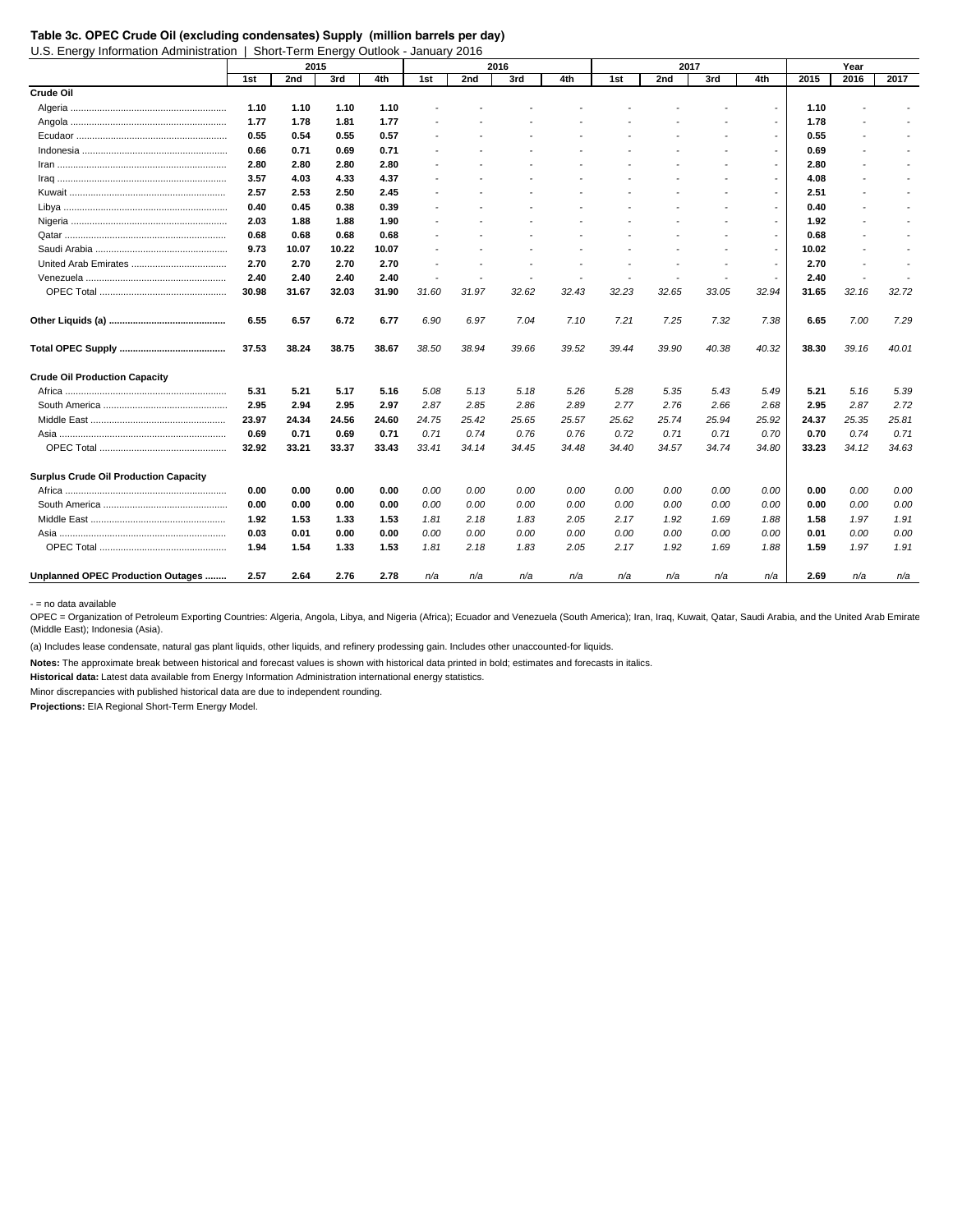**Table 3c. OPEC Crude Oil (excluding condensates) Supply (million barrels per day)**

U.S. Energy Information Administration | Short-Term Energy Outlook - January 2016

| | 2015 | | | | 2016 | | | | 2017 | | | | Year | | |
|---|---|---|---|---|---|---|---|---|---|---|---|---|---|---|---|
| | 1st | 2nd | 3rd | 4th | 1st | 2nd | 3rd | 4th | 1st | 2nd | 3rd | 4th | 2015 | 2016 | 2017 |
| **Crude Oil** | | | | | | | | | | | | | | | |
| Algeria | **1.10** | **1.10** | **1.10** | **1.10** | - | - | - | - | - | - | - | - | **1.10** | - | - |
| Angola | **1.77** | **1.78** | **1.81** | **1.77** | - | - | - | - | - | - | - | - | **1.78** | - | - |
| Ecudaor | **0.55** | **0.54** | **0.55** | **0.57** | - | - | - | - | - | - | - | - | **0.55** | - | - |
| Indonesia | **0.66** | **0.71** | **0.69** | **0.71** | - | - | - | - | - | - | - | - | **0.69** | - | - |
| Iran | **2.80** | **2.80** | **2.80** | **2.80** | - | - | - | - | - | - | - | - | **2.80** | - | - |
| Iraq | **3.57** | **4.03** | **4.33** | **4.37** | - | - | - | - | - | - | - | - | **4.08** | - | - |
| Kuwait | **2.57** | **2.53** | **2.50** | **2.45** | - | - | - | - | - | - | - | - | **2.51** | - | - |
| Libya | **0.40** | **0.45** | **0.38** | **0.39** | - | - | - | - | - | - | - | - | **0.40** | - | - |
| Nigeria | **2.03** | **1.88** | **1.88** | **1.90** | - | - | - | - | - | - | - | - | **1.92** | - | - |
| Qatar | **0.68** | **0.68** | **0.68** | **0.68** | - | - | - | - | - | - | - | - | **0.68** | - | - |
| Saudi Arabia | **9.73** | **10.07** | **10.22** | **10.07** | - | - | - | - | - | - | - | - | **10.02** | - | - |
| United Arab Emirates | **2.70** | **2.70** | **2.70** | **2.70** | - | - | - | - | - | - | - | - | **2.70** | - | - |
| Venezuela | **2.40** | **2.40** | **2.40** | **2.40** | - | - | - | - | - | - | - | - | **2.40** | - | - |
| OPEC Total | **30.98** | **31.67** | **32.03** | **31.90** | *31.60* | *31.97* | *32.62* | *32.43* | *32.23* | *32.65* | *33.05* | *32.94* | **31.65** | *32.16* | *32.72* |
| **Other Liquids (a)** | **6.55** | **6.57** | **6.72** | **6.77** | *6.90* | *6.97* | *7.04* | *7.10* | *7.21* | *7.25* | *7.32* | *7.38* | **6.65** | *7.00* | *7.29* |
| **Total OPEC Supply** | **37.53** | **38.24** | **38.75** | **38.67** | *38.50* | *38.94* | *39.66* | *39.52* | *39.44* | *39.90* | *40.38* | *40.32* | **38.30** | *39.16* | *40.01* |
| **Crude Oil Production Capacity** | | | | | | | | | | | | | | | |
| Africa | **5.31** | **5.21** | **5.17** | **5.16** | *5.08* | *5.13* | *5.18* | *5.26* | *5.28* | *5.35* | *5.43* | *5.49* | **5.21** | *5.16* | *5.39* |
| South America | **2.95** | **2.94** | **2.95** | **2.97** | *2.87* | *2.85* | *2.86* | *2.89* | *2.77* | *2.76* | *2.66* | *2.68* | **2.95** | *2.87* | *2.72* |
| Middle East | **23.97** | **24.34** | **24.56** | **24.60** | *24.75* | *25.42* | *25.65* | *25.57* | *25.62* | *25.74* | *25.94* | *25.92* | **24.37** | *25.35* | *25.81* |
| Asia | **0.69** | **0.71** | **0.69** | **0.71** | *0.71* | *0.74* | *0.76* | *0.76* | *0.72* | *0.71* | *0.71* | *0.70* | **0.70** | *0.74* | *0.71* |
| OPEC Total | **32.92** | **33.21** | **33.37** | **33.43** | *33.41* | *34.14* | *34.45* | *34.48* | *34.40* | *34.57* | *34.74* | *34.80* | **33.23** | *34.12* | *34.63* |
| **Surplus Crude Oil Production Capacity** | | | | | | | | | | | | | | | |
| Africa | **0.00** | **0.00** | **0.00** | **0.00** | *0.00* | *0.00* | *0.00* | *0.00* | *0.00* | *0.00* | *0.00* | *0.00* | **0.00** | *0.00* | *0.00* |
| South America | **0.00** | **0.00** | **0.00** | **0.00** | *0.00* | *0.00* | *0.00* | *0.00* | *0.00* | *0.00* | *0.00* | *0.00* | **0.00** | *0.00* | *0.00* |
| Middle East | **1.92** | **1.53** | **1.33** | **1.53** | *1.81* | *2.18* | *1.83* | *2.05* | *2.17* | *1.92* | *1.69* | *1.88* | **1.58** | *1.97* | *1.91* |
| Asia | **0.03** | **0.01** | **0.00** | **0.00** | *0.00* | *0.00* | *0.00* | *0.00* | *0.00* | *0.00* | *0.00* | *0.00* | **0.01** | *0.00* | *0.00* |
| OPEC Total | **1.94** | **1.54** | **1.33** | **1.53** | *1.81* | *2.18* | *1.83* | *2.05* | *2.17* | *1.92* | *1.69* | *1.88* | **1.59** | *1.97* | *1.91* |
| **Unplanned OPEC Production Outages** | **2.57** | **2.64** | **2.76** | **2.78** | *n/a* | *n/a* | *n/a* | *n/a* | *n/a* | *n/a* | *n/a* | *n/a* | **2.69** | *n/a* | *n/a* |

- = no data available

OPEC = Organization of Petroleum Exporting Countries: Algeria, Angola, Libya, and Nigeria (Africa); Ecuador and Venezuela (South America); Iran, Iraq, Kuwait, Qatar, Saudi Arabia, and the United Arab Emirate (Middle East); Indonesia (Asia).

(a) Includes lease condensate, natural gas plant liquids, other liquids, and refinery prodessing gain. Includes other unaccounted-for liquids.

**Notes:** The approximate break between historical and forecast values is shown with historical data printed in bold; estimates and forecasts in italics.

**Historical data:** Latest data available from Energy Information Administration international energy statistics.

Minor discrepancies with published historical data are due to independent rounding.

**Projections:** EIA Regional Short-Term Energy Model.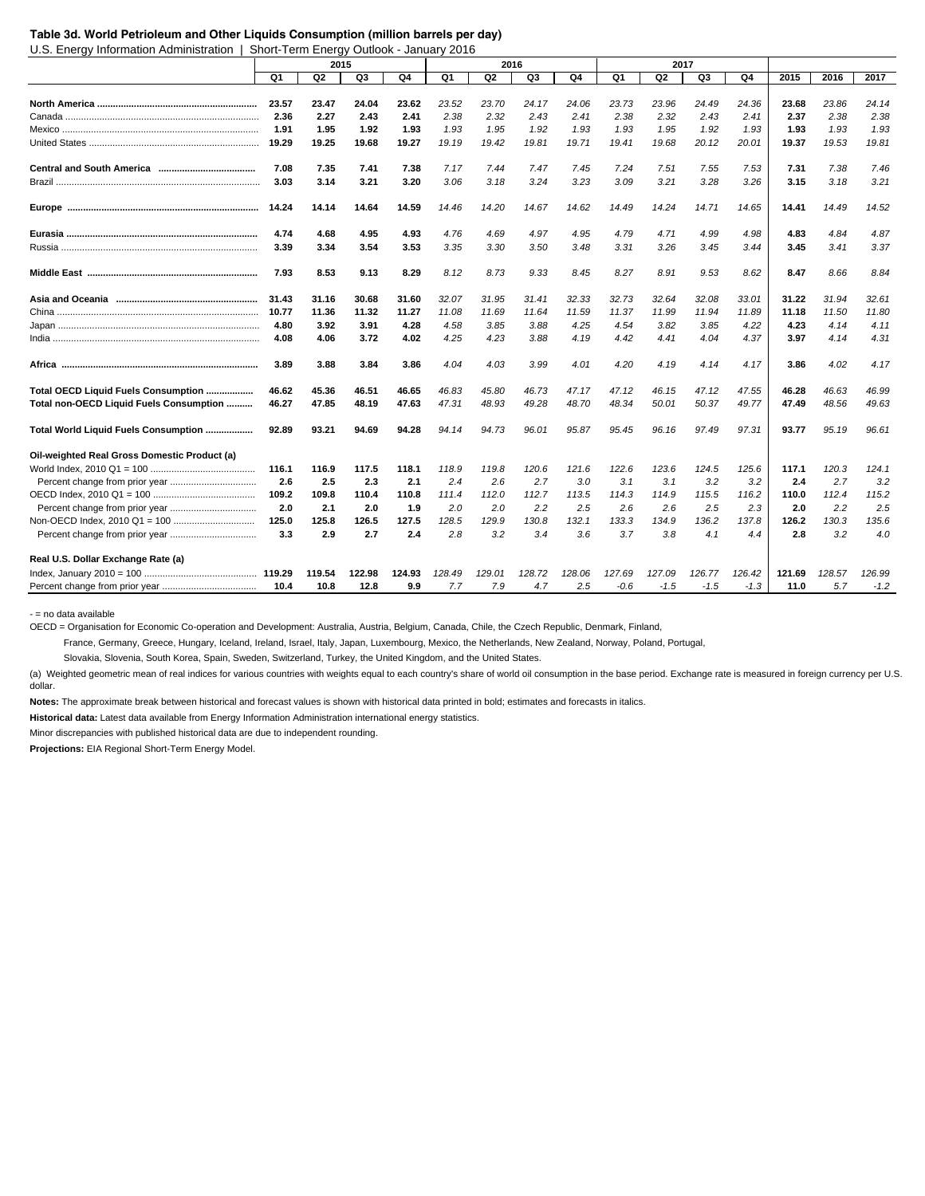**Table 3d. World Petroleum and Other Liquids Consumption (million barrels per day)**

U.S. Energy Information Administration | Short-Term Energy Outlook - January 2016

| | 2015 | | | | 2016 | | | | 2017 | | | | | | |
|---|---|---|---|---|---|---|---|---|---|---|---|---|---|---|---|
| | Q1 | Q2 | Q3 | Q4 | Q1 | Q2 | Q3 | Q4 | Q1 | Q2 | Q3 | Q4 | 2015 | 2016 | 2017 |
| **North America** | **23.57** | **23.47** | **24.04** | **23.62** | *23.52* | *23.70* | *24.17* | *24.06* | *23.73* | *23.96* | *24.49* | *24.36* | **23.68** | *23.86* | *24.14* |
| Canada | **2.36** | **2.27** | **2.43** | **2.41** | *2.38* | *2.32* | *2.43* | *2.41* | *2.38* | *2.32* | *2.43* | *2.41* | **2.37** | *2.38* | *2.38* |
| Mexico | **1.91** | **1.95** | **1.92** | **1.93** | *1.93* | *1.95* | *1.92* | *1.93* | *1.93* | *1.95* | *1.92* | *1.93* | **1.93** | *1.93* | *1.93* |
| United States | **19.29** | **19.25** | **19.68** | **19.27** | *19.19* | *19.42* | *19.81* | *19.71* | *19.41* | *19.68* | *20.12* | *20.01* | **19.37** | *19.53* | *19.81* |
| **Central and South America** | **7.08** | **7.35** | **7.41** | **7.38** | *7.17* | *7.44* | *7.47* | *7.45* | *7.24* | *7.51* | *7.55* | *7.53* | **7.31** | *7.38* | *7.46* |
| Brazil | **3.03** | **3.14** | **3.21** | **3.20** | *3.06* | *3.18* | *3.24* | *3.23* | *3.09* | *3.21* | *3.28* | *3.26* | **3.15** | *3.18* | *3.21* |
| **Europe** | **14.24** | **14.14** | **14.64** | **14.59** | *14.46* | *14.20* | *14.67* | *14.62* | *14.49* | *14.24* | *14.71* | *14.65* | **14.41** | *14.49* | *14.52* |
| **Eurasia** | **4.74** | **4.68** | **4.95** | **4.93** | *4.76* | *4.69* | *4.97* | *4.95* | *4.79* | *4.71* | *4.99* | *4.98* | **4.83** | *4.84* | *4.87* |
| Russia | **3.39** | **3.34** | **3.54** | **3.53** | *3.35* | *3.30* | *3.50* | *3.48* | *3.31* | *3.26* | *3.45* | *3.44* | **3.45** | *3.41* | *3.37* |
| **Middle East** | **7.93** | **8.53** | **9.13** | **8.29** | *8.12* | *8.73* | *9.33* | *8.45* | *8.27* | *8.91* | *9.53* | *8.62* | **8.47** | *8.66* | *8.84* |
| **Asia and Oceania** | **31.43** | **31.16** | **30.68** | **31.60** | *32.07* | *31.95* | *31.41* | *32.33* | *32.73* | *32.64* | *32.08* | *33.01* | **31.22** | *31.94* | *32.61* |
| China | **10.77** | **11.36** | **11.32** | **11.27** | *11.08* | *11.69* | *11.64* | *11.59* | *11.37* | *11.99* | *11.94* | *11.89* | **11.18** | *11.50* | *11.80* |
| Japan | **4.80** | **3.92** | **3.91** | **4.28** | *4.58* | *3.85* | *3.88* | *4.25* | *4.54* | *3.82* | *3.85* | *4.22* | **4.23** | *4.14* | *4.11* |
| India | **4.08** | **4.06** | **3.72** | **4.02** | *4.25* | *4.23* | *3.88* | *4.19* | *4.42* | *4.41* | *4.04* | *4.37* | **3.97** | *4.14* | *4.31* |
| **Africa** | **3.89** | **3.88** | **3.84** | **3.86** | *4.04* | *4.03* | *3.99* | *4.01* | *4.20* | *4.19* | *4.14* | *4.17* | **3.86** | *4.02* | *4.17* |
| **Total OECD Liquid Fuels Consumption** | **46.62** | **45.36** | **46.51** | **46.65** | *46.83* | *45.80* | *46.73* | *47.17* | *47.12* | *46.15* | *47.12* | *47.55* | **46.28** | *46.63* | *46.99* |
| **Total non-OECD Liquid Fuels Consumption** | **46.27** | **47.85** | **48.19** | **47.63** | *47.31* | *48.93* | *49.28* | *48.70* | *48.34* | *50.01* | *50.37* | *49.77* | **47.49** | *48.56* | *49.63* |
| **Total World Liquid Fuels Consumption** | **92.89** | **93.21** | **94.69** | **94.28** | *94.14* | *94.73* | *96.01* | *95.87* | *95.45* | *96.16* | *97.49* | *97.31* | **93.77** | *95.19* | *96.61* |
| **Oil-weighted Real Gross Domestic Product (a)** | | | | | | | | | | | | | | | |
| World Index, 2010 Q1 = 100 | **116.1** | **116.9** | **117.5** | **118.1** | *118.9* | *119.8* | *120.6* | *121.6* | *122.6* | *123.6* | *124.5* | *125.6* | **117.1** | *120.3* | *124.1* |
| Percent change from prior year | **2.6** | **2.5** | **2.3** | **2.1** | *2.4* | *2.6* | *2.7* | *3.0* | *3.1* | *3.1* | *3.2* | *3.2* | **2.4** | *2.7* | *3.2* |
| OECD Index, 2010 Q1 = 100 | **109.2** | **109.8** | **110.4** | **110.8** | *111.4* | *112.0* | *112.7* | *113.5* | *114.3* | *114.9* | *115.5* | *116.2* | **110.0** | *112.4* | *115.2* |
| Percent change from prior year | **2.0** | **2.1** | **2.0** | **1.9** | *2.0* | *2.0* | *2.2* | *2.5* | *2.6* | *2.6* | *2.5* | *2.3* | **2.0** | *2.2* | *2.5* |
| Non-OECD Index, 2010 Q1 = 100 | **125.0** | **125.8** | **126.5** | **127.5** | *128.5* | *129.9* | *130.8* | *132.1* | *133.3* | *134.9* | *136.2* | *137.8* | **126.2** | *130.3* | *135.6* |
| Percent change from prior year | **3.3** | **2.9** | **2.7** | **2.4** | *2.8* | *3.2* | *3.4* | *3.6* | *3.7* | *3.8* | *4.1* | *4.4* | **2.8** | *3.2* | *4.0* |
| **Real U.S. Dollar Exchange Rate (a)** | | | | | | | | | | | | | | | |
| Index, January 2010 = 100 | **119.29** | **119.54** | **122.98** | **124.93** | *128.49* | *129.01* | *128.72* | *128.06* | *127.69* | *127.09* | *126.77* | *126.42* | **121.69** | *128.57* | *126.99* |
| Percent change from prior year | **10.4** | **10.8** | **12.8** | **9.9** | *7.7* | *7.9* | *4.7* | *2.5* | *-0.6* | *-1.5* | *-1.5* | *-1.3* | **11.0** | *5.7* | *-1.2* |

\- = no data available

OECD = Organisation for Economic Co-operation and Development: Australia, Austria, Belgium, Canada, Chile, the Czech Republic, Denmark, Finland, France, Germany, Greece, Hungary, Iceland, Ireland, Israel, Italy, Japan, Luxembourg, Mexico, the Netherlands, New Zealand, Norway, Poland, Portugal, Slovakia, Slovenia, South Korea, Spain, Sweden, Switzerland, Turkey, the United Kingdom, and the United States.

(a) Weighted geometric mean of real indices for various countries with weights equal to each country's share of world oil consumption in the base period. Exchange rate is measured in foreign currency per U.S. dollar.

**Notes:** The approximate break between historical and forecast values is shown with historical data printed in bold; estimates and forecasts in italics.

**Historical data:** Latest data available from Energy Information Administration international energy statistics.

Minor discrepancies with published historical data are due to independent rounding.

**Projections:** EIA Regional Short-Term Energy Model.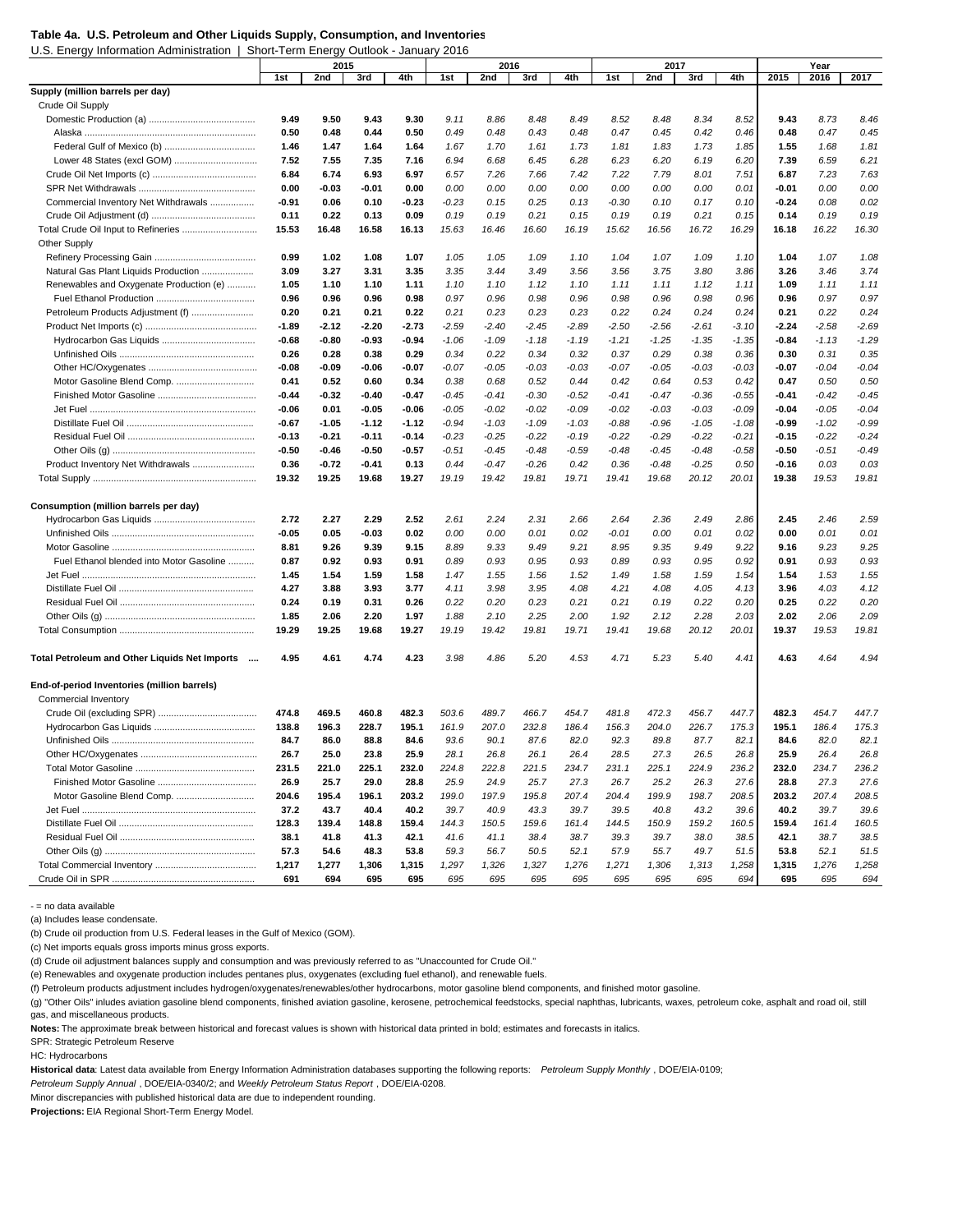**Table 4a. U.S. Petroleum and Other Liquids Supply, Consumption, and Inventories**

U.S. Energy Information Administration | Short-Term Energy Outlook - January 2016

| | 2015 | | | | 2016 | | | | 2017 | | | | Year | | |
|---|---|---|---|---|---|---|---|---|---|---|---|---|---|---|---|
| | 1st | 2nd | 3rd | 4th | 1st | 2nd | 3rd | 4th | 1st | 2nd | 3rd | 4th | 2015 | 2016 | 2017 |
| **Supply (million barrels per day)** | | | | | | | | | | | | | | | |
| Crude Oil Supply | | | | | | | | | | | | | | | |
| Domestic Production (a) | **9.49** | **9.50** | **9.43** | **9.30** | *9.11* | *8.86* | *8.48* | *8.49* | *8.52* | *8.48* | *8.34* | *8.52* | **9.43** | *8.73* | *8.46* |
| Alaska | **0.50** | **0.48** | **0.44** | **0.50** | *0.49* | *0.48* | *0.43* | *0.48* | *0.47* | *0.45* | *0.42* | *0.46* | **0.48** | *0.47* | *0.45* |
| Federal Gulf of Mexico (b) | **1.46** | **1.47** | **1.64** | **1.64** | *1.67* | *1.70* | *1.61* | *1.73* | *1.81* | *1.83* | *1.73* | *1.85* | **1.55** | *1.68* | *1.81* |
| Lower 48 States (excl GOM) | **7.52** | **7.55** | **7.35** | **7.16** | *6.94* | *6.68* | *6.45* | *6.28* | *6.23* | *6.20* | *6.19* | *6.20* | **7.39** | *6.59* | *6.21* |
| Crude Oil Net Imports (c) | **6.84** | **6.74** | **6.93** | **6.97** | *6.57* | *7.26* | *7.66* | *7.42* | *7.22* | *7.79* | *8.01* | *7.51* | **6.87** | *7.23* | *7.63* |
| SPR Net Withdrawals | **0.00** | **-0.03** | **-0.01** | **0.00** | *0.00* | *0.00* | *0.00* | *0.00* | *0.00* | *0.00* | *0.00* | *0.01* | **-0.01** | *0.00* | *0.00* |
| Commercial Inventory Net Withdrawals | **-0.91** | **0.06** | **0.10** | **-0.23** | *-0.23* | *0.15* | *0.25* | *0.13* | *-0.30* | *0.10* | *0.17* | *0.10* | **-0.24** | *0.08* | *0.02* |
| Crude Oil Adjustment (d) | **0.11** | **0.22** | **0.13** | **0.09** | *0.19* | *0.19* | *0.21* | *0.15* | *0.19* | *0.19* | *0.21* | *0.15* | **0.14** | *0.19* | *0.19* |
| Total Crude Oil Input to Refineries | **15.53** | **16.48** | **16.58** | **16.13** | *15.63* | *16.46* | *16.60* | *16.19* | *15.62* | *16.56* | *16.72* | *16.29* | **16.18** | *16.22* | *16.30* |
| Other Supply | | | | | | | | | | | | | | | |
| Refinery Processing Gain | **0.99** | **1.02** | **1.08** | **1.07** | *1.05* | *1.05* | *1.09* | *1.10* | *1.04* | *1.07* | *1.09* | *1.10* | **1.04** | *1.07* | *1.08* |
| Natural Gas Plant Liquids Production | **3.09** | **3.27** | **3.31** | **3.35** | *3.35* | *3.44* | *3.49* | *3.56* | *3.56* | *3.75* | *3.80* | *3.86* | **3.26** | *3.46* | *3.74* |
| Renewables and Oxygenate Production (e) | **1.05** | **1.10** | **1.10** | **1.11** | *1.10* | *1.10* | *1.12* | *1.10* | *1.11* | *1.11* | *1.12* | *1.11* | **1.09** | *1.11* | *1.11* |
| Fuel Ethanol Production | **0.96** | **0.96** | **0.96** | **0.98** | *0.97* | *0.96* | *0.98* | *0.96* | *0.98* | *0.96* | *0.98* | *0.96* | **0.96** | *0.97* | *0.97* |
| Petroleum Products Adjustment (f) | **0.20** | **0.21** | **0.21** | **0.22** | *0.21* | *0.23* | *0.23* | *0.23* | *0.22* | *0.24* | *0.24* | *0.24* | **0.21** | *0.22* | *0.24* |
| Product Net Imports (c) | **-1.89** | **-2.12** | **-2.20** | **-2.73** | *-2.59* | *-2.40* | *-2.45* | *-2.89* | *-2.50* | *-2.56* | *-2.61* | *-3.10* | **-2.24** | *-2.58* | *-2.69* |
| Hydrocarbon Gas Liquids | **-0.68** | **-0.80** | **-0.93** | **-0.94** | *-1.06* | *-1.09* | *-1.18* | *-1.19* | *-1.21* | *-1.25* | *-1.35* | *-1.35* | **-0.84** | *-1.13* | *-1.29* |
| Unfinished Oils | **0.26** | **0.28** | **0.38** | **0.29** | *0.34* | *0.22* | *0.34* | *0.32* | *0.37* | *0.29* | *0.38* | *0.36* | **0.30** | *0.31* | *0.35* |
| Other HC/Oxygenates | **-0.08** | **-0.09** | **-0.06** | **-0.07** | *-0.07* | *-0.05* | *-0.03* | *-0.03* | *-0.07* | *-0.05* | *-0.03* | *-0.03* | **-0.07** | *-0.04* | *-0.04* |
| Motor Gasoline Blend Comp. | **0.41** | **0.52** | **0.60** | **0.34** | *0.38* | *0.68* | *0.52* | *0.44* | *0.42* | *0.64* | *0.53* | *0.42* | **0.47** | *0.50* | *0.50* |
| Finished Motor Gasoline | **-0.44** | **-0.32** | **-0.40** | **-0.47** | *-0.45* | *-0.41* | *-0.30* | *-0.52* | *-0.41* | *-0.47* | *-0.36* | *-0.55* | **-0.41** | *-0.42* | *-0.45* |
| Jet Fuel | **-0.06** | **0.01** | **-0.05** | **-0.06** | *-0.05* | *-0.02* | *-0.02* | *-0.09* | *-0.02* | *-0.03* | *-0.03* | *-0.09* | **-0.04** | *-0.05* | *-0.04* |
| Distillate Fuel Oil | **-0.67** | **-1.05** | **-1.12** | **-1.12** | *-0.94* | *-1.03* | *-1.09* | *-1.03* | *-0.88* | *-0.96* | *-1.05* | *-1.08* | **-0.99** | *-1.02* | *-0.99* |
| Residual Fuel Oil | **-0.13** | **-0.21** | **-0.11** | **-0.14** | *-0.23* | *-0.25* | *-0.22* | *-0.19* | *-0.22* | *-0.29* | *-0.22* | *-0.21* | **-0.15** | *-0.22* | *-0.24* |
| Other Oils (g) | **-0.50** | **-0.46** | **-0.50** | **-0.57** | *-0.51* | *-0.45* | *-0.48* | *-0.59* | *-0.48* | *-0.45* | *-0.48* | *-0.58* | **-0.50** | *-0.51* | *-0.49* |
| Product Inventory Net Withdrawals | **0.36** | **-0.72** | **-0.41** | **0.13** | *0.44* | *-0.47* | *-0.26* | *0.42* | *0.36* | *-0.48* | *-0.25* | *0.50* | **-0.16** | *0.03* | *0.03* |
| Total Supply | **19.32** | **19.25** | **19.68** | **19.27** | *19.19* | *19.42* | *19.81* | *19.71* | *19.41* | *19.68* | *20.12* | *20.01* | **19.38** | *19.53* | *19.81* |
| **Consumption (million barrels per day)** | | | | | | | | | | | | | | | |
| Hydrocarbon Gas Liquids | **2.72** | **2.27** | **2.29** | **2.52** | *2.61* | *2.24* | *2.31* | *2.66* | *2.64* | *2.36* | *2.49* | *2.86* | **2.45** | *2.46* | *2.59* |
| Unfinished Oils | **-0.05** | **0.05** | **-0.03** | **0.02** | *0.00* | *0.00* | *0.01* | *0.02* | *-0.01* | *0.00* | *0.01* | *0.02* | **0.00** | *0.01* | *0.01* |
| Motor Gasoline | **8.81** | **9.26** | **9.39** | **9.15** | *8.89* | *9.33* | *9.49* | *9.21* | *8.95* | *9.35* | *9.49* | *9.22* | **9.16** | *9.23* | *9.25* |
| Fuel Ethanol blended into Motor Gasoline | **0.87** | **0.92** | **0.93** | **0.91** | *0.89* | *0.93* | *0.95* | *0.93* | *0.89* | *0.93* | *0.95* | *0.92* | **0.91** | *0.93* | *0.93* |
| Jet Fuel | **1.45** | **1.54** | **1.59** | **1.58** | *1.47* | *1.55* | *1.56* | *1.52* | *1.49* | *1.58* | *1.59* | *1.54* | **1.54** | *1.53* | *1.55* |
| Distillate Fuel Oil | **4.27** | **3.88** | **3.93** | **3.77** | *4.11* | *3.98* | *3.95* | *4.08* | *4.21* | *4.08* | *4.05* | *4.13* | **3.96** | *4.03* | *4.12* |
| Residual Fuel Oil | **0.24** | **0.19** | **0.31** | **0.26** | *0.22* | *0.20* | *0.23* | *0.21* | *0.21* | *0.19* | *0.22* | *0.20* | **0.25** | *0.22* | *0.20* |
| Other Oils (g) | **1.85** | **2.06** | **2.20** | **1.97** | *1.88* | *2.10* | *2.25* | *2.00* | *1.92* | *2.12* | *2.28* | *2.03* | **2.02** | *2.06* | *2.09* |
| Total Consumption | **19.29** | **19.25** | **19.68** | **19.27** | *19.19* | *19.42* | *19.81* | *19.71* | *19.41* | *19.68* | *20.12* | *20.01* | **19.37** | *19.53* | *19.81* |
| **Total Petroleum and Other Liquids Net Imports** | **4.95** | **4.61** | **4.74** | **4.23** | *3.98* | *4.86* | *5.20* | *4.53* | *4.71* | *5.23* | *5.40* | *4.41* | **4.63** | *4.64* | *4.94* |
| **End-of-period Inventories (million barrels)** | | | | | | | | | | | | | | | |
| Commercial Inventory | | | | | | | | | | | | | | | |
| Crude Oil (excluding SPR) | **474.8** | **469.5** | **460.8** | **482.3** | *503.6* | *489.7* | *466.7* | *454.7* | *481.8* | *472.3* | *456.7* | *447.7* | **482.3** | *454.7* | *447.7* |
| Hydrocarbon Gas Liquids | **138.8** | **196.3** | **228.7** | **195.1** | *161.9* | *207.0* | *232.8* | *186.4* | *156.3* | *204.0* | *226.7* | *175.3* | **195.1** | *186.4* | *175.3* |
| Unfinished Oils | **84.7** | **86.0** | **88.8** | **84.6** | *93.6* | *90.1* | *87.6* | *82.0* | *92.3* | *89.8* | *87.7* | *82.1* | **84.6** | *82.0* | *82.1* |
| Other HC/Oxygenates | **26.7** | **25.0** | **23.8** | **25.9** | *28.1* | *26.8* | *26.1* | *26.4* | *28.5* | *27.3* | *26.5* | *26.8* | **25.9** | *26.4* | *26.8* |
| Total Motor Gasoline | **231.5** | **221.0** | **225.1** | **232.0** | *224.8* | *222.8* | *221.5* | *234.7* | *231.1* | *225.1* | *224.9* | *236.2* | **232.0** | *234.7* | *236.2* |
| Finished Motor Gasoline | **26.9** | **25.7** | **29.0** | **28.8** | *25.9* | *24.9* | *25.7* | *27.3* | *26.7* | *25.2* | *26.3* | *27.6* | **28.8** | *27.3* | *27.6* |
| Motor Gasoline Blend Comp. | **204.6** | **195.4** | **196.1** | **203.2** | *199.0* | *197.9* | *195.8* | *207.4* | *204.4* | *199.9* | *198.7* | *208.5* | **203.2** | *207.4* | *208.5* |
| Jet Fuel | **37.2** | **43.7** | **40.4** | **40.2** | *39.7* | *40.9* | *43.3* | *39.7* | *39.5* | *40.8* | *43.2* | *39.6* | **40.2** | *39.7* | *39.6* |
| Distillate Fuel Oil | **128.3** | **139.4** | **148.8** | **159.4** | *144.3* | *150.5* | *159.6* | *161.4* | *144.5* | *150.9* | *159.2* | *160.5* | **159.4** | *161.4* | *160.5* |
| Residual Fuel Oil | **38.1** | **41.8** | **41.3** | **42.1** | *41.6* | *41.1* | *38.4* | *38.7* | *39.3* | *39.7* | *38.0* | *38.5* | **42.1** | *38.7* | *38.5* |
| Other Oils (g) | **57.3** | **54.6** | **48.3** | **53.8** | *59.3* | *56.7* | *50.5* | *52.1* | *57.9* | *55.7* | *49.7* | *51.5* | **53.8** | *52.1* | *51.5* |
| Total Commercial Inventory | **1,217** | **1,277** | **1,306** | **1,315** | *1,297* | *1,326* | *1,327* | *1,276* | *1,271* | *1,306* | *1,313* | *1,258* | **1,315** | *1,276* | *1,258* |
| Crude Oil in SPR | **691** | **694** | **695** | **695** | *695* | *695* | *695* | *695* | *695* | *695* | *695* | *694* | **695** | *695* | *694* |

\- = no data available

(a) Includes lease condensate.

(b) Crude oil production from U.S. Federal leases in the Gulf of Mexico (GOM).

(c) Net imports equals gross imports minus gross exports.

(d) Crude oil adjustment balances supply and consumption and was previously referred to as "Unaccounted for Crude Oil."

(e) Renewables and oxygenate production includes pentanes plus, oxygenates (excluding fuel ethanol), and renewable fuels.

(f) Petroleum products adjustment includes hydrogen/oxygenates/renewables/other hydrocarbons, motor gasoline blend components, and finished motor gasoline.

(g) "Other Oils" inludes aviation gasoline blend components, finished aviation gasoline, kerosene, petrochemical feedstocks, special naphthas, lubricants, waxes, petroleum coke, asphalt and road oil, still gas, and miscellaneous products.

**Notes:** The approximate break between historical and forecast values is shown with historical data printed in bold; estimates and forecasts in italics.

SPR: Strategic Petroleum Reserve

HC: Hydrocarbons

**Historical data**: Latest data available from Energy Information Administration databases supporting the following reports: *Petroleum Supply Monthly*, DOE/EIA-0109; *Petroleum Supply Annual*, DOE/EIA-0340/2; and *Weekly Petroleum Status Report*, DOE/EIA-0208.

Minor discrepancies with published historical data are due to independent rounding.

**Projections:** EIA Regional Short-Term Energy Model.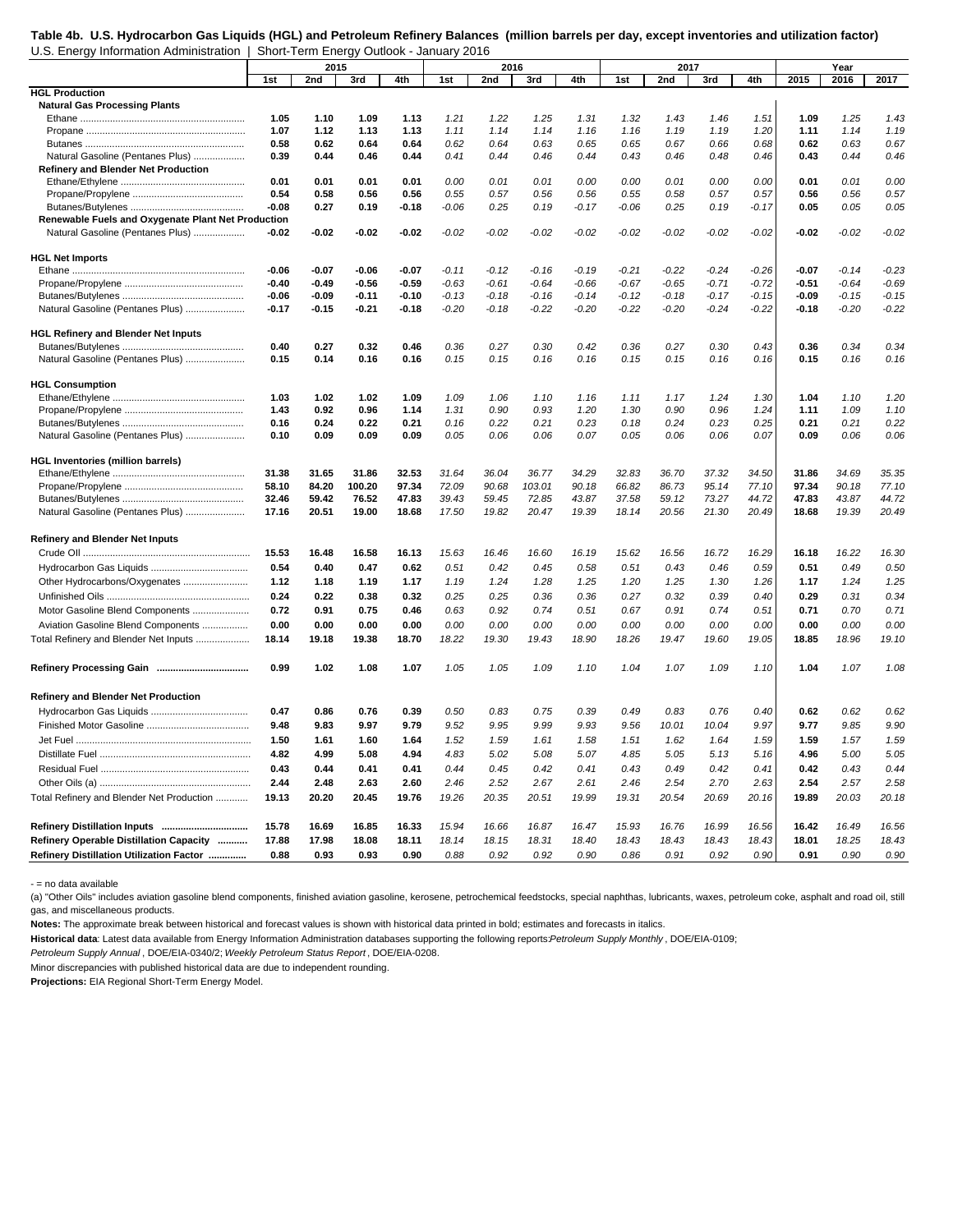**Table 4b. U.S. Hydrocarbon Gas Liquids (HGL) and Petroleum Refinery Balances (million barrels per day, except inventories and utilization factor)**

U.S. Energy Information Administration | Short-Term Energy Outlook - January 2016

| | 2015 | | | | 2016 | | | | 2017 | | | | Year | | |
|---|---|---|---|---|---|---|---|---|---|---|---|---|---|---|---|
| | 1st | 2nd | 3rd | 4th | 1st | 2nd | 3rd | 4th | 1st | 2nd | 3rd | 4th | 2015 | 2016 | 2017 |
| **HGL Production** | | | | | | | | | | | | | | | |
| **Natural Gas Processing Plants** | | | | | | | | | | | | | | | |
| Ethane | **1.05** | **1.10** | **1.09** | **1.13** | *1.21* | *1.22* | *1.25* | *1.31* | *1.32* | *1.43* | *1.46* | *1.51* | **1.09** | *1.25* | *1.43* |
| Propane | **1.07** | **1.12** | **1.13** | **1.13** | *1.11* | *1.14* | *1.14* | *1.16* | *1.16* | *1.19* | *1.19* | *1.20* | **1.11** | *1.14* | *1.19* |
| Butanes | **0.58** | **0.62** | **0.64** | **0.64** | *0.62* | *0.64* | *0.63* | *0.65* | *0.65* | *0.67* | *0.66* | *0.68* | **0.62** | *0.63* | *0.67* |
| Natural Gasoline (Pentanes Plus) | **0.39** | **0.44** | **0.46** | **0.44** | *0.41* | *0.44* | *0.46* | *0.44* | *0.43* | *0.46* | *0.48* | *0.46* | **0.43** | *0.44* | *0.46* |
| **Refinery and Blender Net Production** | | | | | | | | | | | | | | | |
| Ethane/Ethylene | **0.01** | **0.01** | **0.01** | **0.01** | *0.00* | *0.01* | *0.01* | *0.00* | *0.00* | *0.01* | *0.00* | *0.00* | **0.01** | *0.01* | *0.00* |
| Propane/Propylene | **0.54** | **0.58** | **0.56** | **0.56** | *0.55* | *0.57* | *0.56* | *0.56* | *0.55* | *0.58* | *0.57* | *0.57* | **0.56** | *0.56* | *0.57* |
| Butanes/Butylenes | **-0.08** | **0.27** | **0.19** | **-0.18** | *-0.06* | *0.25* | *0.19* | *-0.17* | *-0.06* | *0.25* | *0.19* | *-0.17* | **0.05** | *0.05* | *0.05* |
| **Renewable Fuels and Oxygenate Plant Net Production** | | | | | | | | | | | | | | | |
| Natural Gasoline (Pentanes Plus) | **-0.02** | **-0.02** | **-0.02** | **-0.02** | *-0.02* | *-0.02* | *-0.02* | *-0.02* | *-0.02* | *-0.02* | *-0.02* | *-0.02* | **-0.02** | *-0.02* | *-0.02* |
| **HGL Net Imports** | | | | | | | | | | | | | | | |
| Ethane | **-0.06** | **-0.07** | **-0.06** | **-0.07** | *-0.11* | *-0.12* | *-0.16* | *-0.19* | *-0.21* | *-0.22* | *-0.24* | *-0.26* | **-0.07** | *-0.14* | *-0.23* |
| Propane/Propylene | **-0.40** | **-0.49** | **-0.56** | **-0.59** | *-0.63* | *-0.61* | *-0.64* | *-0.66* | *-0.67* | *-0.65* | *-0.71* | *-0.72* | **-0.51** | *-0.64* | *-0.69* |
| Butanes/Butylenes | **-0.06** | **-0.09** | **-0.11** | **-0.10** | *-0.13* | *-0.18* | *-0.16* | *-0.14* | *-0.12* | *-0.18* | *-0.17* | *-0.15* | **-0.09** | *-0.15* | *-0.15* |
| Natural Gasoline (Pentanes Plus) | **-0.17** | **-0.15** | **-0.21** | **-0.18** | *-0.20* | *-0.18* | *-0.22* | *-0.20* | *-0.22* | *-0.20* | *-0.24* | *-0.22* | **-0.18** | *-0.20* | *-0.22* |
| **HGL Refinery and Blender Net Inputs** | | | | | | | | | | | | | | | |
| Butanes/Butylenes | **0.40** | **0.27** | **0.32** | **0.46** | *0.36* | *0.27* | *0.30* | *0.42* | *0.36* | *0.27* | *0.30* | *0.43* | **0.36** | *0.34* | *0.34* |
| Natural Gasoline (Pentanes Plus) | **0.15** | **0.14** | **0.16** | **0.16** | *0.15* | *0.15* | *0.16* | *0.16* | *0.15* | *0.15* | *0.16* | *0.16* | **0.15** | *0.16* | *0.16* |
| **HGL Consumption** | | | | | | | | | | | | | | | |
| Ethane/Ethylene | **1.03** | **1.02** | **1.02** | **1.09** | *1.09* | *1.06* | *1.10* | *1.16* | *1.11* | *1.17* | *1.24* | *1.30* | **1.04** | *1.10* | *1.20* |
| Propane/Propylene | **1.43** | **0.92** | **0.96** | **1.14** | *1.31* | *0.90* | *0.93* | *1.20* | *1.30* | *0.90* | *0.96* | *1.24* | **1.11** | *1.09* | *1.10* |
| Butanes/Butylenes | **0.16** | **0.24** | **0.22** | **0.21** | *0.16* | *0.22* | *0.21* | *0.23* | *0.18* | *0.24* | *0.23* | *0.25* | **0.21** | *0.21* | *0.22* |
| Natural Gasoline (Pentanes Plus) | **0.10** | **0.09** | **0.09** | **0.09** | *0.05* | *0.06* | *0.06* | *0.07* | *0.05* | *0.06* | *0.06* | *0.07* | **0.09** | *0.06* | *0.06* |
| **HGL Inventories (million barrels)** | | | | | | | | | | | | | | | |
| Ethane/Ethylene | **31.38** | **31.65** | **31.86** | **32.53** | *31.64* | *36.04* | *36.77* | *34.29* | *32.83* | *36.70* | *37.32* | *34.50* | **31.86** | *34.69* | *35.35* |
| Propane/Propylene | **58.10** | **84.20** | **100.20** | **97.34** | *72.09* | *90.68* | *103.01* | *90.18* | *66.82* | *86.73* | *95.14* | *77.10* | **97.34** | *90.18* | *77.10* |
| Butanes/Butylenes | **32.46** | **59.42** | **76.52** | **47.83** | *39.43* | *59.45* | *72.85* | *43.87* | *37.58* | *59.12* | *73.27* | *44.72* | **47.83** | *43.87* | *44.72* |
| Natural Gasoline (Pentanes Plus) | **17.16** | **20.51** | **19.00** | **18.68** | *17.50* | *19.82* | *20.47* | *19.39* | *18.14* | *20.56* | *21.30* | *20.49* | **18.68** | *19.39* | *20.49* |
| **Refinery and Blender Net Inputs** | | | | | | | | | | | | | | | |
| Crude OIl | **15.53** | **16.48** | **16.58** | **16.13** | *15.63* | *16.46* | *16.60* | *16.19* | *15.62* | *16.56* | *16.72* | *16.29* | **16.18** | *16.22* | *16.30* |
| Hydrocarbon Gas Liquids | **0.54** | **0.40** | **0.47** | **0.62** | *0.51* | *0.42* | *0.45* | *0.58* | *0.51* | *0.43* | *0.46* | *0.59* | **0.51** | *0.49* | *0.50* |
| Other Hydrocarbons/Oxygenates | **1.12** | **1.18** | **1.19** | **1.17** | *1.19* | *1.24* | *1.28* | *1.25* | *1.20* | *1.25* | *1.30* | *1.26* | **1.17** | *1.24* | *1.25* |
| Unfinished Oils | **0.24** | **0.22** | **0.38** | **0.32** | *0.25* | *0.25* | *0.36* | *0.36* | *0.27* | *0.32* | *0.39* | *0.40* | **0.29** | *0.31* | *0.34* |
| Motor Gasoline Blend Components | **0.72** | **0.91** | **0.75** | **0.46** | *0.63* | *0.92* | *0.74* | *0.51* | *0.67* | *0.91* | *0.74* | *0.51* | **0.71** | *0.70* | *0.71* |
| Aviation Gasoline Blend Components | **0.00** | **0.00** | **0.00** | **0.00** | *0.00* | *0.00* | *0.00* | *0.00* | *0.00* | *0.00* | *0.00* | *0.00* | **0.00** | *0.00* | *0.00* |
| Total Refinery and Blender Net Inputs | **18.14** | **19.18** | **19.38** | **18.70** | *18.22* | *19.30* | *19.43* | *18.90* | *18.26* | *19.47* | *19.60* | *19.05* | **18.85** | *18.96* | *19.10* |
| **Refinery Processing Gain** | **0.99** | **1.02** | **1.08** | **1.07** | *1.05* | *1.05* | *1.09* | *1.10* | *1.04* | *1.07* | *1.09* | *1.10* | **1.04** | *1.07* | *1.08* |
| **Refinery and Blender Net Production** | | | | | | | | | | | | | | | |
| Hydrocarbon Gas Liquids | **0.47** | **0.86** | **0.76** | **0.39** | *0.50* | *0.83* | *0.75* | *0.39* | *0.49* | *0.83* | *0.76* | *0.40* | **0.62** | *0.62* | *0.62* |
| Finished Motor Gasoline | **9.48** | **9.83** | **9.97** | **9.79** | *9.52* | *9.95* | *9.99* | *9.93* | *9.56* | *10.01* | *10.04* | *9.97* | **9.77** | *9.85* | *9.90* |
| Jet Fuel | **1.50** | **1.61** | **1.60** | **1.64** | *1.52* | *1.59* | *1.61* | *1.58* | *1.51* | *1.62* | *1.64* | *1.59* | **1.59** | *1.57* | *1.59* |
| Distillate Fuel | **4.82** | **4.99** | **5.08** | **4.94** | *4.83* | *5.02* | *5.08* | *5.07* | *4.85* | *5.05* | *5.13* | *5.16* | **4.96** | *5.00* | *5.05* |
| Residual Fuel | **0.43** | **0.44** | **0.41** | **0.41** | *0.44* | *0.45* | *0.42* | *0.41* | *0.43* | *0.49* | *0.42* | *0.41* | **0.42** | *0.43* | *0.44* |
| Other Oils (a) | **2.44** | **2.48** | **2.63** | **2.60** | *2.46* | *2.52* | *2.67* | *2.61* | *2.46* | *2.54* | *2.70* | *2.63* | **2.54** | *2.57* | *2.58* |
| Total Refinery and Blender Net Production | **19.13** | **20.20** | **20.45** | **19.76** | *19.26* | *20.35* | *20.51* | *19.99* | *19.31* | *20.54* | *20.69* | *20.16* | **19.89** | *20.03* | *20.18* |
| **Refinery Distillation Inputs** | **15.78** | **16.69** | **16.85** | **16.33** | *15.94* | *16.66* | *16.87* | *16.47* | *15.93* | *16.76* | *16.99* | *16.56* | **16.42** | *16.49* | *16.56* |
| **Refinery Operable Distillation Capacity** | **17.88** | **17.98** | **18.08** | **18.11** | *18.14* | *18.15* | *18.31* | *18.40* | *18.43* | *18.43* | *18.43* | *18.43* | **18.01** | *18.25* | *18.43* |
| **Refinery Distillation Utilization Factor** | **0.88** | **0.93** | **0.93** | **0.90** | *0.88* | *0.92* | *0.92* | *0.90* | *0.86* | *0.91* | *0.92* | *0.90* | **0.91** | *0.90* | *0.90* |

\- = no data available

(a) "Other Oils" includes aviation gasoline blend components, finished aviation gasoline, kerosene, petrochemical feedstocks, special naphthas, lubricants, waxes, petroleum coke, asphalt and road oil, still gas, and miscellaneous products.

**Notes:** The approximate break between historical and forecast values is shown with historical data printed in bold; estimates and forecasts in italics.

**Historical data**: Latest data available from Energy Information Administration databases supporting the following reports: *Petroleum Supply Monthly* , DOE/EIA-0109; *Petroleum Supply Annual* , DOE/EIA-0340/2; *Weekly Petroleum Status Report* , DOE/EIA-0208.

Minor discrepancies with published historical data are due to independent rounding.

**Projections:** EIA Regional Short-Term Energy Model.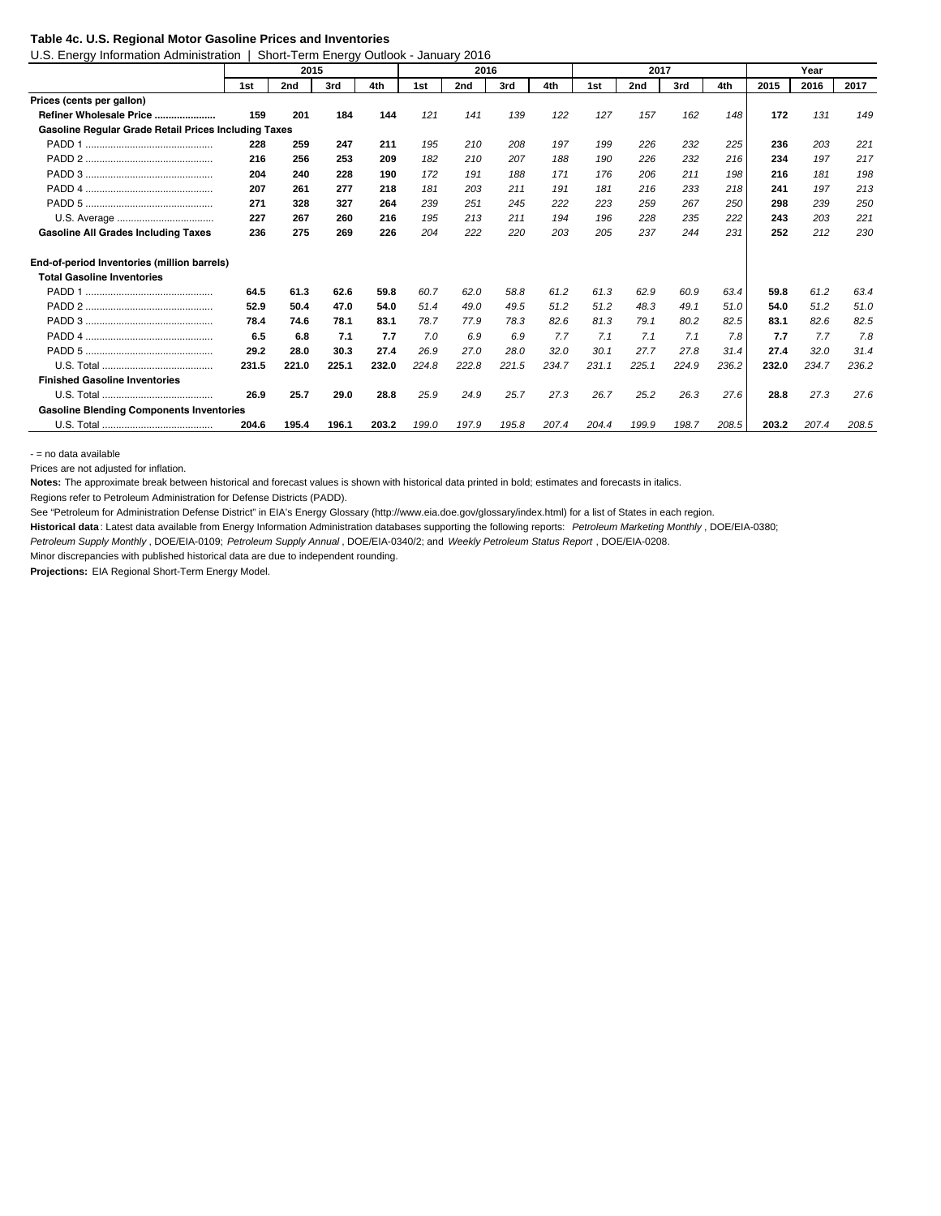**Table 4c. U.S. Regional Motor Gasoline Prices and Inventories**

U.S. Energy Information Administration | Short-Term Energy Outlook - January 2016

| | 2015 | | | | 2016 | | | | 2017 | | | | Year | | |
|---|---|---|---|---|---|---|---|---|---|---|---|---|---|---|---|
| | 1st | 2nd | 3rd | 4th | 1st | 2nd | 3rd | 4th | 1st | 2nd | 3rd | 4th | 2015 | 2016 | 2017 |
| **Prices (cents per gallon)** | | | | | | | | | | | | | | | |
| **Refiner Wholesale Price** | **159** | **201** | **184** | **144** | *121* | *141* | *139* | *122* | *127* | *157* | *162* | *148* | **172** | *131* | *149* |
| **Gasoline Regular Grade Retail Prices Including Taxes** | | | | | | | | | | | | | | | |
| PADD 1 | **228** | **259** | **247** | **211** | *195* | *210* | *208* | *197* | *199* | *226* | *232* | *225* | **236** | *203* | *221* |
| PADD 2 | **216** | **256** | **253** | **209** | *182* | *210* | *207* | *188* | *190* | *226* | *232* | *216* | **234** | *197* | *217* |
| PADD 3 | **204** | **240** | **228** | **190** | *172* | *191* | *188* | *171* | *176* | *206* | *211* | *198* | **216** | *181* | *198* |
| PADD 4 | **207** | **261** | **277** | **218** | *181* | *203* | *211* | *191* | *181* | *216* | *233* | *218* | **241** | *197* | *213* |
| PADD 5 | **271** | **328** | **327** | **264** | *239* | *251* | *245* | *222* | *223* | *259* | *267* | *250* | **298** | *239* | *250* |
| U.S. Average | **227** | **267** | **260** | **216** | *195* | *213* | *211* | *194* | *196* | *228* | *235* | *222* | **243** | *203* | *221* |
| **Gasoline All Grades Including Taxes** | **236** | **275** | **269** | **226** | *204* | *222* | *220* | *203* | *205* | *237* | *244* | *231* | **252** | *212* | *230* |
| | | | | | | | | | | | | | | | |
| **End-of-period Inventories (million barrels)** | | | | | | | | | | | | | | | |
| **Total Gasoline Inventories** | | | | | | | | | | | | | | | |
| PADD 1 | **64.5** | **61.3** | **62.6** | **59.8** | *60.7* | *62.0* | *58.8* | *61.2* | *61.3* | *62.9* | *60.9* | *63.4* | **59.8** | *61.2* | *63.4* |
| PADD 2 | **52.9** | **50.4** | **47.0** | **54.0** | *51.4* | *49.0* | *49.5* | *51.2* | *51.2* | *48.3* | *49.1* | *51.0* | **54.0** | *51.2* | *51.0* |
| PADD 3 | **78.4** | **74.6** | **78.1** | **83.1** | *78.7* | *77.9* | *78.3* | *82.6* | *81.3* | *79.1* | *80.2* | *82.5* | **83.1** | *82.6* | *82.5* |
| PADD 4 | **6.5** | **6.8** | **7.1** | **7.7** | *7.0* | *6.9* | *6.9* | *7.7* | *7.1* | *7.1* | *7.1* | *7.8* | **7.7** | *7.7* | *7.8* |
| PADD 5 | **29.2** | **28.0** | **30.3** | **27.4** | *26.9* | *27.0* | *28.0* | *32.0* | *30.1* | *27.7* | *27.8* | *31.4* | **27.4** | *32.0* | *31.4* |
| U.S. Total | **231.5** | **221.0** | **225.1** | **232.0** | *224.8* | *222.8* | *221.5* | *234.7* | *231.1* | *225.1* | *224.9* | *236.2* | **232.0** | *234.7* | *236.2* |
| **Finished Gasoline Inventories** | | | | | | | | | | | | | | | |
| U.S. Total | **26.9** | **25.7** | **29.0** | **28.8** | *25.9* | *24.9* | *25.7* | *27.3* | *26.7* | *25.2* | *26.3* | *27.6* | **28.8** | *27.3* | *27.6* |
| **Gasoline Blending Components Inventories** | | | | | | | | | | | | | | | |
| U.S. Total | **204.6** | **195.4** | **196.1** | **203.2** | *199.0* | *197.9* | *195.8* | *207.4* | *204.4* | *199.9* | *198.7* | *208.5* | **203.2** | *207.4* | *208.5* |

- = no data available

Prices are not adjusted for inflation.

**Notes:** The approximate break between historical and forecast values is shown with historical data printed in bold; estimates and forecasts in italics.

Regions refer to Petroleum Administration for Defense Districts (PADD).

See "Petroleum for Administration Defense District" in EIA's Energy Glossary (http://www.eia.doe.gov/glossary/index.html) for a list of States in each region.

**Historical data**: Latest data available from Energy Information Administration databases supporting the following reports: *Petroleum Marketing Monthly*, DOE/EIA-0380; *Petroleum Supply Monthly*, DOE/EIA-0109; *Petroleum Supply Annual*, DOE/EIA-0340/2; and *Weekly Petroleum Status Report*, DOE/EIA-0208.

Minor discrepancies with published historical data are due to independent rounding.

**Projections:** EIA Regional Short-Term Energy Model.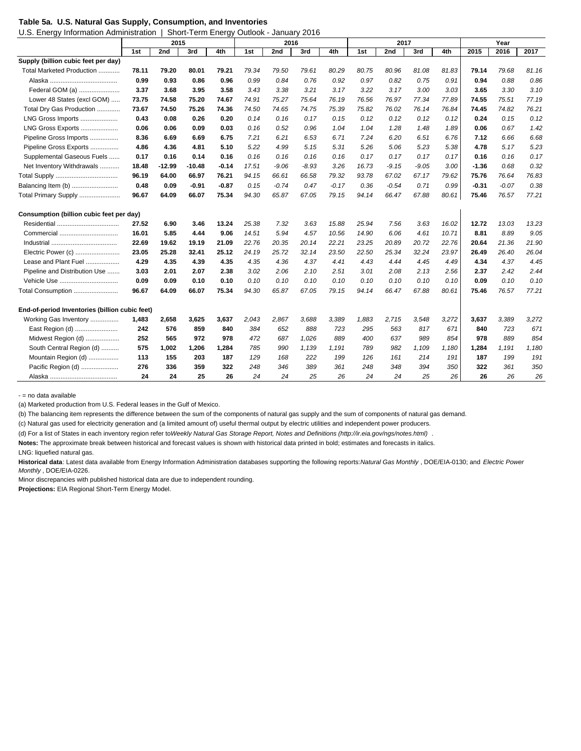**Table 5a. U.S. Natural Gas Supply, Consumption, and Inventories**

U.S. Energy Information Administration | Short-Term Energy Outlook - January 2016

| | 2015 | | | | 2016 | | | | 2017 | | | | Year | | |
|---|---|---|---|---|---|---|---|---|---|---|---|---|---|---|---|
| | 1st | 2nd | 3rd | 4th | 1st | 2nd | 3rd | 4th | 1st | 2nd | 3rd | 4th | 2015 | 2016 | 2017 |
| **Supply (billion cubic feet per day)** | | | | | | | | | | | | | | | |
| Total Marketed Production ............ | **78.11** | **79.20** | **80.01** | **79.21** | *79.34* | *79.50* | *79.61* | *80.29* | *80.75* | *80.96* | *81.08* | *81.83* | **79.14** | *79.68* | *81.16* |
| Alaska ...................................... | **0.99** | **0.93** | **0.86** | **0.96** | *0.99* | *0.84* | *0.76* | *0.92* | *0.97* | *0.82* | *0.75* | *0.91* | **0.94** | *0.88* | *0.86* |
| Federal GOM (a) ....................... | **3.37** | **3.68** | **3.95** | **3.58** | *3.43* | *3.38* | *3.21* | *3.17* | *3.22* | *3.17* | *3.00* | *3.03* | **3.65** | *3.30* | *3.10* |
| Lower 48 States (excl GOM) ..... | **73.75** | **74.58** | **75.20** | **74.67** | *74.91* | *75.27* | *75.64* | *76.19* | *76.56* | *76.97* | *77.34* | *77.89* | **74.55** | *75.51* | *77.19* |
| Total Dry Gas Production ............ | **73.67** | **74.50** | **75.26** | **74.36** | *74.50* | *74.65* | *74.75* | *75.39* | *75.82* | *76.02* | *76.14* | *76.84* | **74.45** | *74.82* | *76.21* |
| LNG Gross Imports ..................... | **0.43** | **0.08** | **0.26** | **0.20** | *0.14* | *0.16* | *0.17* | *0.15* | *0.12* | *0.12* | *0.12* | *0.12* | **0.24** | *0.15* | *0.12* |
| LNG Gross Exports ..................... | **0.06** | **0.06** | **0.09** | **0.03** | *0.16* | *0.52* | *0.96* | *1.04* | *1.04* | *1.28* | *1.48* | *1.89* | **0.06** | *0.67* | *1.42* |
| Pipeline Gross Imports ................ | **8.36** | **6.69** | **6.69** | **6.75** | *7.21* | *6.21* | *6.53* | *6.71* | *7.24* | *6.20* | *6.51* | *6.76* | **7.12** | *6.66* | *6.68* |
| Pipeline Gross Exports ................ | **4.86** | **4.36** | **4.81** | **5.10** | *5.22* | *4.99* | *5.15* | *5.31* | *5.26* | *5.06* | *5.23* | *5.38* | **4.78** | *5.17* | *5.23* |
| Supplemental Gaseous Fuels ...... | **0.17** | **0.16** | **0.14** | **0.16** | *0.16* | *0.16* | *0.16* | *0.16* | *0.17* | *0.17* | *0.17* | *0.17* | **0.16** | *0.16* | *0.17* |
| Net Inventory Withdrawals ........... | **18.48** | **-12.99** | **-10.48** | **-0.14** | *17.51* | *-9.06* | *-8.93* | *3.26* | *16.73* | *-9.15* | *-9.05* | *3.00* | **-1.36** | *0.68* | *0.32* |
| Total Supply ................................... | **96.19** | **64.00** | **66.97** | **76.21** | *94.15* | *66.61* | *66.58* | *79.32* | *93.78* | *67.02* | *67.17* | *79.62* | **75.76** | *76.64* | *76.83* |
| Balancing Item (b) .......................... | **0.48** | **0.09** | **-0.91** | **-0.87** | *0.15* | *-0.74* | *0.47* | *-0.17* | *0.36* | *-0.54* | *0.71* | *0.99* | **-0.31** | *-0.07* | *0.38* |
| Total Primary Supply ....................... | **96.67** | **64.09** | **66.07** | **75.34** | *94.30* | *65.87* | *67.05* | *79.15* | *94.14* | *66.47* | *67.88* | *80.61* | **75.46** | *76.57* | *77.21* |
| **Consumption (billion cubic feet per day)** | | | | | | | | | | | | | | | |
| Residential ................................... | **27.52** | **6.90** | **3.46** | **13.24** | *25.38* | *7.32* | *3.63* | *15.88* | *25.94* | *7.56* | *3.63* | *16.02* | **12.72** | *13.03* | *13.23* |
| Commercial ................................. | **16.01** | **5.85** | **4.44** | **9.06** | *14.51* | *5.94* | *4.57* | *10.56* | *14.90* | *6.06* | *4.61* | *10.71* | **8.81** | *8.89* | *9.05* |
| Industrial ..................................... | **22.69** | **19.62** | **19.19** | **21.09** | *22.76* | *20.35* | *20.14* | *22.21* | *23.25* | *20.89* | *20.72* | *22.76* | **20.64** | *21.36* | *21.90* |
| Electric Power (c) ......................... | **23.05** | **25.28** | **32.41** | **25.12** | *24.19* | *25.72* | *32.14* | *23.50* | *22.50* | *25.34* | *32.24* | *23.97* | **26.49** | *26.40* | *26.04* |
| Lease and Plant Fuel ................... | **4.29** | **4.35** | **4.39** | **4.35** | *4.35* | *4.36* | *4.37* | *4.41* | *4.43* | *4.44* | *4.45* | *4.49* | **4.34** | *4.37* | *4.45* |
| Pipeline and Distribution Use ....... | **3.03** | **2.01** | **2.07** | **2.38** | *3.02* | *2.06* | *2.10* | *2.51* | *3.01* | *2.08* | *2.13* | *2.56* | **2.37** | *2.42* | *2.44* |
| Vehicle Use ................................. | **0.09** | **0.09** | **0.10** | **0.10** | *0.10* | *0.10* | *0.10* | *0.10* | *0.10* | *0.10* | *0.10* | *0.10* | **0.09** | *0.10* | *0.10* |
| Total Consumption ......................... | **96.67** | **64.09** | **66.07** | **75.34** | *94.30* | *65.87* | *67.05* | *79.15* | *94.14* | *66.47* | *67.88* | *80.61* | **75.46** | *76.57* | *77.21* |
| **End-of-period Inventories (billion cubic feet)** | | | | | | | | | | | | | | | |
| Working Gas Inventory ................ | **1,483** | **2,658** | **3,625** | **3,637** | *2,043* | *2,867* | *3,688* | *3,389* | *1,883* | *2,715* | *3,548* | *3,272* | **3,637** | *3,389* | *3,272* |
| East Region (d) ........................ | **242** | **576** | **859** | **840** | *384* | *652* | *888* | *723* | *295* | *563* | *817* | *671* | **840** | *723* | *671* |
| Midwest Region (d) ................... | **252** | **565** | **972** | **978** | *472* | *687* | *1,026* | *889* | *400* | *637* | *989* | *854* | **978** | *889* | *854* |
| South Central Region (d) .......... | **575** | **1,002** | **1,206** | **1,284** | *785* | *990* | *1,139* | *1,191* | *789* | *982* | *1,109* | *1,180* | **1,284** | *1,191* | *1,180* |
| Mountain Region (d) ................. | **113** | **155** | **203** | **187** | *129* | *168* | *222* | *199* | *126* | *161* | *214* | *191* | **187** | *199* | *191* |
| Pacific Region (d) ..................... | **276** | **336** | **359** | **322** | *248* | *346* | *389* | *361* | *248* | *348* | *394* | *350* | **322** | *361* | *350* |
| Alaska ...................................... | **24** | **24** | **25** | **26** | *24* | *24* | *25* | *26* | *24* | *24* | *25* | *26* | **26** | *26* | *26* |

\- = no data available

(a) Marketed production from U.S. Federal leases in the Gulf of Mexico.

(b) The balancing item represents the difference between the sum of the components of natural gas supply and the sum of components of natural gas demand.

(c) Natural gas used for electricity generation and (a limited amount of) useful thermal output by electric utilities and independent power producers.

(d) For a list of States in each inventory region refer to *Weekly Natural Gas Storage Report, Notes and Definitions (http://ir.eia.gov/ngs/notes.html)* .

**Notes:** The approximate break between historical and forecast values is shown with historical data printed in bold; estimates and forecasts in italics.

LNG: liquefied natural gas.

**Historical data**: Latest data available from Energy Information Administration databases supporting the following reports: *Natural Gas Monthly* , DOE/EIA-0130; and *Electric Power Monthly* , DOE/EIA-0226.

Minor discrepancies with published historical data are due to independent rounding.

**Projections:** EIA Regional Short-Term Energy Model.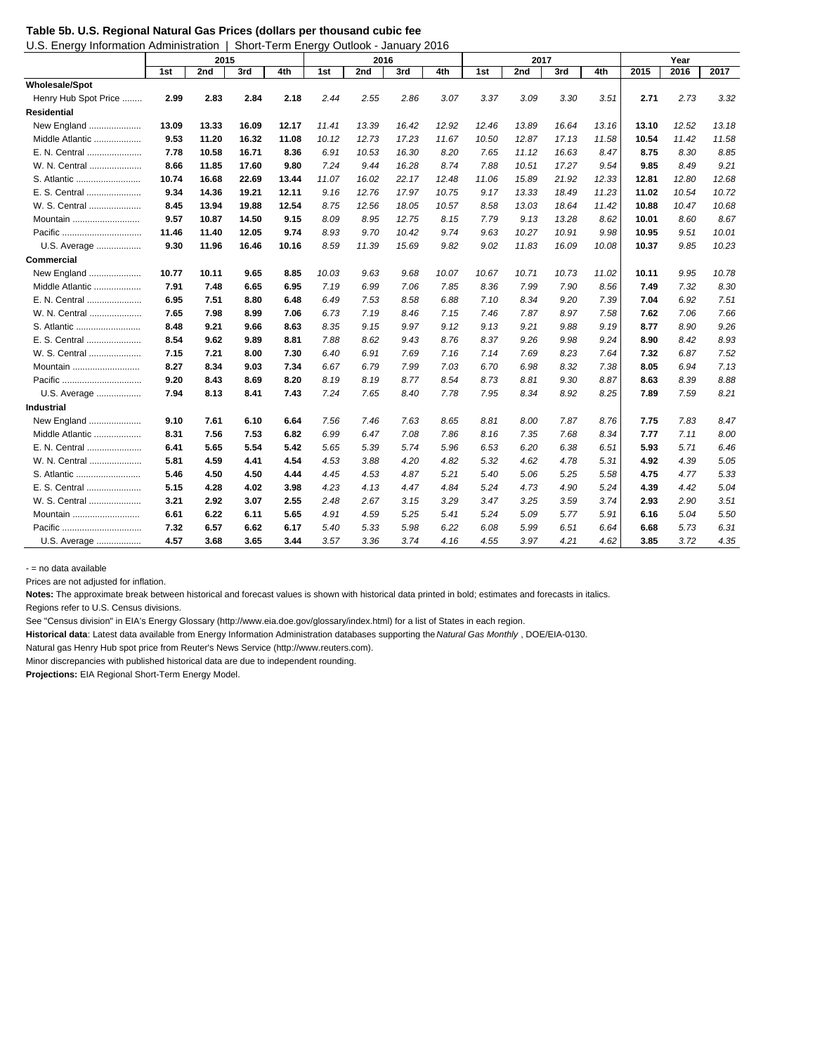**Table 5b. U.S. Regional Natural Gas Prices (dollars per thousand cubic fee**

U.S. Energy Information Administration | Short-Term Energy Outlook - January 2016

| | 2015 | | | | 2016 | | | | 2017 | | | | Year | | |
|---|---|---|---|---|---|---|---|---|---|---|---|---|---|---|---|
| | 1st | 2nd | 3rd | 4th | 1st | 2nd | 3rd | 4th | 1st | 2nd | 3rd | 4th | 2015 | 2016 | 2017 |
| **Wholesale/Spot** | | | | | | | | | | | | | | | |
| Henry Hub Spot Price | **2.99** | **2.83** | **2.84** | **2.18** | *2.44* | *2.55* | *2.86* | *3.07* | *3.37* | *3.09* | *3.30* | *3.51* | **2.71** | *2.73* | *3.32* |
| **Residential** | | | | | | | | | | | | | | | |
| New England | **13.09** | **13.33** | **16.09** | **12.17** | *11.41* | *13.39* | *16.42* | *12.92* | *12.46* | *13.89* | *16.64* | *13.16* | **13.10** | *12.52* | *13.18* |
| Middle Atlantic | **9.53** | **11.20** | **16.32** | **11.08** | *10.12* | *12.73* | *17.23* | *11.67* | *10.50* | *12.87* | *17.13* | *11.58* | **10.54** | *11.42* | *11.58* |
| E. N. Central | **7.78** | **10.58** | **16.71** | **8.36** | *6.91* | *10.53* | *16.30* | *8.20* | *7.65* | *11.12* | *16.63* | *8.47* | **8.75** | *8.30* | *8.85* |
| W. N. Central | **8.66** | **11.85** | **17.60** | **9.80** | *7.24* | *9.44* | *16.28* | *8.74* | *7.88* | *10.51* | *17.27* | *9.54* | **9.85** | *8.49* | *9.21* |
| S. Atlantic | **10.74** | **16.68** | **22.69** | **13.44** | *11.07* | *16.02* | *22.17* | *12.48* | *11.06* | *15.89* | *21.92* | *12.33* | **12.81** | *12.80* | *12.68* |
| E. S. Central | **9.34** | **14.36** | **19.21** | **12.11** | *9.16* | *12.76* | *17.97* | *10.75* | *9.17* | *13.33* | *18.49* | *11.23* | **11.02** | *10.54* | *10.72* |
| W. S. Central | **8.45** | **13.94** | **19.88** | **12.54** | *8.75* | *12.56* | *18.05* | *10.57* | *8.58* | *13.03* | *18.64* | *11.42* | **10.88** | *10.47* | *10.68* |
| Mountain | **9.57** | **10.87** | **14.50** | **9.15** | *8.09* | *8.95* | *12.75* | *8.15* | *7.79* | *9.13* | *13.28* | *8.62* | **10.01** | *8.60* | *8.67* |
| Pacific | **11.46** | **11.40** | **12.05** | **9.74** | *8.93* | *9.70* | *10.42* | *9.74* | *9.63* | *10.27* | *10.91* | *9.98* | **10.95** | *9.51* | *10.01* |
| U.S. Average | **9.30** | **11.96** | **16.46** | **10.16** | *8.59* | *11.39* | *15.69* | *9.82* | *9.02* | *11.83* | *16.09* | *10.08* | **10.37** | *9.85* | *10.23* |
| **Commercial** | | | | | | | | | | | | | | | |
| New England | **10.77** | **10.11** | **9.65** | **8.85** | *10.03* | *9.63* | *9.68* | *10.07* | *10.67* | *10.71* | *10.73* | *11.02* | **10.11** | *9.95* | *10.78* |
| Middle Atlantic | **7.91** | **7.48** | **6.65** | **6.95** | *7.19* | *6.99* | *7.06* | *7.85* | *8.36* | *7.99* | *7.90* | *8.56* | **7.49** | *7.32* | *8.30* |
| E. N. Central | **6.95** | **7.51** | **8.80** | **6.48** | *6.49* | *7.53* | *8.58* | *6.88* | *7.10* | *8.34* | *9.20* | *7.39* | **7.04** | *6.92* | *7.51* |
| W. N. Central | **7.65** | **7.98** | **8.99** | **7.06** | *6.73* | *7.19* | *8.46* | *7.15* | *7.46* | *7.87* | *8.97* | *7.58* | **7.62** | *7.06* | *7.66* |
| S. Atlantic | **8.48** | **9.21** | **9.66** | **8.63** | *8.35* | *9.15* | *9.97* | *9.12* | *9.13* | *9.21* | *9.88* | *9.19* | **8.77** | *8.90* | *9.26* |
| E. S. Central | **8.54** | **9.62** | **9.89** | **8.81** | *7.88* | *8.62* | *9.43* | *8.76* | *8.37* | *9.26* | *9.98* | *9.24* | **8.90** | *8.42* | *8.93* |
| W. S. Central | **7.15** | **7.21** | **8.00** | **7.30** | *6.40* | *6.91* | *7.69* | *7.16* | *7.14* | *7.69* | *8.23* | *7.64* | **7.32** | *6.87* | *7.52* |
| Mountain | **8.27** | **8.34** | **9.03** | **7.34** | *6.67* | *6.79* | *7.99* | *7.03* | *6.70* | *6.98* | *8.32* | *7.38* | **8.05** | *6.94* | *7.13* |
| Pacific | **9.20** | **8.43** | **8.69** | **8.20** | *8.19* | *8.19* | *8.77* | *8.54* | *8.73* | *8.81* | *9.30* | *8.87* | **8.63** | *8.39* | *8.88* |
| U.S. Average | **7.94** | **8.13** | **8.41** | **7.43** | *7.24* | *7.65* | *8.40* | *7.78* | *7.95* | *8.34* | *8.92* | *8.25* | **7.89** | *7.59* | *8.21* |
| **Industrial** | | | | | | | | | | | | | | | |
| New England | **9.10** | **7.61** | **6.10** | **6.64** | *7.56* | *7.46* | *7.63* | *8.65* | *8.81* | *8.00* | *7.87* | *8.76* | **7.75** | *7.83* | *8.47* |
| Middle Atlantic | **8.31** | **7.56** | **7.53** | **6.82** | *6.99* | *6.47* | *7.08* | *7.86* | *8.16* | *7.35* | *7.68* | *8.34* | **7.77** | *7.11* | *8.00* |
| E. N. Central | **6.41** | **5.65** | **5.54** | **5.42** | *5.65* | *5.39* | *5.74* | *5.96* | *6.53* | *6.20* | *6.38* | *6.51* | **5.93** | *5.71* | *6.46* |
| W. N. Central | **5.81** | **4.59** | **4.41** | **4.54** | *4.53* | *3.88* | *4.20* | *4.82* | *5.32* | *4.62* | *4.78* | *5.31* | **4.92** | *4.39* | *5.05* |
| S. Atlantic | **5.46** | **4.50** | **4.50** | **4.44** | *4.45* | *4.53* | *4.87* | *5.21* | *5.40* | *5.06* | *5.25* | *5.58* | **4.75** | *4.77* | *5.33* |
| E. S. Central | **5.15** | **4.28** | **4.02** | **3.98** | *4.23* | *4.13* | *4.47* | *4.84* | *5.24* | *4.73* | *4.90* | *5.24* | **4.39** | *4.42* | *5.04* |
| W. S. Central | **3.21** | **2.92** | **3.07** | **2.55** | *2.48* | *2.67* | *3.15* | *3.29* | *3.47* | *3.25* | *3.59* | *3.74* | **2.93** | *2.90* | *3.51* |
| Mountain | **6.61** | **6.22** | **6.11** | **5.65** | *4.91* | *4.59* | *5.25* | *5.41* | *5.24* | *5.09* | *5.77* | *5.91* | **6.16** | *5.04* | *5.50* |
| Pacific | **7.32** | **6.57** | **6.62** | **6.17** | *5.40* | *5.33* | *5.98* | *6.22* | *6.08* | *5.99* | *6.51* | *6.64* | **6.68** | *5.73* | *6.31* |
| U.S. Average | **4.57** | **3.68** | **3.65** | **3.44** | *3.57* | *3.36* | *3.74* | *4.16* | *4.55* | *3.97* | *4.21* | *4.62* | **3.85** | *3.72* | *4.35* |

\- = no data available

Prices are not adjusted for inflation.

**Notes:** The approximate break between historical and forecast values is shown with historical data printed in bold; estimates and forecasts in italics.

Regions refer to U.S. Census divisions.

See "Census division" in EIA's Energy Glossary (http://www.eia.doe.gov/glossary/index.html) for a list of States in each region.

**Historical data**: Latest data available from Energy Information Administration databases supporting the *Natural Gas Monthly* , DOE/EIA-0130.

Natural gas Henry Hub spot price from Reuter's News Service (http://www.reuters.com).

Minor discrepancies with published historical data are due to independent rounding.

**Projections:** EIA Regional Short-Term Energy Model.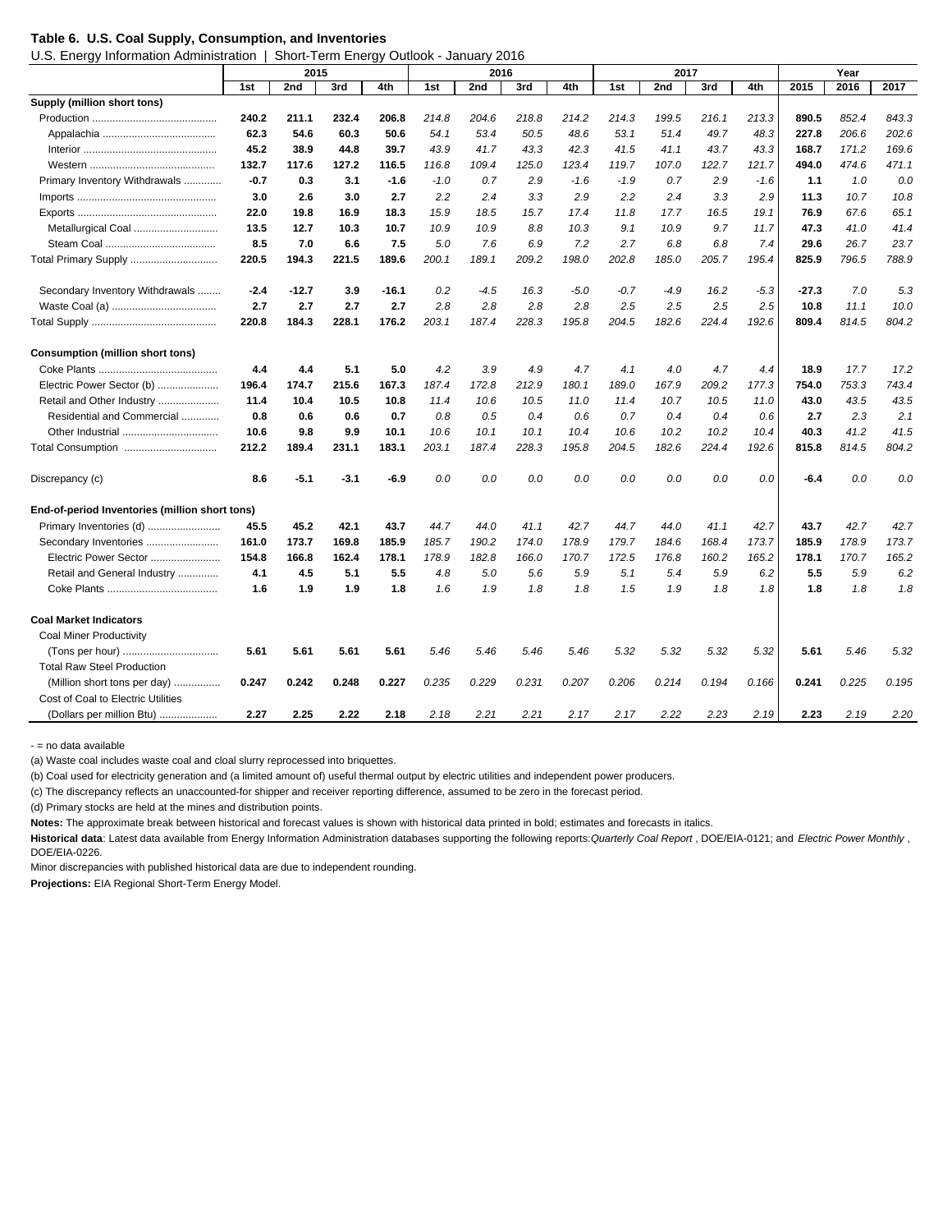**Table 6. U.S. Coal Supply, Consumption, and Inventories**

U.S. Energy Information Administration | Short-Term Energy Outlook - January 2016

| | 2015 | | | | 2016 | | | | 2017 | | | | Year | | |
|---|---|---|---|---|---|---|---|---|---|---|---|---|---|---|---|
| | 1st | 2nd | 3rd | 4th | 1st | 2nd | 3rd | 4th | 1st | 2nd | 3rd | 4th | 2015 | 2016 | 2017 |
| **Supply (million short tons)** | | | | | | | | | | | | | | | |
| Production | **240.2** | **211.1** | **232.4** | **206.8** | *214.8* | *204.6* | *218.8* | *214.2* | *214.3* | *199.5* | *216.1* | *213.3* | **890.5** | *852.4* | *843.3* |
| Appalachia | **62.3** | **54.6** | **60.3** | **50.6** | *54.1* | *53.4* | *50.5* | *48.6* | *53.1* | *51.4* | *49.7* | *48.3* | **227.8** | *206.6* | *202.6* |
| Interior | **45.2** | **38.9** | **44.8** | **39.7** | *43.9* | *41.7* | *43.3* | *42.3* | *41.5* | *41.1* | *43.7* | *43.3* | **168.7** | *171.2* | *169.6* |
| Western | **132.7** | **117.6** | **127.2** | **116.5** | *116.8* | *109.4* | *125.0* | *123.4* | *119.7* | *107.0* | *122.7* | *121.7* | **494.0** | *474.6* | *471.1* |
| Primary Inventory Withdrawals | **-0.7** | **0.3** | **3.1** | **-1.6** | *-1.0* | *0.7* | *2.9* | *-1.6* | *-1.9* | *0.7* | *2.9* | *-1.6* | **1.1** | *1.0* | *0.0* |
| Imports | **3.0** | **2.6** | **3.0** | **2.7** | *2.2* | *2.4* | *3.3* | *2.9* | *2.2* | *2.4* | *3.3* | *2.9* | **11.3** | *10.7* | *10.8* |
| Exports | **22.0** | **19.8** | **16.9** | **18.3** | *15.9* | *18.5* | *15.7* | *17.4* | *11.8* | *17.7* | *16.5* | *19.1* | **76.9** | *67.6* | *65.1* |
| Metallurgical Coal | **13.5** | **12.7** | **10.3** | **10.7** | *10.9* | *10.9* | *8.8* | *10.3* | *9.1* | *10.9* | *9.7* | *11.7* | **47.3** | *41.0* | *41.4* |
| Steam Coal | **8.5** | **7.0** | **6.6** | **7.5** | *5.0* | *7.6* | *6.9* | *7.2* | *2.7* | *6.8* | *6.8* | *7.4* | **29.6** | *26.7* | *23.7* |
| Total Primary Supply | **220.5** | **194.3** | **221.5** | **189.6** | *200.1* | *189.1* | *209.2* | *198.0* | *202.8* | *185.0* | *205.7* | *195.4* | **825.9** | *796.5* | *788.9* |
| Secondary Inventory Withdrawals | **-2.4** | **-12.7** | **3.9** | **-16.1** | *0.2* | *-4.5* | *16.3* | *-5.0* | *-0.7* | *-4.9* | *16.2* | *-5.3* | **-27.3** | *7.0* | *5.3* |
| Waste Coal (a) | **2.7** | **2.7** | **2.7** | **2.7** | *2.8* | *2.8* | *2.8* | *2.8* | *2.5* | *2.5* | *2.5* | *2.5* | **10.8** | *11.1* | *10.0* |
| Total Supply | **220.8** | **184.3** | **228.1** | **176.2** | *203.1* | *187.4* | *228.3* | *195.8* | *204.5* | *182.6* | *224.4* | *192.6* | **809.4** | *814.5* | *804.2* |
| **Consumption (million short tons)** | | | | | | | | | | | | | | | |
| Coke Plants | **4.4** | **4.4** | **5.1** | **5.0** | *4.2* | *3.9* | *4.9* | *4.7* | *4.1* | *4.0* | *4.7* | *4.4* | **18.9** | *17.7* | *17.2* |
| Electric Power Sector (b) | **196.4** | **174.7** | **215.6** | **167.3** | *187.4* | *172.8* | *212.9* | *180.1* | *189.0* | *167.9* | *209.2* | *177.3* | **754.0** | *753.3* | *743.4* |
| Retail and Other Industry | **11.4** | **10.4** | **10.5** | **10.8** | *11.4* | *10.6* | *10.5* | *11.0* | *11.4* | *10.7* | *10.5* | *11.0* | **43.0** | *43.5* | *43.5* |
| Residential and Commercial | **0.8** | **0.6** | **0.6** | **0.7** | *0.8* | *0.5* | *0.4* | *0.6* | *0.7* | *0.4* | *0.4* | *0.6* | **2.7** | *2.3* | *2.1* |
| Other Industrial | **10.6** | **9.8** | **9.9** | **10.1** | *10.6* | *10.1* | *10.1* | *10.4* | *10.6* | *10.2* | *10.2* | *10.4* | **40.3** | *41.2* | *41.5* |
| Total Consumption | **212.2** | **189.4** | **231.1** | **183.1** | *203.1* | *187.4* | *228.3* | *195.8* | *204.5* | *182.6* | *224.4* | *192.6* | **815.8** | *814.5* | *804.2* |
| Discrepancy (c) | **8.6** | **-5.1** | **-3.1** | **-6.9** | *0.0* | *0.0* | *0.0* | *0.0* | *0.0* | *0.0* | *0.0* | *0.0* | **-6.4** | *0.0* | *0.0* |
| **End-of-period Inventories (million short tons)** | | | | | | | | | | | | | | | |
| Primary Inventories (d) | **45.5** | **45.2** | **42.1** | **43.7** | *44.7* | *44.0* | *41.1* | *42.7* | *44.7* | *44.0* | *41.1* | *42.7* | **43.7** | *42.7* | *42.7* |
| Secondary Inventories | **161.0** | **173.7** | **169.8** | **185.9** | *185.7* | *190.2* | *174.0* | *178.9* | *179.7* | *184.6* | *168.4* | *173.7* | **185.9** | *178.9* | *173.7* |
| Electric Power Sector | **154.8** | **166.8** | **162.4** | **178.1** | *178.9* | *182.8* | *166.0* | *170.7* | *172.5* | *176.8* | *160.2* | *165.2* | **178.1** | *170.7* | *165.2* |
| Retail and General Industry | **4.1** | **4.5** | **5.1** | **5.5** | *4.8* | *5.0* | *5.6* | *5.9* | *5.1* | *5.4* | *5.9* | *6.2* | **5.5** | *5.9* | *6.2* |
| Coke Plants | **1.6** | **1.9** | **1.9** | **1.8** | *1.6* | *1.9* | *1.8* | *1.8* | *1.5* | *1.9* | *1.8* | *1.8* | **1.8** | *1.8* | *1.8* |
| **Coal Market Indicators** | | | | | | | | | | | | | | | |
| Coal Miner Productivity | | | | | | | | | | | | | | | |
| (Tons per hour) | **5.61** | **5.61** | **5.61** | **5.61** | *5.46* | *5.46* | *5.46* | *5.46* | *5.32* | *5.32* | *5.32* | *5.32* | **5.61** | *5.46* | *5.32* |
| Total Raw Steel Production | | | | | | | | | | | | | | | |
| (Million short tons per day) | **0.247** | **0.242** | **0.248** | **0.227** | *0.235* | *0.229* | *0.231* | *0.207* | *0.206* | *0.214* | *0.194* | *0.166* | **0.241** | *0.225* | *0.195* |
| Cost of Coal to Electric Utilities | | | | | | | | | | | | | | | |
| (Dollars per million Btu) | **2.27** | **2.25** | **2.22** | **2.18** | *2.18* | *2.21* | *2.21* | *2.17* | *2.17* | *2.22* | *2.23* | *2.19* | **2.23** | *2.19* | *2.20* |

\- = no data available

(a) Waste coal includes waste coal and cloal slurry reprocessed into briquettes.

(b) Coal used for electricity generation and (a limited amount of) useful thermal output by electric utilities and independent power producers.

(c) The discrepancy reflects an unaccounted-for shipper and receiver reporting difference, assumed to be zero in the forecast period.

(d) Primary stocks are held at the mines and distribution points.

**Notes:** The approximate break between historical and forecast values is shown with historical data printed in bold; estimates and forecasts in italics.

**Historical data**: Latest data available from Energy Information Administration databases supporting the following reports: *Quarterly Coal Report* , DOE/EIA-0121; and *Electric Power Monthly* , DOE/EIA-0226.

Minor discrepancies with published historical data are due to independent rounding.

**Projections:** EIA Regional Short-Term Energy Model.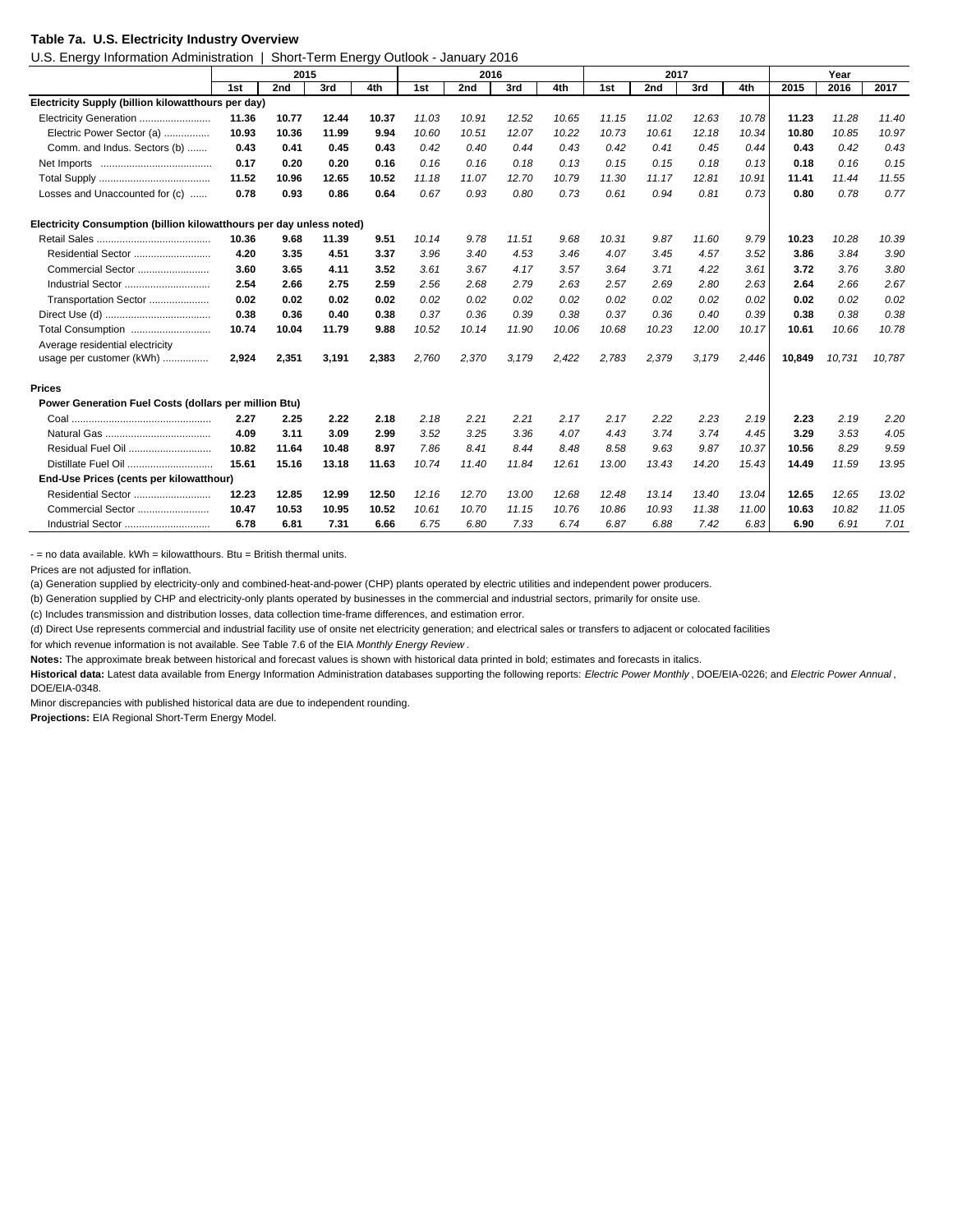**Table 7a. U.S. Electricity Industry Overview**

U.S. Energy Information Administration | Short-Term Energy Outlook - January 2016

| | 2015 | | | | 2016 | | | | 2017 | | | | Year | | |
|---|---|---|---|---|---|---|---|---|---|---|---|---|---|---|---|
| | 1st | 2nd | 3rd | 4th | 1st | 2nd | 3rd | 4th | 1st | 2nd | 3rd | 4th | 2015 | 2016 | 2017 |
| **Electricity Supply (billion kilowatthours per day)** | | | | | | | | | | | | | | | |
| Electricity Generation | **11.36** | **10.77** | **12.44** | **10.37** | *11.03* | *10.91* | *12.52* | *10.65* | *11.15* | *11.02* | *12.63* | *10.78* | **11.23** | *11.28* | *11.40* |
| Electric Power Sector (a) | **10.93** | **10.36** | **11.99** | **9.94** | *10.60* | *10.51* | *12.07* | *10.22* | *10.73* | *10.61* | *12.18* | *10.34* | **10.80** | *10.85* | *10.97* |
| Comm. and Indus. Sectors (b) | **0.43** | **0.41** | **0.45** | **0.43** | *0.42* | *0.40* | *0.44* | *0.43* | *0.42* | *0.41* | *0.45* | *0.44* | **0.43** | *0.42* | *0.43* |
| Net Imports | **0.17** | **0.20** | **0.20** | **0.16** | *0.16* | *0.16* | *0.18* | *0.13* | *0.15* | *0.15* | *0.18* | *0.13* | **0.18** | *0.16* | *0.15* |
| Total Supply | **11.52** | **10.96** | **12.65** | **10.52** | *11.18* | *11.07* | *12.70* | *10.79* | *11.30* | *11.17* | *12.81* | *10.91* | **11.41** | *11.44* | *11.55* |
| Losses and Unaccounted for (c) | **0.78** | **0.93** | **0.86** | **0.64** | *0.67* | *0.93* | *0.80* | *0.73* | *0.61* | *0.94* | *0.81* | *0.73* | **0.80** | *0.78* | *0.77* |
| **Electricity Consumption (billion kilowatthours per day unless noted)** | | | | | | | | | | | | | | | |
| Retail Sales | **10.36** | **9.68** | **11.39** | **9.51** | *10.14* | *9.78* | *11.51* | *9.68* | *10.31* | *9.87* | *11.60* | *9.79* | **10.23** | *10.28* | *10.39* |
| Residential Sector | **4.20** | **3.35** | **4.51** | **3.37** | *3.96* | *3.40* | *4.53* | *3.46* | *4.07* | *3.45* | *4.57* | *3.52* | **3.86** | *3.84* | *3.90* |
| Commercial Sector | **3.60** | **3.65** | **4.11** | **3.52** | *3.61* | *3.67* | *4.17* | *3.57* | *3.64* | *3.71* | *4.22* | *3.61* | **3.72** | *3.76* | *3.80* |
| Industrial Sector | **2.54** | **2.66** | **2.75** | **2.59** | *2.56* | *2.68* | *2.79* | *2.63* | *2.57* | *2.69* | *2.80* | *2.63* | **2.64** | *2.66* | *2.67* |
| Transportation Sector | **0.02** | **0.02** | **0.02** | **0.02** | *0.02* | *0.02* | *0.02* | *0.02* | *0.02* | *0.02* | *0.02* | *0.02* | **0.02** | *0.02* | *0.02* |
| Direct Use (d) | **0.38** | **0.36** | **0.40** | **0.38** | *0.37* | *0.36* | *0.39* | *0.38* | *0.37* | *0.36* | *0.40* | *0.39* | **0.38** | *0.38* | *0.38* |
| Total Consumption | **10.74** | **10.04** | **11.79** | **9.88** | *10.52* | *10.14* | *11.90* | *10.06* | *10.68* | *10.23* | *12.00* | *10.17* | **10.61** | *10.66* | *10.78* |
| Average residential electricity usage per customer (kWh) | **2,924** | **2,351** | **3,191** | **2,383** | *2,760* | *2,370* | *3,179* | *2,422* | *2,783* | *2,379* | *3,179* | *2,446* | **10,849** | *10,731* | *10,787* |
| **Prices** | | | | | | | | | | | | | | | |
| **Power Generation Fuel Costs (dollars per million Btu)** | | | | | | | | | | | | | | | |
| Coal | **2.27** | **2.25** | **2.22** | **2.18** | *2.18* | *2.21* | *2.21* | *2.17* | *2.17* | *2.22* | *2.23* | *2.19* | **2.23** | *2.19* | *2.20* |
| Natural Gas | **4.09** | **3.11** | **3.09** | **2.99** | *3.52* | *3.25* | *3.36* | *4.07* | *4.43* | *3.74* | *3.74* | *4.45* | **3.29** | *3.53* | *4.05* |
| Residual Fuel Oil | **10.82** | **11.64** | **10.48** | **8.97** | *7.86* | *8.41* | *8.44* | *8.48* | *8.58* | *9.63* | *9.87* | *10.37* | **10.56** | *8.29* | *9.59* |
| Distillate Fuel Oil | **15.61** | **15.16** | **13.18** | **11.63** | *10.74* | *11.40* | *11.84* | *12.61* | *13.00* | *13.43* | *14.20* | *15.43* | **14.49** | *11.59* | *13.95* |
| **End-Use Prices (cents per kilowatthour)** | | | | | | | | | | | | | | | |
| Residential Sector | **12.23** | **12.85** | **12.99** | **12.50** | *12.16* | *12.70* | *13.00* | *12.68* | *12.48* | *13.14* | *13.40* | *13.04* | **12.65** | *12.65* | *13.02* |
| Commercial Sector | **10.47** | **10.53** | **10.95** | **10.52** | *10.61* | *10.70* | *11.15* | *10.76* | *10.86* | *10.93* | *11.38* | *11.00* | **10.63** | *10.82* | *11.05* |
| Industrial Sector | **6.78** | **6.81** | **7.31** | **6.66** | *6.75* | *6.80* | *7.33* | *6.74* | *6.87* | *6.88* | *7.42* | *6.83* | **6.90** | *6.91* | *7.01* |

\- = no data available. kWh = kilowatthours. Btu = British thermal units.

Prices are not adjusted for inflation.

(a) Generation supplied by electricity-only and combined-heat-and-power (CHP) plants operated by electric utilities and independent power producers.

(b) Generation supplied by CHP and electricity-only plants operated by businesses in the commercial and industrial sectors, primarily for onsite use.

(c) Includes transmission and distribution losses, data collection time-frame differences, and estimation error.

(d) Direct Use represents commercial and industrial facility use of onsite net electricity generation; and electrical sales or transfers to adjacent or colocated facilities for which revenue information is not available. See Table 7.6 of the EIA *Monthly Energy Review*.

**Notes:** The approximate break between historical and forecast values is shown with historical data printed in bold; estimates and forecasts in italics.

**Historical data:** Latest data available from Energy Information Administration databases supporting the following reports: *Electric Power Monthly*, DOE/EIA-0226; and *Electric Power Annual*, DOE/EIA-0348.

Minor discrepancies with published historical data are due to independent rounding.

**Projections:** EIA Regional Short-Term Energy Model.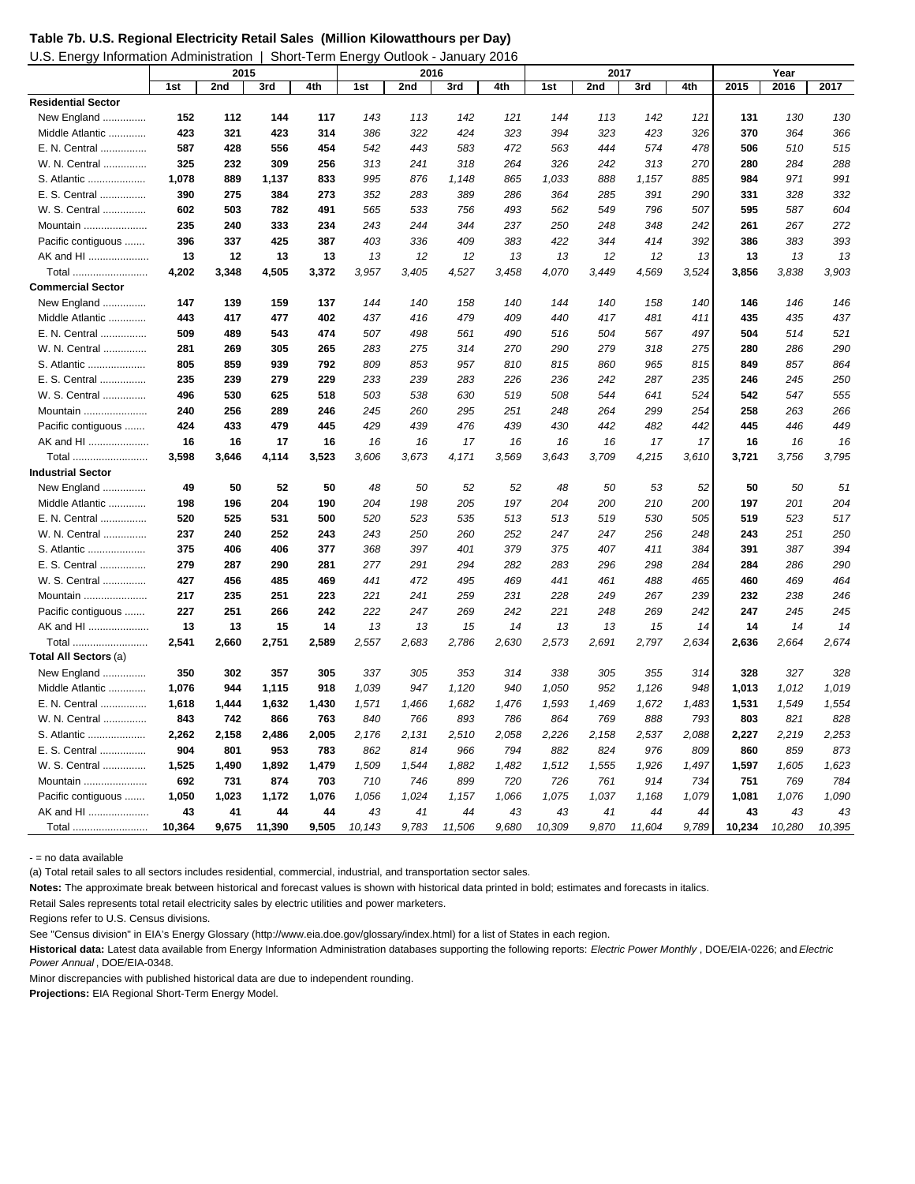**Table 7b. U.S. Regional Electricity Retail Sales (Million Kilowatthours per Day)**

U.S. Energy Information Administration | Short-Term Energy Outlook - January 2016

| | 2015 | | | | 2016 | | | | 2017 | | | | Year | | |
|---|---|---|---|---|---|---|---|---|---|---|---|---|---|---|---|
| | 1st | 2nd | 3rd | 4th | 1st | 2nd | 3rd | 4th | 1st | 2nd | 3rd | 4th | 2015 | 2016 | 2017 |
| **Residential Sector** | | | | | | | | | | | | | | | |
| New England | **152** | **112** | **144** | **117** | *143* | *113* | *142* | *121* | *144* | *113* | *142* | *121* | **131** | *130* | *130* |
| Middle Atlantic | **423** | **321** | **423** | **314** | *386* | *322* | *424* | *323* | *394* | *323* | *423* | *326* | **370** | *364* | *366* |
| E. N. Central | **587** | **428** | **556** | **454** | *542* | *443* | *583* | *472* | *563* | *444* | *574* | *478* | **506** | *510* | *515* |
| W. N. Central | **325** | **232** | **309** | **256** | *313* | *241* | *318* | *264* | *326* | *242* | *313* | *270* | **280** | *284* | *288* |
| S. Atlantic | **1,078** | **889** | **1,137** | **833** | *995* | *876* | *1,148* | *865* | *1,033* | *888* | *1,157* | *885* | **984** | *971* | *991* |
| E. S. Central | **390** | **275** | **384** | **273** | *352* | *283* | *389* | *286* | *364* | *285* | *391* | *290* | **331** | *328* | *332* |
| W. S. Central | **602** | **503** | **782** | **491** | *565* | *533* | *756* | *493* | *562* | *549* | *796* | *507* | **595** | *587* | *604* |
| Mountain | **235** | **240** | **333** | **234** | *243* | *244* | *344* | *237* | *250* | *248* | *348* | *242* | **261** | *267* | *272* |
| Pacific contiguous | **396** | **337** | **425** | **387** | *403* | *336* | *409* | *383* | *422* | *344* | *414* | *392* | **386** | *383* | *393* |
| AK and HI | **13** | **12** | **13** | **13** | *13* | *12* | *12* | *13* | *13* | *12* | *12* | *13* | **13** | *13* | *13* |
| Total | **4,202** | **3,348** | **4,505** | **3,372** | *3,957* | *3,405* | *4,527* | *3,458* | *4,070* | *3,449* | *4,569* | *3,524* | **3,856** | *3,838* | *3,903* |
| **Commercial Sector** | | | | | | | | | | | | | | | |
| New England | **147** | **139** | **159** | **137** | *144* | *140* | *158* | *140* | *144* | *140* | *158* | *140* | **146** | *146* | *146* |
| Middle Atlantic | **443** | **417** | **477** | **402** | *437* | *416* | *479* | *409* | *440* | *417* | *481* | *411* | **435** | *435* | *437* |
| E. N. Central | **509** | **489** | **543** | **474** | *507* | *498* | *561* | *490* | *516* | *504* | *567* | *497* | **504** | *514* | *521* |
| W. N. Central | **281** | **269** | **305** | **265** | *283* | *275* | *314* | *270* | *290* | *279* | *318* | *275* | **280** | *286* | *290* |
| S. Atlantic | **805** | **859** | **939** | **792** | *809* | *853* | *957* | *810* | *815* | *860* | *965* | *815* | **849** | *857* | *864* |
| E. S. Central | **235** | **239** | **279** | **229** | *233* | *239* | *283* | *226* | *236* | *242* | *287* | *235* | **246** | *245* | *250* |
| W. S. Central | **496** | **530** | **625** | **518** | *503* | *538* | *630* | *519* | *508* | *544* | *641* | *524* | **542** | *547* | *555* |
| Mountain | **240** | **256** | **289** | **246** | *245* | *260* | *295* | *251* | *248* | *264* | *299* | *254* | **258** | *263* | *266* |
| Pacific contiguous | **424** | **433** | **479** | **445** | *429* | *439* | *476* | *439* | *430* | *442* | *482* | *442* | **445** | *446* | *449* |
| AK and HI | **16** | **16** | **17** | **16** | *16* | *16* | *17* | *16* | *16* | *16* | *17* | *17* | **16** | *16* | *16* |
| Total | **3,598** | **3,646** | **4,114** | **3,523** | *3,606* | *3,673* | *4,171* | *3,569* | *3,643* | *3,709* | *4,215* | *3,610* | **3,721** | *3,756* | *3,795* |
| **Industrial Sector** | | | | | | | | | | | | | | | |
| New England | **49** | **50** | **52** | **50** | *48* | *50* | *52* | *52* | *48* | *50* | *53* | *52* | **50** | *50* | *51* |
| Middle Atlantic | **198** | **196** | **204** | **190** | *204* | *198* | *205* | *197* | *204* | *200* | *210* | *200* | **197** | *201* | *204* |
| E. N. Central | **520** | **525** | **531** | **500** | *520* | *523* | *535* | *513* | *513* | *519* | *530* | *505* | **519** | *523* | *517* |
| W. N. Central | **237** | **240** | **252** | **243** | *243* | *250* | *260* | *252* | *247* | *247* | *256* | *248* | **243** | *251* | *250* |
| S. Atlantic | **375** | **406** | **406** | **377** | *368* | *397* | *401* | *379* | *375* | *407* | *411* | *384* | **391** | *387* | *394* |
| E. S. Central | **279** | **287** | **290** | **281** | *277* | *291* | *294* | *282* | *283* | *296* | *298* | *284* | **284** | *286* | *290* |
| W. S. Central | **427** | **456** | **485** | **469** | *441* | *472* | *495* | *469* | *441* | *461* | *488* | *465* | **460** | *469* | *464* |
| Mountain | **217** | **235** | **251** | **223** | *221* | *241* | *259* | *231* | *228* | *249* | *267* | *239* | **232** | *238* | *246* |
| Pacific contiguous | **227** | **251** | **266** | **242** | *222* | *247* | *269* | *242* | *221* | *248* | *269* | *242* | **247** | *245* | *245* |
| AK and HI | **13** | **13** | **15** | **14** | *13* | *13* | *15* | *14* | *13* | *13* | *15* | *14* | **14** | *14* | *14* |
| Total | **2,541** | **2,660** | **2,751** | **2,589** | *2,557* | *2,683* | *2,786* | *2,630* | *2,573* | *2,691* | *2,797* | *2,634* | **2,636** | *2,664* | *2,674* |
| **Total All Sectors** (a) | | | | | | | | | | | | | | | |
| New England | **350** | **302** | **357** | **305** | *337* | *305* | *353* | *314* | *338* | *305* | *355* | *314* | **328** | *327* | *328* |
| Middle Atlantic | **1,076** | **944** | **1,115** | **918** | *1,039* | *947* | *1,120* | *940* | *1,050* | *952* | *1,126* | *948* | **1,013** | *1,012* | *1,019* |
| E. N. Central | **1,618** | **1,444** | **1,632** | **1,430** | *1,571* | *1,466* | *1,682* | *1,476* | *1,593* | *1,469* | *1,672* | *1,483* | **1,531** | *1,549* | *1,554* |
| W. N. Central | **843** | **742** | **866** | **763** | *840* | *766* | *893* | *786* | *864* | *769* | *888* | *793* | **803** | *821* | *828* |
| S. Atlantic | **2,262** | **2,158** | **2,486** | **2,005** | *2,176* | *2,131* | *2,510* | *2,058* | *2,226* | *2,158* | *2,537* | *2,088* | **2,227** | *2,219* | *2,253* |
| E. S. Central | **904** | **801** | **953** | **783** | *862* | *814* | *966* | *794* | *882* | *824* | *976* | *809* | **860** | *859* | *873* |
| W. S. Central | **1,525** | **1,490** | **1,892** | **1,479** | *1,509* | *1,544* | *1,882* | *1,482* | *1,512* | *1,555* | *1,926* | *1,497* | **1,597** | *1,605* | *1,623* |
| Mountain | **692** | **731** | **874** | **703** | *710* | *746* | *899* | *720* | *726* | *761* | *914* | *734* | **751** | *769* | *784* |
| Pacific contiguous | **1,050** | **1,023** | **1,172** | **1,076** | *1,056* | *1,024* | *1,157* | *1,066* | *1,075* | *1,037* | *1,168* | *1,079* | **1,081** | *1,076* | *1,090* |
| AK and HI | **43** | **41** | **44** | **44** | *43* | *41* | *44* | *43* | *43* | *41* | *44* | *44* | **43** | *43* | *43* |
| Total | **10,364** | **9,675** | **11,390** | **9,505** | *10,143* | *9,783* | *11,506* | *9,680* | *10,309* | *9,870* | *11,604* | *9,789* | **10,234** | *10,280* | *10,395* |

\- = no data available

(a) Total retail sales to all sectors includes residential, commercial, industrial, and transportation sector sales.

**Notes:** The approximate break between historical and forecast values is shown with historical data printed in bold; estimates and forecasts in italics.

Retail Sales represents total retail electricity sales by electric utilities and power marketers.

Regions refer to U.S. Census divisions.

See "Census division" in EIA's Energy Glossary (http://www.eia.doe.gov/glossary/index.html) for a list of States in each region.

**Historical data:** Latest data available from Energy Information Administration databases supporting the following reports: *Electric Power Monthly* , DOE/EIA-0226; and *Electric Power Annual* , DOE/EIA-0348.

Minor discrepancies with published historical data are due to independent rounding.

**Projections:** EIA Regional Short-Term Energy Model.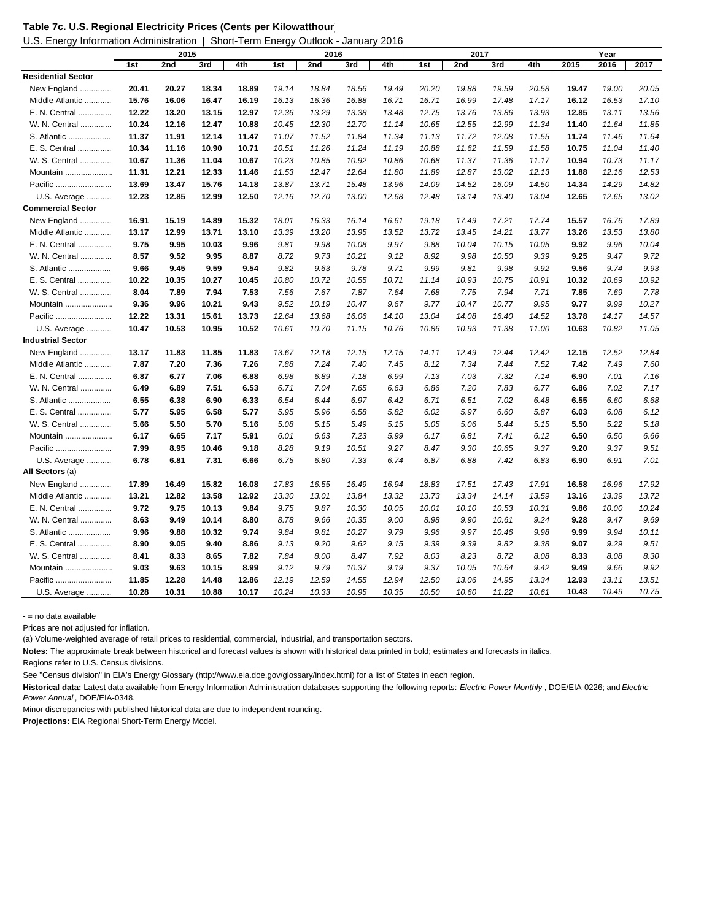**Table 7c. U.S. Regional Electricity Prices (Cents per Kilowatthour)**

U.S. Energy Information Administration | Short-Term Energy Outlook - January 2016

| | 2015 | | | | 2016 | | | | 2017 | | | | Year | | |
|---|---|---|---|---|---|---|---|---|---|---|---|---|---|---|---|
| | 1st | 2nd | 3rd | 4th | 1st | 2nd | 3rd | 4th | 1st | 2nd | 3rd | 4th | 2015 | 2016 | 2017 |
| **Residential Sector** | | | | | | | | | | | | | | | |
| New England | **20.41** | **20.27** | **18.34** | **18.89** | *19.14* | *18.84* | *18.56* | *19.49* | *20.20* | *19.88* | *19.59* | *20.58* | **19.47** | *19.00* | *20.05* |
| Middle Atlantic | **15.76** | **16.06** | **16.47** | **16.19** | *16.13* | *16.36* | *16.88* | *16.71* | *16.71* | *16.99* | *17.48* | *17.17* | **16.12** | *16.53* | *17.10* |
| E. N. Central | **12.22** | **13.20** | **13.15** | **12.97** | *12.36* | *13.29* | *13.38* | *13.48* | *12.75* | *13.76* | *13.86* | *13.93* | **12.85** | *13.11* | *13.56* |
| W. N. Central | **10.24** | **12.16** | **12.47** | **10.88** | *10.45* | *12.30* | *12.70* | *11.14* | *10.65* | *12.55* | *12.99* | *11.34* | **11.40** | *11.64* | *11.85* |
| S. Atlantic | **11.37** | **11.91** | **12.14** | **11.47** | *11.07* | *11.52* | *11.84* | *11.34* | *11.13* | *11.72* | *12.08* | *11.55* | **11.74** | *11.46* | *11.64* |
| E. S. Central | **10.34** | **11.16** | **10.90** | **10.71** | *10.51* | *11.26* | *11.24* | *11.19* | *10.88* | *11.62* | *11.59* | *11.58* | **10.75** | *11.04* | *11.40* |
| W. S. Central | **10.67** | **11.36** | **11.04** | **10.67** | *10.23* | *10.85* | *10.92* | *10.86* | *10.68* | *11.37* | *11.36* | *11.17* | **10.94** | *10.73* | *11.17* |
| Mountain | **11.31** | **12.21** | **12.33** | **11.46** | *11.53* | *12.47* | *12.64* | *11.80* | *11.89* | *12.87* | *13.02* | *12.13* | **11.88** | *12.16* | *12.53* |
| Pacific | **13.69** | **13.47** | **15.76** | **14.18** | *13.87* | *13.71* | *15.48* | *13.96* | *14.09* | *14.52* | *16.09* | *14.50* | **14.34** | *14.29* | *14.82* |
| U.S. Average | **12.23** | **12.85** | **12.99** | **12.50** | *12.16* | *12.70* | *13.00* | *12.68* | *12.48* | *13.14* | *13.40* | *13.04* | **12.65** | *12.65* | *13.02* |
| **Commercial Sector** | | | | | | | | | | | | | | | |
| New England | **16.91** | **15.19** | **14.89** | **15.32** | *18.01* | *16.33* | *16.14* | *16.61* | *19.18* | *17.49* | *17.21* | *17.74* | **15.57** | *16.76* | *17.89* |
| Middle Atlantic | **13.17** | **12.99** | **13.71** | **13.10** | *13.39* | *13.20* | *13.95* | *13.52* | *13.72* | *13.45* | *14.21* | *13.77* | **13.26** | *13.53* | *13.80* |
| E. N. Central | **9.75** | **9.95** | **10.03** | **9.96** | *9.81* | *9.98* | *10.08* | *9.97* | *9.88* | *10.04* | *10.15* | *10.05* | **9.92** | *9.96* | *10.04* |
| W. N. Central | **8.57** | **9.52** | **9.95** | **8.87** | *8.72* | *9.73* | *10.21* | *9.12* | *8.92* | *9.98* | *10.50* | *9.39* | **9.25** | *9.47* | *9.72* |
| S. Atlantic | **9.66** | **9.45** | **9.59** | **9.54** | *9.82* | *9.63* | *9.78* | *9.71* | *9.99* | *9.81* | *9.98* | *9.92* | **9.56** | *9.74* | *9.93* |
| E. S. Central | **10.22** | **10.35** | **10.27** | **10.45** | *10.80* | *10.72* | *10.55* | *10.71* | *11.14* | *10.93* | *10.75* | *10.91* | **10.32** | *10.69* | *10.92* |
| W. S. Central | **8.04** | **7.89** | **7.94** | **7.53** | *7.56* | *7.67* | *7.87* | *7.64* | *7.68* | *7.75* | *7.94* | *7.71* | **7.85** | *7.69* | *7.78* |
| Mountain | **9.36** | **9.96** | **10.21** | **9.43** | *9.52* | *10.19* | *10.47* | *9.67* | *9.77* | *10.47* | *10.77* | *9.95* | **9.77** | *9.99* | *10.27* |
| Pacific | **12.22** | **13.31** | **15.61** | **13.73** | *12.64* | *13.68* | *16.06* | *14.10* | *13.04* | *14.08* | *16.40* | *14.52* | **13.78** | *14.17* | *14.57* |
| U.S. Average | **10.47** | **10.53** | **10.95** | **10.52** | *10.61* | *10.70* | *11.15* | *10.76* | *10.86* | *10.93* | *11.38* | *11.00* | **10.63** | *10.82* | *11.05* |
| **Industrial Sector** | | | | | | | | | | | | | | | |
| New England | **13.17** | **11.83** | **11.85** | **11.83** | *13.67* | *12.18* | *12.15* | *12.15* | *14.11* | *12.49* | *12.44* | *12.42* | **12.15** | *12.52* | *12.84* |
| Middle Atlantic | **7.87** | **7.20** | **7.36** | **7.26** | *7.88* | *7.24* | *7.40* | *7.45* | *8.12* | *7.34* | *7.44* | *7.52* | **7.42** | *7.49* | *7.60* |
| E. N. Central | **6.87** | **6.77** | **7.06** | **6.88** | *6.98* | *6.89* | *7.18* | *6.99* | *7.13* | *7.03* | *7.32* | *7.14* | **6.90** | *7.01* | *7.16* |
| W. N. Central | **6.49** | **6.89** | **7.51** | **6.53** | *6.71* | *7.04* | *7.65* | *6.63* | *6.86* | *7.20* | *7.83* | *6.77* | **6.86** | *7.02* | *7.17* |
| S. Atlantic | **6.55** | **6.38** | **6.90** | **6.33** | *6.54* | *6.44* | *6.97* | *6.42* | *6.71* | *6.51* | *7.02* | *6.48* | **6.55** | *6.60* | *6.68* |
| E. S. Central | **5.77** | **5.95** | **6.58** | **5.77** | *5.95* | *5.96* | *6.58* | *5.82* | *6.02* | *5.97* | *6.60* | *5.87* | **6.03** | *6.08* | *6.12* |
| W. S. Central | **5.66** | **5.50** | **5.70** | **5.16** | *5.08* | *5.15* | *5.49* | *5.15* | *5.05* | *5.06* | *5.44* | *5.15* | **5.50** | *5.22* | *5.18* |
| Mountain | **6.17** | **6.65** | **7.17** | **5.91** | *6.01* | *6.63* | *7.23* | *5.99* | *6.17* | *6.81* | *7.41* | *6.12* | **6.50** | *6.50* | *6.66* |
| Pacific | **7.99** | **8.95** | **10.46** | **9.18** | *8.28* | *9.19* | *10.51* | *9.27* | *8.47* | *9.30* | *10.65* | *9.37* | **9.20** | *9.37* | *9.51* |
| U.S. Average | **6.78** | **6.81** | **7.31** | **6.66** | *6.75* | *6.80* | *7.33* | *6.74* | *6.87* | *6.88* | *7.42* | *6.83* | **6.90** | *6.91* | *7.01* |
| **All Sectors** (a) | | | | | | | | | | | | | | | |
| New England | **17.89** | **16.49** | **15.82** | **16.08** | *17.83* | *16.55* | *16.49* | *16.94* | *18.83* | *17.51* | *17.43* | *17.91* | **16.58** | *16.96* | *17.92* |
| Middle Atlantic | **13.21** | **12.82** | **13.58** | **12.92** | *13.30* | *13.01* | *13.84* | *13.32* | *13.73* | *13.34* | *14.14* | *13.59* | **13.16** | *13.39* | *13.72* |
| E. N. Central | **9.72** | **9.75** | **10.13** | **9.84** | *9.75* | *9.87* | *10.30* | *10.05* | *10.01* | *10.10* | *10.53* | *10.31* | **9.86** | *10.00* | *10.24* |
| W. N. Central | **8.63** | **9.49** | **10.14** | **8.80** | *8.78* | *9.66* | *10.35* | *9.00* | *8.98* | *9.90* | *10.61* | *9.24* | **9.28** | *9.47* | *9.69* |
| S. Atlantic | **9.96** | **9.88** | **10.32** | **9.74** | *9.84* | *9.81* | *10.27* | *9.79* | *9.96* | *9.97* | *10.46* | *9.98* | **9.99** | *9.94* | *10.11* |
| E. S. Central | **8.90** | **9.05** | **9.40** | **8.86** | *9.13* | *9.20* | *9.62* | *9.15* | *9.39* | *9.39* | *9.82* | *9.38* | **9.07** | *9.29* | *9.51* |
| W. S. Central | **8.41** | **8.33** | **8.65** | **7.82** | *7.84* | *8.00* | *8.47* | *7.92* | *8.03* | *8.23* | *8.72* | *8.08* | **8.33** | *8.08* | *8.30* |
| Mountain | **9.03** | **9.63** | **10.15** | **8.99** | *9.12* | *9.79* | *10.37* | *9.19* | *9.37* | *10.05* | *10.64* | *9.42* | **9.49** | *9.66* | *9.92* |
| Pacific | **11.85** | **12.28** | **14.48** | **12.86** | *12.19* | *12.59* | *14.55* | *12.94* | *12.50* | *13.06* | *14.95* | *13.34* | **12.93** | *13.11* | *13.51* |
| U.S. Average | **10.28** | **10.31** | **10.88** | **10.17** | *10.24* | *10.33* | *10.95* | *10.35* | *10.50* | *10.60* | *11.22* | *10.61* | **10.43** | *10.49* | *10.75* |

\- = no data available

Prices are not adjusted for inflation.

(a) Volume-weighted average of retail prices to residential, commercial, industrial, and transportation sectors.

**Notes:** The approximate break between historical and forecast values is shown with historical data printed in bold; estimates and forecasts in italics.

Regions refer to U.S. Census divisions.

See "Census division" in EIA's Energy Glossary (http://www.eia.doe.gov/glossary/index.html) for a list of States in each region.

**Historical data:** Latest data available from Energy Information Administration databases supporting the following reports: *Electric Power Monthly* , DOE/EIA-0226; and *Electric Power Annual* , DOE/EIA-0348.

Minor discrepancies with published historical data are due to independent rounding.

**Projections:** EIA Regional Short-Term Energy Model.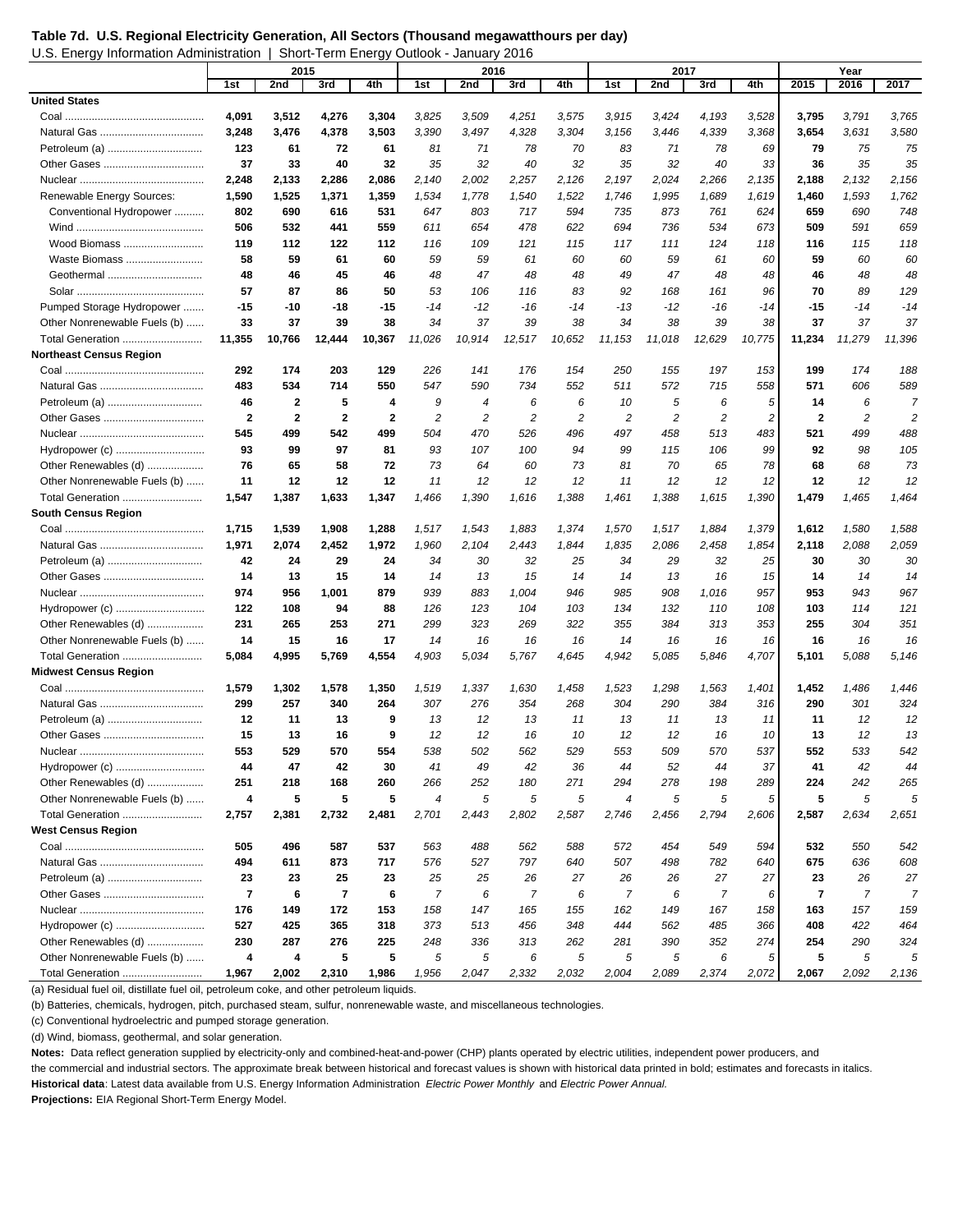**Table 7d. U.S. Regional Electricity Generation, All Sectors (Thousand megawatthours per day)**

U.S. Energy Information Administration | Short-Term Energy Outlook - January 2016

| | 2015 | | | | 2016 | | | | 2017 | | | | Year | | |
|---|---|---|---|---|---|---|---|---|---|---|---|---|---|---|---|
| | 1st | 2nd | 3rd | 4th | 1st | 2nd | 3rd | 4th | 1st | 2nd | 3rd | 4th | 2015 | 2016 | 2017 |
| **United States** | | | | | | | | | | | | | | | |
| Coal | **4,091** | **3,512** | **4,276** | **3,304** | *3,825* | *3,509* | *4,251* | *3,575* | *3,915* | *3,424* | *4,193* | *3,528* | **3,795** | *3,791* | *3,765* |
| Natural Gas | **3,248** | **3,476** | **4,378** | **3,503** | *3,390* | *3,497* | *4,328* | *3,304* | *3,156* | *3,446* | *4,339* | *3,368* | **3,654** | *3,631* | *3,580* |
| Petroleum (a) | **123** | **61** | **72** | **61** | *81* | *71* | *78* | *70* | *83* | *71* | *78* | *69* | **79** | *75* | *75* |
| Other Gases | **37** | **33** | **40** | **32** | *35* | *32* | *40* | *32* | *35* | *32* | *40* | *33* | **36** | *35* | *35* |
| Nuclear | **2,248** | **2,133** | **2,286** | **2,086** | *2,140* | *2,002* | *2,257* | *2,126* | *2,197* | *2,024* | *2,266* | *2,135* | **2,188** | *2,132* | *2,156* |
| Renewable Energy Sources: | **1,590** | **1,525** | **1,371** | **1,359** | *1,534* | *1,778* | *1,540* | *1,522* | *1,746* | *1,995* | *1,689* | *1,619* | **1,460** | *1,593* | *1,762* |
| Conventional Hydropower | **802** | **690** | **616** | **531** | *647* | *803* | *717* | *594* | *735* | *873* | *761* | *624* | **659** | *690* | *748* |
| Wind | **506** | **532** | **441** | **559** | *611* | *654* | *478* | *622* | *694* | *736* | *534* | *673* | **509** | *591* | *659* |
| Wood Biomass | **119** | **112** | **122** | **112** | *116* | *109* | *121* | *115* | *117* | *111* | *124* | *118* | **116** | *115* | *118* |
| Waste Biomass | **58** | **59** | **61** | **60** | *59* | *59* | *61* | *60* | *60* | *59* | *61* | *60* | **59** | *60* | *60* |
| Geothermal | **48** | **46** | **45** | **46** | *48* | *47* | *48* | *48* | *49* | *47* | *48* | *48* | **46** | *48* | *48* |
| Solar | **57** | **87** | **86** | **50** | *53* | *106* | *116* | *83* | *92* | *168* | *161* | *96* | **70** | *89* | *129* |
| Pumped Storage Hydropower | **-15** | **-10** | **-18** | **-15** | *-14* | *-12* | *-16* | *-14* | *-13* | *-12* | *-16* | *-14* | **-15** | *-14* | *-14* |
| Other Nonrenewable Fuels (b) | **33** | **37** | **39** | **38** | *34* | *37* | *39* | *38* | *34* | *38* | *39* | *38* | **37** | *37* | *37* |
| Total Generation | **11,355** | **10,766** | **12,444** | **10,367** | *11,026* | *10,914* | *12,517* | *10,652* | *11,153* | *11,018* | *12,629* | *10,775* | **11,234** | *11,279* | *11,396* |
| **Northeast Census Region** | | | | | | | | | | | | | | | |
| Coal | **292** | **174** | **203** | **129** | *226* | *141* | *176* | *154* | *250* | *155* | *197* | *153* | **199** | *174* | *188* |
| Natural Gas | **483** | **534** | **714** | **550** | *547* | *590* | *734* | *552* | *511* | *572* | *715* | *558* | **571** | *606* | *589* |
| Petroleum (a) | **46** | **2** | **5** | **4** | *9* | *4* | *6* | *6* | *10* | *5* | *6* | *5* | **14** | *6* | *7* |
| Other Gases | **2** | **2** | **2** | **2** | *2* | *2* | *2* | *2* | *2* | *2* | *2* | *2* | **2** | *2* | *2* |
| Nuclear | **545** | **499** | **542** | **499** | *504* | *470* | *526* | *496* | *497* | *458* | *513* | *483* | **521** | *499* | *488* |
| Hydropower (c) | **93** | **99** | **97** | **81** | *93* | *107* | *100* | *94* | *99* | *115* | *106* | *99* | **92** | *98* | *105* |
| Other Renewables (d) | **76** | **65** | **58** | **72** | *73* | *64* | *60* | *73* | *81* | *70* | *65* | *78* | **68** | *68* | *73* |
| Other Nonrenewable Fuels (b) | **11** | **12** | **12** | **12** | *11* | *12* | *12* | *12* | *11* | *12* | *12* | *12* | **12** | *12* | *12* |
| Total Generation | **1,547** | **1,387** | **1,633** | **1,347** | *1,466* | *1,390* | *1,616* | *1,388* | *1,461* | *1,388* | *1,615* | *1,390* | **1,479** | *1,465* | *1,464* |
| **South Census Region** | | | | | | | | | | | | | | | |
| Coal | **1,715** | **1,539** | **1,908** | **1,288** | *1,517* | *1,543* | *1,883* | *1,374* | *1,570* | *1,517* | *1,884* | *1,379* | **1,612** | *1,580* | *1,588* |
| Natural Gas | **1,971** | **2,074** | **2,452** | **1,972** | *1,960* | *2,104* | *2,443* | *1,844* | *1,835* | *2,086* | *2,458* | *1,854* | **2,118** | *2,088* | *2,059* |
| Petroleum (a) | **42** | **24** | **29** | **24** | *34* | *30* | *32* | *25* | *34* | *29* | *32* | *25* | **30** | *30* | *30* |
| Other Gases | **14** | **13** | **15** | **14** | *14* | *13* | *15* | *14* | *14* | *13* | *16* | *15* | **14** | *14* | *14* |
| Nuclear | **974** | **956** | **1,001** | **879** | *939* | *883* | *1,004* | *946* | *985* | *908* | *1,016* | *957* | **953** | *943* | *967* |
| Hydropower (c) | **122** | **108** | **94** | **88** | *126* | *123* | *104* | *103* | *134* | *132* | *110* | *108* | **103** | *114* | *121* |
| Other Renewables (d) | **231** | **265** | **253** | **271** | *299* | *323* | *269* | *322* | *355* | *384* | *313* | *353* | **255** | *304* | *351* |
| Other Nonrenewable Fuels (b) | **14** | **15** | **16** | **17** | *14* | *16* | *16* | *16* | *14* | *16* | *16* | *16* | **16** | *16* | *16* |
| Total Generation | **5,084** | **4,995** | **5,769** | **4,554** | *4,903* | *5,034* | *5,767* | *4,645* | *4,942* | *5,085* | *5,846* | *4,707* | **5,101** | *5,088* | *5,146* |
| **Midwest Census Region** | | | | | | | | | | | | | | | |
| Coal | **1,579** | **1,302** | **1,578** | **1,350** | *1,519* | *1,337* | *1,630* | *1,458* | *1,523* | *1,298* | *1,563* | *1,401* | **1,452** | *1,486* | *1,446* |
| Natural Gas | **299** | **257** | **340** | **264** | *307* | *276* | *354* | *268* | *304* | *290* | *384* | *316* | **290** | *301* | *324* |
| Petroleum (a) | **12** | **11** | **13** | **9** | *13* | *12* | *13* | *11* | *13* | *11* | *13* | *11* | **11** | *12* | *12* |
| Other Gases | **15** | **13** | **16** | **9** | *12* | *12* | *16* | *10* | *12* | *12* | *16* | *10* | **13** | *12* | *13* |
| Nuclear | **553** | **529** | **570** | **554** | *538* | *502* | *562* | *529* | *553* | *509* | *570* | *537* | **552** | *533* | *542* |
| Hydropower (c) | **44** | **47** | **42** | **30** | *41* | *49* | *42* | *36* | *44* | *52* | *44* | *37* | **41** | *42* | *44* |
| Other Renewables (d) | **251** | **218** | **168** | **260** | *266* | *252* | *180* | *271* | *294* | *278* | *198* | *289* | **224** | *242* | *265* |
| Other Nonrenewable Fuels (b) | **4** | **5** | **5** | **5** | *4* | *5* | *5* | *5* | *4* | *5* | *5* | *5* | **5** | *5* | *5* |
| Total Generation | **2,757** | **2,381** | **2,732** | **2,481** | *2,701* | *2,443* | *2,802* | *2,587* | *2,746* | *2,456* | *2,794* | *2,606* | **2,587** | *2,634* | *2,651* |
| **West Census Region** | | | | | | | | | | | | | | | |
| Coal | **505** | **496** | **587** | **537** | *563* | *488* | *562* | *588* | *572* | *454* | *549* | *594* | **532** | *550* | *542* |
| Natural Gas | **494** | **611** | **873** | **717** | *576* | *527* | *797* | *640* | *507* | *498* | *782* | *640* | **675** | *636* | *608* |
| Petroleum (a) | **23** | **23** | **25** | **23** | *25* | *25* | *26* | *27* | *26* | *26* | *27* | *27* | **23** | *26* | *27* |
| Other Gases | **7** | **6** | **7** | **6** | *7* | *6* | *7* | *6* | *7* | *6* | *7* | *6* | **7** | *7* | *7* |
| Nuclear | **176** | **149** | **172** | **153** | *158* | *147* | *165* | *155* | *162* | *149* | *167* | *158* | **163** | *157* | *159* |
| Hydropower (c) | **527** | **425** | **365** | **318** | *373* | *513* | *456* | *348* | *444* | *562* | *485* | *366* | **408** | *422* | *464* |
| Other Renewables (d) | **230** | **287** | **276** | **225** | *248* | *336* | *313* | *262* | *281* | *390* | *352* | *274* | **254** | *290* | *324* |
| Other Nonrenewable Fuels (b) | **4** | **4** | **5** | **5** | *5* | *5* | *6* | *5* | *5* | *5* | *6* | *5* | **5** | *5* | *5* |
| Total Generation | **1,967** | **2,002** | **2,310** | **1,986** | *1,956* | *2,047* | *2,332* | *2,032* | *2,004* | *2,089* | *2,374* | *2,072* | **2,067** | *2,092* | *2,136* |

(a) Residual fuel oil, distillate fuel oil, petroleum coke, and other petroleum liquids.

(b) Batteries, chemicals, hydrogen, pitch, purchased steam, sulfur, nonrenewable waste, and miscellaneous technologies.

(c) Conventional hydroelectric and pumped storage generation.

(d) Wind, biomass, geothermal, and solar generation.

**Notes:** Data reflect generation supplied by electricity-only and combined-heat-and-power (CHP) plants operated by electric utilities, independent power producers, and the commercial and industrial sectors. The approximate break between historical and forecast values is shown with historical data printed in bold; estimates and forecasts in italics.

**Historical data**: Latest data available from U.S. Energy Information Administration *Electric Power Monthly* and *Electric Power Annual.*

**Projections:** EIA Regional Short-Term Energy Model.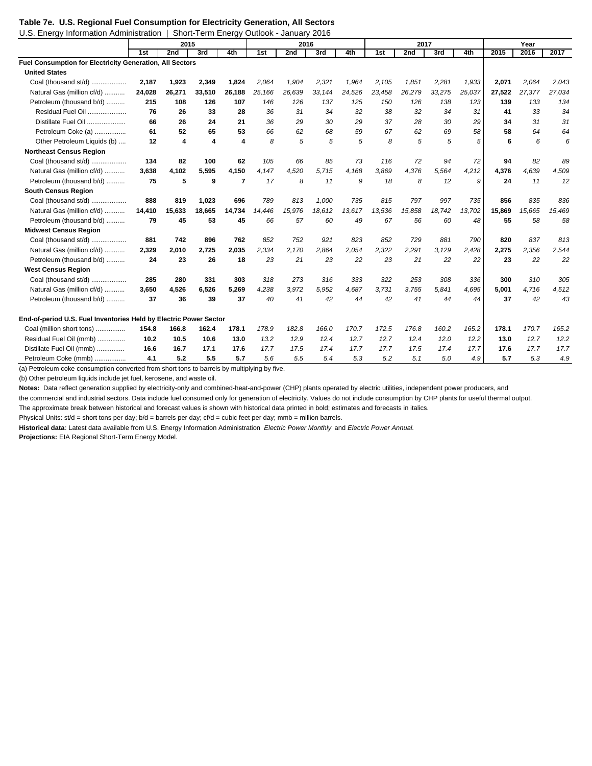**Table 7e. U.S. Regional Fuel Consumption for Electricity Generation, All Sectors**

U.S. Energy Information Administration | Short-Term Energy Outlook - January 2016

| | 2015 | | | | 2016 | | | | 2017 | | | | Year | | |
|---|---|---|---|---|---|---|---|---|---|---|---|---|---|---|---|
| | 1st | 2nd | 3rd | 4th | 1st | 2nd | 3rd | 4th | 1st | 2nd | 3rd | 4th | 2015 | 2016 | 2017 |
| **Fuel Consumption for Electricity Generation, All Sectors** | | | | | | | | | | | | | | | |
| **United States** | | | | | | | | | | | | | | | |
| Coal (thousand st/d) | **2,187** | **1,923** | **2,349** | **1,824** | *2,064* | *1,904* | *2,321* | *1,964* | *2,105* | *1,851* | *2,281* | *1,933* | **2,071** | *2,064* | *2,043* |
| Natural Gas (million cf/d) | **24,028** | **26,271** | **33,510** | **26,188** | *25,166* | *26,639* | *33,144* | *24,526* | *23,458* | *26,279* | *33,275* | *25,037* | **27,522** | *27,377* | *27,034* |
| Petroleum (thousand b/d) | **215** | **108** | **126** | **107** | *146* | *126* | *137* | *125* | *150* | *126* | *138* | *123* | **139** | *133* | *134* |
| Residual Fuel Oil | **76** | **26** | **33** | **28** | *36* | *31* | *34* | *32* | *38* | *32* | *34* | *31* | **41** | *33* | *34* |
| Distillate Fuel Oil | **66** | **26** | **24** | **21** | *36* | *29* | *30* | *29* | *37* | *28* | *30* | *29* | **34** | *31* | *31* |
| Petroleum Coke (a) | **61** | **52** | **65** | **53** | *66* | *62* | *68* | *59* | *67* | *62* | *69* | *58* | **58** | *64* | *64* |
| Other Petroleum Liquids (b) | **12** | **4** | **4** | **4** | *8* | *5* | *5* | *5* | *8* | *5* | *5* | *5* | **6** | *6* | *6* |
| **Northeast Census Region** | | | | | | | | | | | | | | | |
| Coal (thousand st/d) | **134** | **82** | **100** | **62** | *105* | *66* | *85* | *73* | *116* | *72* | *94* | *72* | **94** | *82* | *89* |
| Natural Gas (million cf/d) | **3,638** | **4,102** | **5,595** | **4,150** | *4,147* | *4,520* | *5,715* | *4,168* | *3,869* | *4,376* | *5,564* | *4,212* | **4,376** | *4,639* | *4,509* |
| Petroleum (thousand b/d) | **75** | **5** | **9** | **7** | *17* | *8* | *11* | *9* | *18* | *8* | *12* | *9* | **24** | *11* | *12* |
| **South Census Region** | | | | | | | | | | | | | | | |
| Coal (thousand st/d) | **888** | **819** | **1,023** | **696** | *789* | *813* | *1,000* | *735* | *815* | *797* | *997* | *735* | **856** | *835* | *836* |
| Natural Gas (million cf/d) | **14,410** | **15,633** | **18,665** | **14,734** | *14,446* | *15,976* | *18,612* | *13,617* | *13,536* | *15,858* | *18,742* | *13,702* | **15,869** | *15,665* | *15,469* |
| Petroleum (thousand b/d) | **79** | **45** | **53** | **45** | *66* | *57* | *60* | *49* | *67* | *56* | *60* | *48* | **55** | *58* | *58* |
| **Midwest Census Region** | | | | | | | | | | | | | | | |
| Coal (thousand st/d) | **881** | **742** | **896** | **762** | *852* | *752* | *921* | *823* | *852* | *729* | *881* | *790* | **820** | *837* | *813* |
| Natural Gas (million cf/d) | **2,329** | **2,010** | **2,725** | **2,035** | *2,334* | *2,170* | *2,864* | *2,054* | *2,322* | *2,291* | *3,129* | *2,428* | **2,275** | *2,356* | *2,544* |
| Petroleum (thousand b/d) | **24** | **23** | **26** | **18** | *23* | *21* | *23* | *22* | *23* | *21* | *22* | *22* | **23** | *22* | *22* |
| **West Census Region** | | | | | | | | | | | | | | | |
| Coal (thousand st/d) | **285** | **280** | **331** | **303** | *318* | *273* | *316* | *333* | *322* | *253* | *308* | *336* | **300** | *310* | *305* |
| Natural Gas (million cf/d) | **3,650** | **4,526** | **6,526** | **5,269** | *4,238* | *3,972* | *5,952* | *4,687* | *3,731* | *3,755* | *5,841* | *4,695* | **5,001** | *4,716* | *4,512* |
| Petroleum (thousand b/d) | **37** | **36** | **39** | **37** | *40* | *41* | *42* | *44* | *42* | *41* | *44* | *44* | **37** | *42* | *43* |
| **End-of-period U.S. Fuel Inventories Held by Electric Power Sector** | | | | | | | | | | | | | | | |
| Coal (million short tons) | **154.8** | **166.8** | **162.4** | **178.1** | *178.9* | *182.8* | *166.0* | *170.7* | *172.5* | *176.8* | *160.2* | *165.2* | **178.1** | *170.7* | *165.2* |
| Residual Fuel Oil (mmb) | **10.2** | **10.5** | **10.6** | **13.0** | *13.2* | *12.9* | *12.4* | *12.7* | *12.7* | *12.4* | *12.0* | *12.2* | **13.0** | *12.7* | *12.2* |
| Distillate Fuel Oil (mmb) | **16.6** | **16.7** | **17.1** | **17.6** | *17.7* | *17.5* | *17.4* | *17.7* | *17.7* | *17.5* | *17.4* | *17.7* | **17.6** | *17.7* | *17.7* |
| Petroleum Coke (mmb) | **4.1** | **5.2** | **5.5** | **5.7** | *5.6* | *5.5* | *5.4* | *5.3* | *5.2* | *5.1* | *5.0* | *4.9* | **5.7** | *5.3* | *4.9* |

(a) Petroleum coke consumption converted from short tons to barrels by multiplying by five.

(b) Other petroleum liquids include jet fuel, kerosene, and waste oil.

**Notes:** Data reflect generation supplied by electricity-only and combined-heat-and-power (CHP) plants operated by electric utilities, independent power producers, and the commercial and industrial sectors. Data include fuel consumed only for generation of electricity. Values do not include consumption by CHP plants for useful thermal output.

The approximate break between historical and forecast values is shown with historical data printed in bold; estimates and forecasts in italics.

Physical Units: st/d = short tons per day; b/d = barrels per day; cf/d = cubic feet per day; mmb = million barrels.

**Historical data**: Latest data available from U.S. Energy Information Administration *Electric Power Monthly* and *Electric Power Annual.*

**Projections:** EIA Regional Short-Term Energy Model.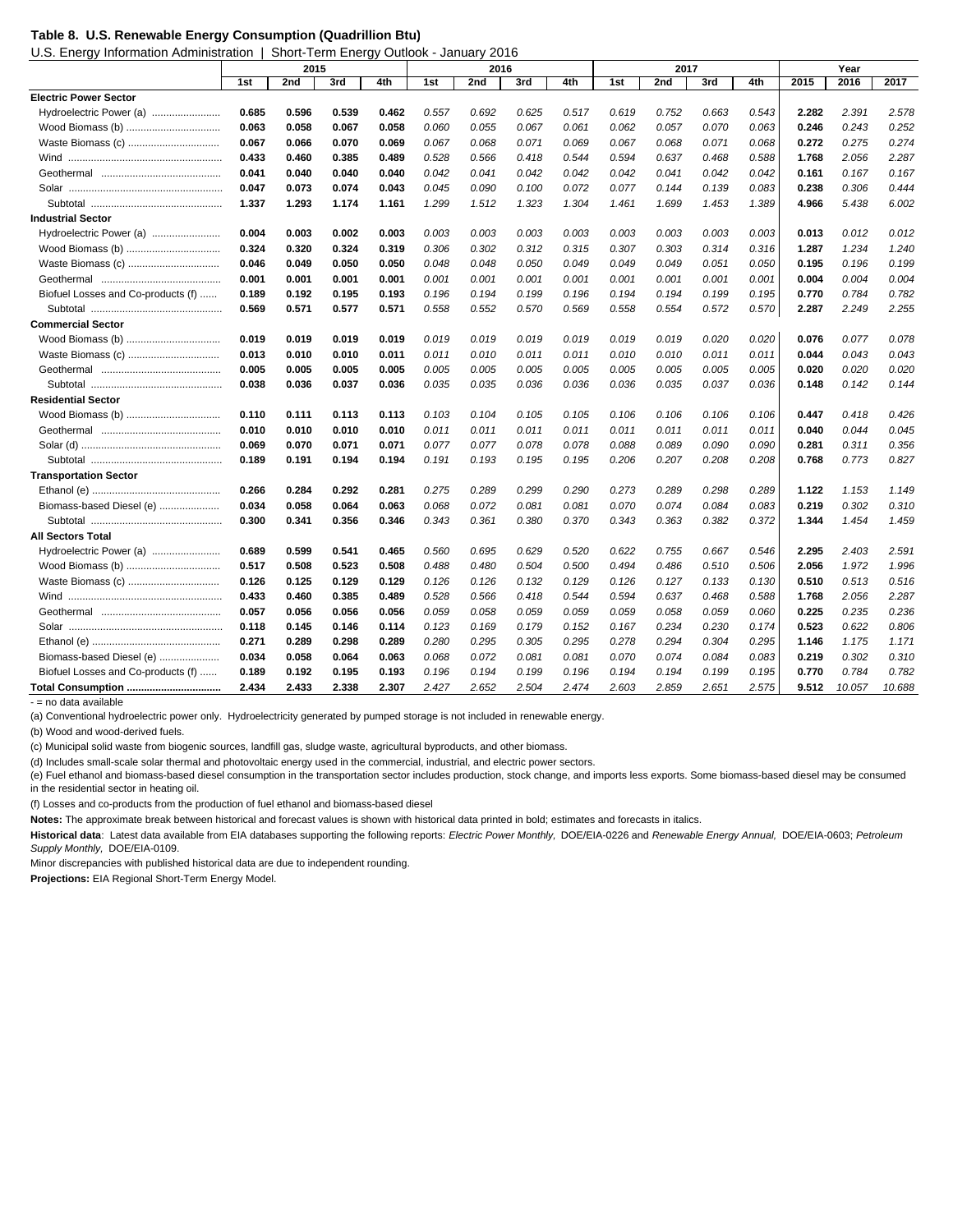**Table 8. U.S. Renewable Energy Consumption (Quadrillion Btu)**

U.S. Energy Information Administration | Short-Term Energy Outlook - January 2016

| | 2015 | | | | 2016 | | | | 2017 | | | | Year | | |
|---|---|---|---|---|---|---|---|---|---|---|---|---|---|---|---|
| | 1st | 2nd | 3rd | 4th | 1st | 2nd | 3rd | 4th | 1st | 2nd | 3rd | 4th | 2015 | 2016 | 2017 |
| **Electric Power Sector** | | | | | | | | | | | | | | | |
| Hydroelectric Power (a) | **0.685** | **0.596** | **0.539** | **0.462** | *0.557* | *0.692* | *0.625* | *0.517* | *0.619* | *0.752* | *0.663* | *0.543* | **2.282** | *2.391* | *2.578* |
| Wood Biomass (b) | **0.063** | **0.058** | **0.067** | **0.058** | *0.060* | *0.055* | *0.067* | *0.061* | *0.062* | *0.057* | *0.070* | *0.063* | **0.246** | *0.243* | *0.252* |
| Waste Biomass (c) | **0.067** | **0.066** | **0.070** | **0.069** | *0.067* | *0.068* | *0.071* | *0.069* | *0.067* | *0.068* | *0.071* | *0.068* | **0.272** | *0.275* | *0.274* |
| Wind | **0.433** | **0.460** | **0.385** | **0.489** | *0.528* | *0.566* | *0.418* | *0.544* | *0.594* | *0.637* | *0.468* | *0.588* | **1.768** | *2.056* | *2.287* |
| Geothermal | **0.041** | **0.040** | **0.040** | **0.040** | *0.042* | *0.041* | *0.042* | *0.042* | *0.042* | *0.041* | *0.042* | *0.042* | **0.161** | *0.167* | *0.167* |
| Solar | **0.047** | **0.073** | **0.074** | **0.043** | *0.045* | *0.090* | *0.100* | *0.072* | *0.077* | *0.144* | *0.139* | *0.083* | **0.238** | *0.306* | *0.444* |
| Subtotal | **1.337** | **1.293** | **1.174** | **1.161** | *1.299* | *1.512* | *1.323* | *1.304* | *1.461* | *1.699* | *1.453* | *1.389* | **4.966** | *5.438* | *6.002* |
| **Industrial Sector** | | | | | | | | | | | | | | | |
| Hydroelectric Power (a) | **0.004** | **0.003** | **0.002** | **0.003** | *0.003* | *0.003* | *0.003* | *0.003* | *0.003* | *0.003* | *0.003* | *0.003* | **0.013** | *0.012* | *0.012* |
| Wood Biomass (b) | **0.324** | **0.320** | **0.324** | **0.319** | *0.306* | *0.302* | *0.312* | *0.315* | *0.307* | *0.303* | *0.314* | *0.316* | **1.287** | *1.234* | *1.240* |
| Waste Biomass (c) | **0.046** | **0.049** | **0.050** | **0.050** | *0.048* | *0.048* | *0.050* | *0.049* | *0.049* | *0.049* | *0.051* | *0.050* | **0.195** | *0.196* | *0.199* |
| Geothermal | **0.001** | **0.001** | **0.001** | **0.001** | *0.001* | *0.001* | *0.001* | *0.001* | *0.001* | *0.001* | *0.001* | *0.001* | **0.004** | *0.004* | *0.004* |
| Biofuel Losses and Co-products (f) | **0.189** | **0.192** | **0.195** | **0.193** | *0.196* | *0.194* | *0.199* | *0.196* | *0.194* | *0.194* | *0.199* | *0.195* | **0.770** | *0.784* | *0.782* |
| Subtotal | **0.569** | **0.571** | **0.577** | **0.571** | *0.558* | *0.552* | *0.570* | *0.569* | *0.558* | *0.554* | *0.572* | *0.570* | **2.287** | *2.249* | *2.255* |
| **Commercial Sector** | | | | | | | | | | | | | | | |
| Wood Biomass (b) | **0.019** | **0.019** | **0.019** | **0.019** | *0.019* | *0.019* | *0.019* | *0.019* | *0.019* | *0.019* | *0.020* | *0.020* | **0.076** | *0.077* | *0.078* |
| Waste Biomass (c) | **0.013** | **0.010** | **0.010** | **0.011** | *0.011* | *0.010* | *0.011* | *0.011* | *0.010* | *0.010* | *0.011* | *0.011* | **0.044** | *0.043* | *0.043* |
| Geothermal | **0.005** | **0.005** | **0.005** | **0.005** | *0.005* | *0.005* | *0.005* | *0.005* | *0.005* | *0.005* | *0.005* | *0.005* | **0.020** | *0.020* | *0.020* |
| Subtotal | **0.038** | **0.036** | **0.037** | **0.036** | *0.035* | *0.035* | *0.036* | *0.036* | *0.036* | *0.035* | *0.037* | *0.036* | **0.148** | *0.142* | *0.144* |
| **Residential Sector** | | | | | | | | | | | | | | | |
| Wood Biomass (b) | **0.110** | **0.111** | **0.113** | **0.113** | *0.103* | *0.104* | *0.105* | *0.105* | *0.106* | *0.106* | *0.106* | *0.106* | **0.447** | *0.418* | *0.426* |
| Geothermal | **0.010** | **0.010** | **0.010** | **0.010** | *0.011* | *0.011* | *0.011* | *0.011* | *0.011* | *0.011* | *0.011* | *0.011* | **0.040** | *0.044* | *0.045* |
| Solar (d) | **0.069** | **0.070** | **0.071** | **0.071** | *0.077* | *0.077* | *0.078* | *0.078* | *0.088* | *0.089* | *0.090* | *0.090* | **0.281** | *0.311* | *0.356* |
| Subtotal | **0.189** | **0.191** | **0.194** | **0.194** | *0.191* | *0.193* | *0.195* | *0.195* | *0.206* | *0.207* | *0.208* | *0.208* | **0.768** | *0.773* | *0.827* |
| **Transportation Sector** | | | | | | | | | | | | | | | |
| Ethanol (e) | **0.266** | **0.284** | **0.292** | **0.281** | *0.275* | *0.289* | *0.299* | *0.290* | *0.273* | *0.289* | *0.298* | *0.289* | **1.122** | *1.153* | *1.149* |
| Biomass-based Diesel (e) | **0.034** | **0.058** | **0.064** | **0.063** | *0.068* | *0.072* | *0.081* | *0.081* | *0.070* | *0.074* | *0.084* | *0.083* | **0.219** | *0.302* | *0.310* |
| Subtotal | **0.300** | **0.341** | **0.356** | **0.346** | *0.343* | *0.361* | *0.380* | *0.370* | *0.343* | *0.363* | *0.382* | *0.372* | **1.344** | *1.454* | *1.459* |
| **All Sectors Total** | | | | | | | | | | | | | | | |
| Hydroelectric Power (a) | **0.689** | **0.599** | **0.541** | **0.465** | *0.560* | *0.695* | *0.629* | *0.520* | *0.622* | *0.755* | *0.667* | *0.546* | **2.295** | *2.403* | *2.591* |
| Wood Biomass (b) | **0.517** | **0.508** | **0.523** | **0.508** | *0.488* | *0.480* | *0.504* | *0.500* | *0.494* | *0.486* | *0.510* | *0.506* | **2.056** | *1.972* | *1.996* |
| Waste Biomass (c) | **0.126** | **0.125** | **0.129** | **0.129** | *0.126* | *0.126* | *0.132* | *0.129* | *0.126* | *0.127* | *0.133* | *0.130* | **0.510** | *0.513* | *0.516* |
| Wind | **0.433** | **0.460** | **0.385** | **0.489** | *0.528* | *0.566* | *0.418* | *0.544* | *0.594* | *0.637* | *0.468* | *0.588* | **1.768** | *2.056* | *2.287* |
| Geothermal | **0.057** | **0.056** | **0.056** | **0.056** | *0.059* | *0.058* | *0.059* | *0.059* | *0.059* | *0.058* | *0.059* | *0.060* | **0.225** | *0.235* | *0.236* |
| Solar | **0.118** | **0.145** | **0.146** | **0.114** | *0.123* | *0.169* | *0.179* | *0.152* | *0.167* | *0.234* | *0.230* | *0.174* | **0.523** | *0.622* | *0.806* |
| Ethanol (e) | **0.271** | **0.289** | **0.298** | **0.289** | *0.280* | *0.295* | *0.305* | *0.295* | *0.278* | *0.294* | *0.304* | *0.295* | **1.146** | *1.175* | *1.171* |
| Biomass-based Diesel (e) | **0.034** | **0.058** | **0.064** | **0.063** | *0.068* | *0.072* | *0.081* | *0.081* | *0.070* | *0.074* | *0.084* | *0.083* | **0.219** | *0.302* | *0.310* |
| Biofuel Losses and Co-products (f) | **0.189** | **0.192** | **0.195** | **0.193** | *0.196* | *0.194* | *0.199* | *0.196* | *0.194* | *0.194* | *0.199* | *0.195* | **0.770** | *0.784* | *0.782* |
| **Total Consumption** | **2.434** | **2.433** | **2.338** | **2.307** | *2.427* | *2.652* | *2.504* | *2.474* | *2.603* | *2.859* | *2.651* | *2.575* | **9.512** | *10.057* | *10.688* |

- = no data available

(a) Conventional hydroelectric power only. Hydroelectricity generated by pumped storage is not included in renewable energy.

(b) Wood and wood-derived fuels.

(c) Municipal solid waste from biogenic sources, landfill gas, sludge waste, agricultural byproducts, and other biomass.

(d) Includes small-scale solar thermal and photovoltaic energy used in the commercial, industrial, and electric power sectors.

(e) Fuel ethanol and biomass-based diesel consumption in the transportation sector includes production, stock change, and imports less exports. Some biomass-based diesel may be consumed in the residential sector in heating oil.

(f) Losses and co-products from the production of fuel ethanol and biomass-based diesel

**Notes:** The approximate break between historical and forecast values is shown with historical data printed in bold; estimates and forecasts in italics.

**Historical data**: Latest data available from EIA databases supporting the following reports: *Electric Power Monthly,* DOE/EIA-0226 and *Renewable Energy Annual,* DOE/EIA-0603; *Petroleum Supply Monthly,* DOE/EIA-0109.

Minor discrepancies with published historical data are due to independent rounding.

**Projections:** EIA Regional Short-Term Energy Model.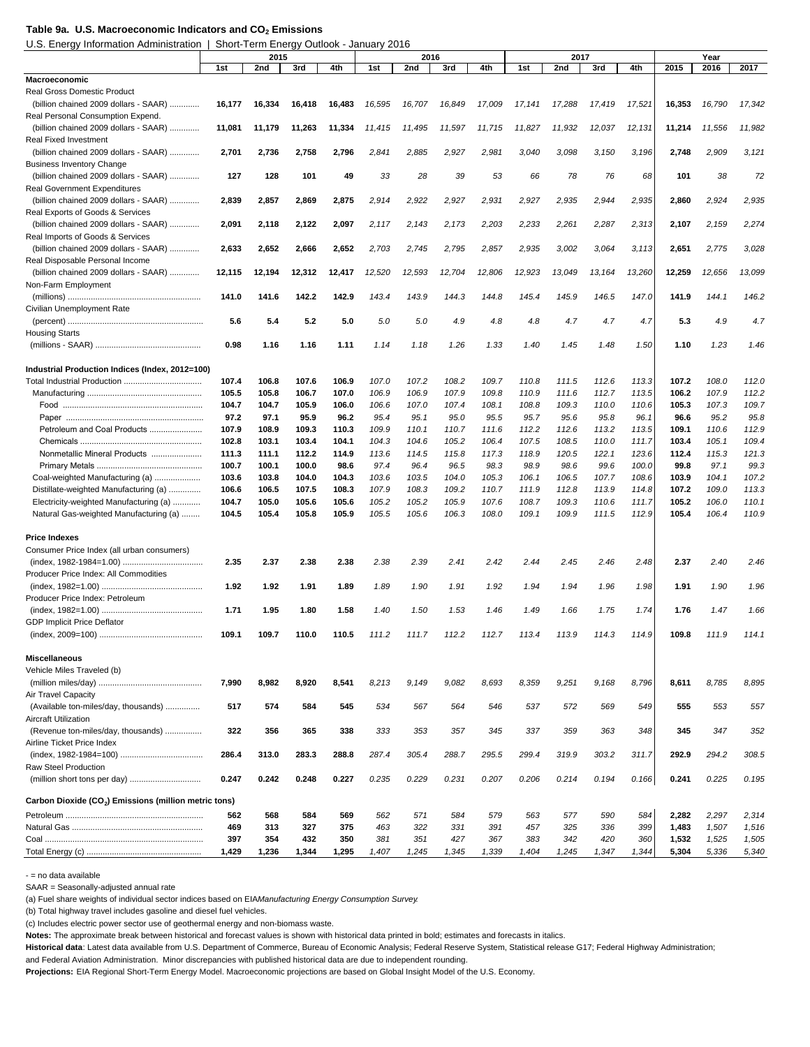**Table 9a. U.S. Macroeconomic Indicators and $CO_2$ Emissions**

U.S. Energy Information Administration | Short-Term Energy Outlook - January 2016

| | 2015 | | | | 2016 | | | | 2017 | | | | Year | | |
|---|---|---|---|---|---|---|---|---|---|---|---|---|---|---|---|
| | 1st | 2nd | 3rd | 4th | 1st | 2nd | 3rd | 4th | 1st | 2nd | 3rd | 4th | 2015 | 2016 | 2017 |
| **Macroeconomic** | | | | | | | | | | | | | | | |
| Real Gross Domestic Product (billion chained 2009 dollars - SAAR) | 16,177 | 16,334 | 16,418 | 16,483 | 16,595 | 16,707 | 16,849 | 17,009 | 17,141 | 17,288 | 17,419 | 17,521 | 16,353 | 16,790 | 17,342 |
| Real Personal Consumption Expend. (billion chained 2009 dollars - SAAR) | 11,081 | 11,179 | 11,263 | 11,334 | 11,415 | 11,495 | 11,597 | 11,715 | 11,827 | 11,932 | 12,037 | 12,131 | 11,214 | 11,556 | 11,982 |
| Real Fixed Investment (billion chained 2009 dollars - SAAR) | 2,701 | 2,736 | 2,758 | 2,796 | 2,841 | 2,885 | 2,927 | 2,981 | 3,040 | 3,098 | 3,150 | 3,196 | 2,748 | 2,909 | 3,121 |
| Business Inventory Change (billion chained 2009 dollars - SAAR) | 127 | 128 | 101 | 49 | 33 | 28 | 39 | 53 | 66 | 78 | 76 | 68 | 101 | 38 | 72 |
| Real Government Expenditures (billion chained 2009 dollars - SAAR) | 2,839 | 2,857 | 2,869 | 2,875 | 2,914 | 2,922 | 2,927 | 2,931 | 2,927 | 2,935 | 2,944 | 2,935 | 2,860 | 2,924 | 2,935 |
| Real Exports of Goods & Services (billion chained 2009 dollars - SAAR) | 2,091 | 2,118 | 2,122 | 2,097 | 2,117 | 2,143 | 2,173 | 2,203 | 2,233 | 2,261 | 2,287 | 2,313 | 2,107 | 2,159 | 2,274 |
| Real Imports of Goods & Services (billion chained 2009 dollars - SAAR) | 2,633 | 2,652 | 2,666 | 2,652 | 2,703 | 2,745 | 2,795 | 2,857 | 2,935 | 3,002 | 3,064 | 3,113 | 2,651 | 2,775 | 3,028 |
| Real Disposable Personal Income (billion chained 2009 dollars - SAAR) | 12,115 | 12,194 | 12,312 | 12,417 | 12,520 | 12,593 | 12,704 | 12,806 | 12,923 | 13,049 | 13,164 | 13,260 | 12,259 | 12,656 | 13,099 |
| Non-Farm Employment (millions) | 141.0 | 141.6 | 142.2 | 142.9 | 143.4 | 143.9 | 144.3 | 144.8 | 145.4 | 145.9 | 146.5 | 147.0 | 141.9 | 144.1 | 146.2 |
| Civilian Unemployment Rate (percent) | 5.6 | 5.4 | 5.2 | 5.0 | 5.0 | 5.0 | 4.9 | 4.8 | 4.8 | 4.7 | 4.7 | 4.7 | 5.3 | 4.9 | 4.7 |
| Housing Starts (millions - SAAR) | 0.98 | 1.16 | 1.16 | 1.11 | 1.14 | 1.18 | 1.26 | 1.33 | 1.40 | 1.45 | 1.48 | 1.50 | 1.10 | 1.23 | 1.46 |
| **Industrial Production Indices (Index, 2012=100)** | | | | | | | | | | | | | | | |
| Total Industrial Production | 107.4 | 106.8 | 107.6 | 106.9 | 107.0 | 107.2 | 108.2 | 109.7 | 110.8 | 111.5 | 112.6 | 113.3 | 107.2 | 108.0 | 112.0 |
| Manufacturing | 105.5 | 105.8 | 106.7 | 107.0 | 106.9 | 106.9 | 107.9 | 109.8 | 110.9 | 111.6 | 112.7 | 113.5 | 106.2 | 107.9 | 112.2 |
| Food | 104.7 | 104.7 | 105.9 | 106.0 | 106.6 | 107.0 | 107.4 | 108.1 | 108.8 | 109.3 | 110.0 | 110.6 | 105.3 | 107.3 | 109.7 |
| Paper | 97.2 | 97.1 | 95.9 | 96.2 | 95.4 | 95.1 | 95.0 | 95.5 | 95.7 | 95.6 | 95.8 | 96.1 | 96.6 | 95.2 | 95.8 |
| Petroleum and Coal Products | 107.9 | 108.9 | 109.3 | 110.3 | 109.9 | 110.1 | 110.7 | 111.6 | 112.2 | 112.6 | 113.2 | 113.5 | 109.1 | 110.6 | 112.9 |
| Chemicals | 102.8 | 103.1 | 103.4 | 104.1 | 104.3 | 104.6 | 105.2 | 106.4 | 107.5 | 108.5 | 110.0 | 111.7 | 103.4 | 105.1 | 109.4 |
| Nonmetallic Mineral Products | 111.3 | 111.1 | 112.2 | 114.9 | 113.6 | 114.5 | 115.8 | 117.3 | 118.9 | 120.5 | 122.1 | 123.6 | 112.4 | 115.3 | 121.3 |
| Primary Metals | 100.7 | 100.1 | 100.0 | 98.6 | 97.4 | 96.4 | 96.5 | 98.3 | 98.9 | 98.6 | 99.6 | 100.0 | 99.8 | 97.1 | 99.3 |
| Coal-weighted Manufacturing (a) | 103.6 | 103.8 | 104.0 | 104.3 | 103.6 | 103.5 | 104.0 | 105.3 | 106.1 | 106.5 | 107.7 | 108.6 | 103.9 | 104.1 | 107.2 |
| Distillate-weighted Manufacturing (a) | 106.6 | 106.5 | 107.5 | 108.3 | 107.9 | 108.3 | 109.2 | 110.7 | 111.9 | 112.8 | 113.9 | 114.8 | 107.2 | 109.0 | 113.3 |
| Electricity-weighted Manufacturing (a) | 104.7 | 105.0 | 105.6 | 105.6 | 105.2 | 105.2 | 105.9 | 107.6 | 108.7 | 109.3 | 110.6 | 111.7 | 105.2 | 106.0 | 110.1 |
| Natural Gas-weighted Manufacturing (a) | 104.5 | 105.4 | 105.8 | 105.9 | 105.5 | 105.6 | 106.3 | 108.0 | 109.1 | 109.9 | 111.5 | 112.9 | 105.4 | 106.4 | 110.9 |
| **Price Indexes** | | | | | | | | | | | | | | | |
| Consumer Price Index (all urban consumers) (index, 1982-1984=1.00) | 2.35 | 2.37 | 2.38 | 2.38 | 2.38 | 2.39 | 2.41 | 2.42 | 2.44 | 2.45 | 2.46 | 2.48 | 2.37 | 2.40 | 2.46 |
| Producer Price Index: All Commodities (index, 1982=1.00) | 1.92 | 1.92 | 1.91 | 1.89 | 1.89 | 1.90 | 1.91 | 1.92 | 1.94 | 1.94 | 1.96 | 1.98 | 1.91 | 1.90 | 1.96 |
| Producer Price Index: Petroleum (index, 1982=1.00) | 1.71 | 1.95 | 1.80 | 1.58 | 1.40 | 1.50 | 1.53 | 1.46 | 1.49 | 1.66 | 1.75 | 1.74 | 1.76 | 1.47 | 1.66 |
| GDP Implicit Price Deflator (index, 2009=100) | 109.1 | 109.7 | 110.0 | 110.5 | 111.2 | 111.7 | 112.2 | 112.7 | 113.4 | 113.9 | 114.3 | 114.9 | 109.8 | 111.9 | 114.1 |
| **Miscellaneous** | | | | | | | | | | | | | | | |
| Vehicle Miles Traveled (b) (million miles/day) | 7,990 | 8,982 | 8,920 | 8,541 | 8,213 | 9,149 | 9,082 | 8,693 | 8,359 | 9,251 | 9,168 | 8,796 | 8,611 | 8,785 | 8,895 |
| Air Travel Capacity (Available ton-miles/day, thousands) | 517 | 574 | 584 | 545 | 534 | 567 | 564 | 546 | 537 | 572 | 569 | 549 | 555 | 553 | 557 |
| Aircraft Utilization (Revenue ton-miles/day, thousands) | 322 | 356 | 365 | 338 | 333 | 353 | 357 | 345 | 337 | 359 | 363 | 348 | 345 | 347 | 352 |
| Airline Ticket Price Index (index, 1982-1984=100) | 286.4 | 313.0 | 283.3 | 288.8 | 287.4 | 305.4 | 288.7 | 295.5 | 299.4 | 319.9 | 303.2 | 311.7 | 292.9 | 294.2 | 308.5 |
| Raw Steel Production (million short tons per day) | 0.247 | 0.242 | 0.248 | 0.227 | 0.235 | 0.229 | 0.231 | 0.207 | 0.206 | 0.214 | 0.194 | 0.166 | 0.241 | 0.225 | 0.195 |
| **Carbon Dioxide ($CO_2$) Emissions (million metric tons)** | | | | | | | | | | | | | | | |
| Petroleum | 562 | 568 | 584 | 569 | 562 | 571 | 584 | 579 | 563 | 577 | 590 | 584 | 2,282 | 2,297 | 2,314 |
| Natural Gas | 469 | 313 | 327 | 375 | 463 | 322 | 331 | 391 | 457 | 325 | 336 | 399 | 1,483 | 1,507 | 1,516 |
| Coal | 397 | 354 | 432 | 350 | 381 | 351 | 427 | 367 | 383 | 342 | 420 | 360 | 1,532 | 1,525 | 1,505 |
| Total Energy (c) | 1,429 | 1,236 | 1,344 | 1,295 | 1,407 | 1,245 | 1,345 | 1,339 | 1,404 | 1,245 | 1,347 | 1,344 | 5,304 | 5,336 | 5,340 |

\- = no data available

SAAR = Seasonally-adjusted annual rate

(a) Fuel share weights of individual sector indices based on EIA *Manufacturing Energy Consumption Survey*.

(b) Total highway travel includes gasoline and diesel fuel vehicles.

(c) Includes electric power sector use of geothermal energy and non-biomass waste.

**Notes:** The approximate break between historical and forecast values is shown with historical data printed in bold; estimates and forecasts in italics.

**Historical data**: Latest data available from U.S. Department of Commerce, Bureau of Economic Analysis; Federal Reserve System, Statistical release G17; Federal Highway Administration; and Federal Aviation Administration. Minor discrepancies with published historical data are due to independent rounding.

**Projections:** EIA Regional Short-Term Energy Model. Macroeconomic projections are based on Global Insight Model of the U.S. Economy.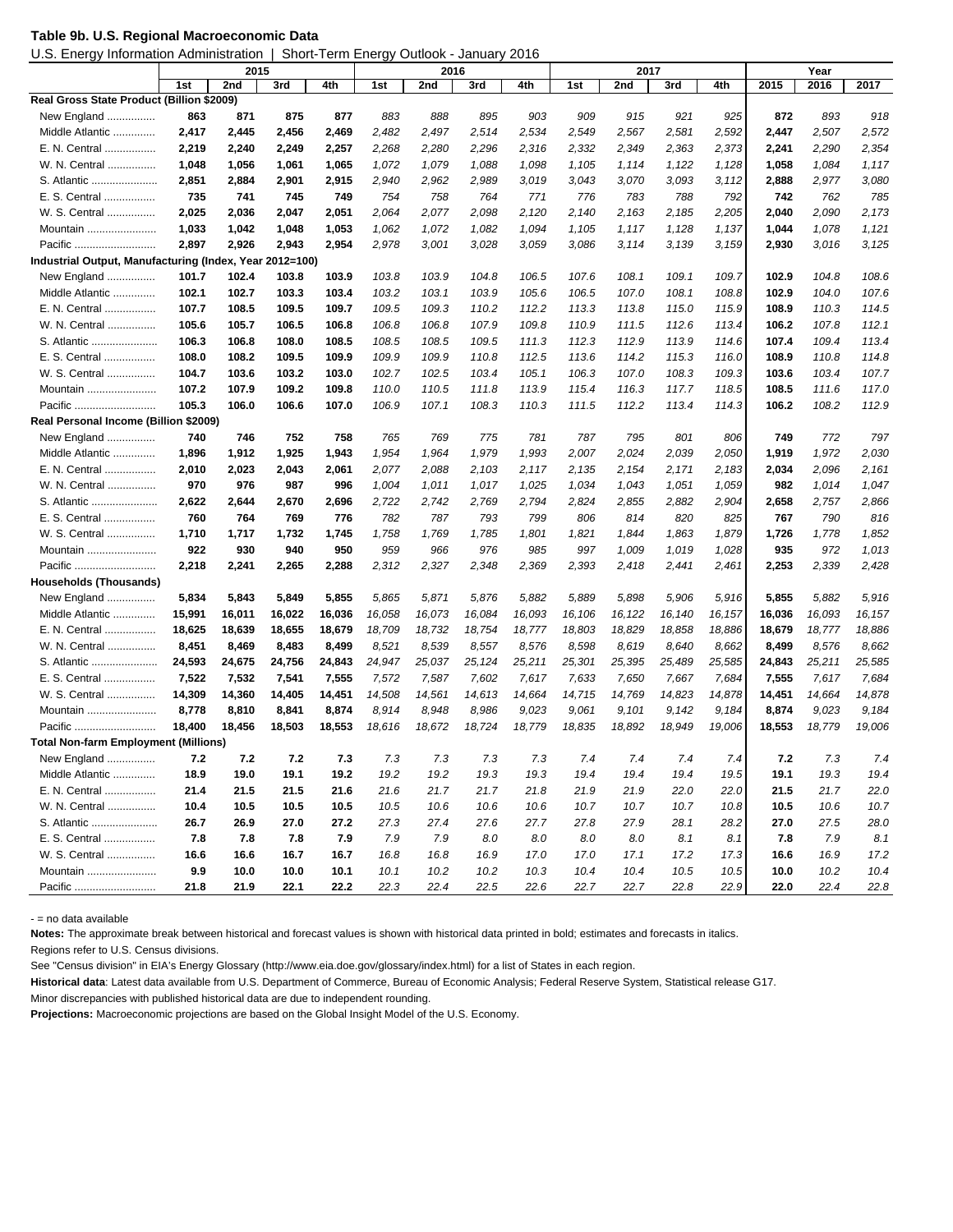**Table 9b. U.S. Regional Macroeconomic Data**

U.S. Energy Information Administration | Short-Term Energy Outlook - January 2016

| | 2015 | | | | 2016 | | | | 2017 | | | | Year | | |
|---|---|---|---|---|---|---|---|---|---|---|---|---|---|---|---|
| | 1st | 2nd | 3rd | 4th | 1st | 2nd | 3rd | 4th | 1st | 2nd | 3rd | 4th | 2015 | 2016 | 2017 |
| **Real Gross State Product (Billion $2009)** | | | | | | | | | | | | | | | |
| New England | **863** | **871** | **875** | **877** | *883* | *888* | *895* | *903* | *909* | *915* | *921* | *925* | **872** | *893* | *918* |
| Middle Atlantic | **2,417** | **2,445** | **2,456** | **2,469** | *2,482* | *2,497* | *2,514* | *2,534* | *2,549* | *2,567* | *2,581* | *2,592* | **2,447** | *2,507* | *2,572* |
| E. N. Central | **2,219** | **2,240** | **2,249** | **2,257** | *2,268* | *2,280* | *2,296* | *2,316* | *2,332* | *2,349* | *2,363* | *2,373* | **2,241** | *2,290* | *2,354* |
| W. N. Central | **1,048** | **1,056** | **1,061** | **1,065** | *1,072* | *1,079* | *1,088* | *1,098* | *1,105* | *1,114* | *1,122* | *1,128* | **1,058** | *1,084* | *1,117* |
| S. Atlantic | **2,851** | **2,884** | **2,901** | **2,915** | *2,940* | *2,962* | *2,989* | *3,019* | *3,043* | *3,070* | *3,093* | *3,112* | **2,888** | *2,977* | *3,080* |
| E. S. Central | **735** | **741** | **745** | **749** | *754* | *758* | *764* | *771* | *776* | *783* | *788* | *792* | **742** | *762* | *785* |
| W. S. Central | **2,025** | **2,036** | **2,047** | **2,051** | *2,064* | *2,077* | *2,098* | *2,120* | *2,140* | *2,163* | *2,185* | *2,205* | **2,040** | *2,090* | *2,173* |
| Mountain | **1,033** | **1,042** | **1,048** | **1,053** | *1,062* | *1,072* | *1,082* | *1,094* | *1,105* | *1,117* | *1,128* | *1,137* | **1,044** | *1,078* | *1,121* |
| Pacific | **2,897** | **2,926** | **2,943** | **2,954** | *2,978* | *3,001* | *3,028* | *3,059* | *3,086* | *3,114* | *3,139* | *3,159* | **2,930** | *3,016* | *3,125* |
| **Industrial Output, Manufacturing (Index, Year 2012=100)** | | | | | | | | | | | | | | | |
| New England | **101.7** | **102.4** | **103.8** | **103.9** | *103.8* | *103.9* | *104.8* | *106.5* | *107.6* | *108.1* | *109.1* | *109.7* | **102.9** | *104.8* | *108.6* |
| Middle Atlantic | **102.1** | **102.7** | **103.3** | **103.4** | *103.2* | *103.1* | *103.9* | *105.6* | *106.5* | *107.0* | *108.1* | *108.8* | **102.9** | *104.0* | *107.6* |
| E. N. Central | **107.7** | **108.5** | **109.5** | **109.7** | *109.5* | *109.3* | *110.2* | *112.2* | *113.3* | *113.8* | *115.0* | *115.9* | **108.9** | *110.3* | *114.5* |
| W. N. Central | **105.6** | **105.7** | **106.5** | **106.8** | *106.8* | *106.8* | *107.9* | *109.8* | *110.9* | *111.5* | *112.6* | *113.4* | **106.2** | *107.8* | *112.1* |
| S. Atlantic | **106.3** | **106.8** | **108.0** | **108.5** | *108.5* | *108.5* | *109.5* | *111.3* | *112.3* | *112.9* | *113.9* | *114.6* | **107.4** | *109.4* | *113.4* |
| E. S. Central | **108.0** | **108.2** | **109.5** | **109.9** | *109.9* | *109.9* | *110.8* | *112.5* | *113.6* | *114.2* | *115.3* | *116.0* | **108.9** | *110.8* | *114.8* |
| W. S. Central | **104.7** | **103.6** | **103.2** | **103.0** | *102.7* | *102.5* | *103.4* | *105.1* | *106.3* | *107.0* | *108.3* | *109.3* | **103.6** | *103.4* | *107.7* |
| Mountain | **107.2** | **107.9** | **109.2** | **109.8** | *110.0* | *110.5* | *111.8* | *113.9* | *115.4* | *116.3* | *117.7* | *118.5* | **108.5** | *111.6* | *117.0* |
| Pacific | **105.3** | **106.0** | **106.6** | **107.0** | *106.9* | *107.1* | *108.3* | *110.3* | *111.5* | *112.2* | *113.4* | *114.3* | **106.2** | *108.2* | *112.9* |
| **Real Personal Income (Billion $2009)** | | | | | | | | | | | | | | | |
| New England | **740** | **746** | **752** | **758** | *765* | *769* | *775* | *781* | *787* | *795* | *801* | *806* | **749** | *772* | *797* |
| Middle Atlantic | **1,896** | **1,912** | **1,925** | **1,943** | *1,954* | *1,964* | *1,979* | *1,993* | *2,007* | *2,024* | *2,039* | *2,050* | **1,919** | *1,972* | *2,030* |
| E. N. Central | **2,010** | **2,023** | **2,043** | **2,061** | *2,077* | *2,088* | *2,103* | *2,117* | *2,135* | *2,154* | *2,171* | *2,183* | **2,034** | *2,096* | *2,161* |
| W. N. Central | **970** | **976** | **987** | **996** | *1,004* | *1,011* | *1,017* | *1,025* | *1,034* | *1,043* | *1,051* | *1,059* | **982** | *1,014* | *1,047* |
| S. Atlantic | **2,622** | **2,644** | **2,670** | **2,696** | *2,722* | *2,742* | *2,769* | *2,794* | *2,824* | *2,855* | *2,882* | *2,904* | **2,658** | *2,757* | *2,866* |
| E. S. Central | **760** | **764** | **769** | **776** | *782* | *787* | *793* | *799* | *806* | *814* | *820* | *825* | **767** | *790* | *816* |
| W. S. Central | **1,710** | **1,717** | **1,732** | **1,745** | *1,758* | *1,769* | *1,785* | *1,801* | *1,821* | *1,844* | *1,863* | *1,879* | **1,726** | *1,778* | *1,852* |
| Mountain | **922** | **930** | **940** | **950** | *959* | *966* | *976* | *985* | *997* | *1,009* | *1,019* | *1,028* | **935** | *972* | *1,013* |
| Pacific | **2,218** | **2,241** | **2,265** | **2,288** | *2,312* | *2,327* | *2,348* | *2,369* | *2,393* | *2,418* | *2,441* | *2,461* | **2,253** | *2,339* | *2,428* |
| **Households (Thousands)** | | | | | | | | | | | | | | | |
| New England | **5,834** | **5,843** | **5,849** | **5,855** | *5,865* | *5,871* | *5,876* | *5,882* | *5,889* | *5,898* | *5,906* | *5,916* | **5,855** | *5,882* | *5,916* |
| Middle Atlantic | **15,991** | **16,011** | **16,022** | **16,036** | *16,058* | *16,073* | *16,084* | *16,093* | *16,106* | *16,122* | *16,140* | *16,157* | **16,036** | *16,093* | *16,157* |
| E. N. Central | **18,625** | **18,639** | **18,655** | **18,679** | *18,709* | *18,732* | *18,754* | *18,777* | *18,803* | *18,829* | *18,858* | *18,886* | **18,679** | *18,777* | *18,886* |
| W. N. Central | **8,451** | **8,469** | **8,483** | **8,499** | *8,521* | *8,539* | *8,557* | *8,576* | *8,598* | *8,619* | *8,640* | *8,662* | **8,499** | *8,576* | *8,662* |
| S. Atlantic | **24,593** | **24,675** | **24,756** | **24,843** | *24,947* | *25,037* | *25,124* | *25,211* | *25,301* | *25,395* | *25,489* | *25,585* | **24,843** | *25,211* | *25,585* |
| E. S. Central | **7,522** | **7,532** | **7,541** | **7,555** | *7,572* | *7,587* | *7,602* | *7,617* | *7,633* | *7,650* | *7,667* | *7,684* | **7,555** | *7,617* | *7,684* |
| W. S. Central | **14,309** | **14,360** | **14,405** | **14,451** | *14,508* | *14,561* | *14,613* | *14,664* | *14,715* | *14,769* | *14,823* | *14,878* | **14,451** | *14,664* | *14,878* |
| Mountain | **8,778** | **8,810** | **8,841** | **8,874** | *8,914* | *8,948* | *8,986* | *9,023* | *9,061* | *9,101* | *9,142* | *9,184* | **8,874** | *9,023* | *9,184* |
| Pacific | **18,400** | **18,456** | **18,503** | **18,553** | *18,616* | *18,672* | *18,724* | *18,779* | *18,835* | *18,892* | *18,949* | *19,006* | **18,553** | *18,779* | *19,006* |
| **Total Non-farm Employment (Millions)** | | | | | | | | | | | | | | | |
| New England | **7.2** | **7.2** | **7.2** | **7.3** | *7.3* | *7.3* | *7.3* | *7.3* | *7.4* | *7.4* | *7.4* | *7.4* | **7.2** | *7.3* | *7.4* |
| Middle Atlantic | **18.9** | **19.0** | **19.1** | **19.2** | *19.2* | *19.2* | *19.3* | *19.3* | *19.4* | *19.4* | *19.4* | *19.5* | **19.1** | *19.3* | *19.4* |
| E. N. Central | **21.4** | **21.5** | **21.5** | **21.6** | *21.6* | *21.7* | *21.7* | *21.8* | *21.9* | *21.9* | *22.0* | *22.0* | **21.5** | *21.7* | *22.0* |
| W. N. Central | **10.4** | **10.5** | **10.5** | **10.5** | *10.5* | *10.6* | *10.6* | *10.6* | *10.7* | *10.7* | *10.7* | *10.8* | **10.5** | *10.6* | *10.7* |
| S. Atlantic | **26.7** | **26.9** | **27.0** | **27.2** | *27.3* | *27.4* | *27.6* | *27.7* | *27.8* | *27.9* | *28.1* | *28.2* | **27.0** | *27.5* | *28.0* |
| E. S. Central | **7.8** | **7.8** | **7.8** | **7.9** | *7.9* | *7.9* | *8.0* | *8.0* | *8.0* | *8.0* | *8.1* | *8.1* | **7.8** | *7.9* | *8.1* |
| W. S. Central | **16.6** | **16.6** | **16.7** | **16.7** | *16.8* | *16.8* | *16.9* | *17.0* | *17.0* | *17.1* | *17.2* | *17.3* | **16.6** | *16.9* | *17.2* |
| Mountain | **9.9** | **10.0** | **10.0** | **10.1** | *10.1* | *10.2* | *10.2* | *10.3* | *10.4* | *10.4* | *10.5* | *10.5* | **10.0** | *10.2* | *10.4* |
| Pacific | **21.8** | **21.9** | **22.1** | **22.2** | *22.3* | *22.4* | *22.5* | *22.6* | *22.7* | *22.7* | *22.8* | *22.9* | **22.0** | *22.4* | *22.8* |

- = no data available

**Notes:** The approximate break between historical and forecast values is shown with historical data printed in bold; estimates and forecasts in italics.

Regions refer to U.S. Census divisions.

See "Census division" in EIA's Energy Glossary (http://www.eia.doe.gov/glossary/index.html) for a list of States in each region.

**Historical data**: Latest data available from U.S. Department of Commerce, Bureau of Economic Analysis; Federal Reserve System, Statistical release G17.

Minor discrepancies with published historical data are due to independent rounding.

**Projections:** Macroeconomic projections are based on the Global Insight Model of the U.S. Economy.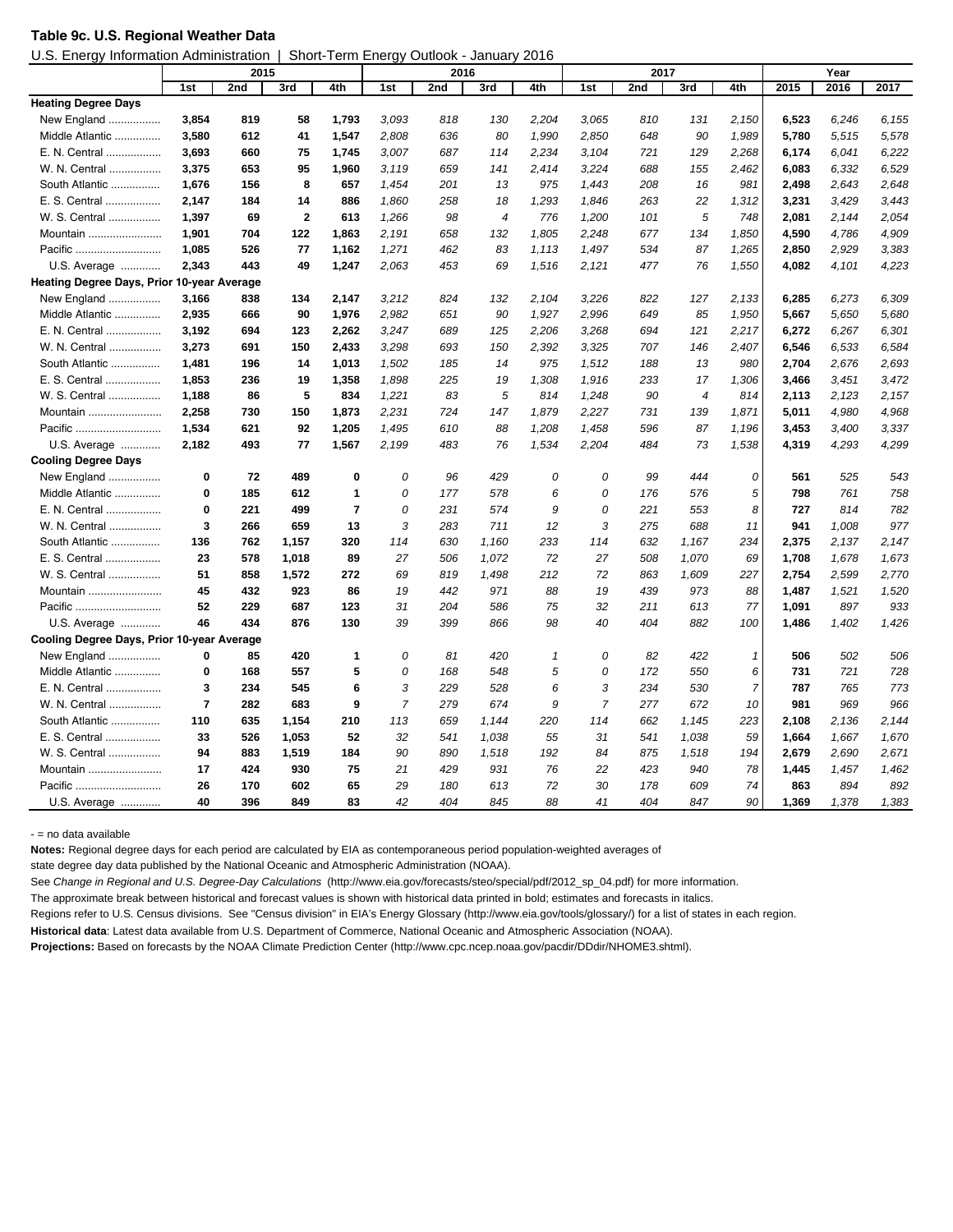**Table 9c. U.S. Regional Weather Data**

U.S. Energy Information Administration | Short-Term Energy Outlook - January 2016

| | 2015 | | | | 2016 | | | | 2017 | | | | Year | | |
|---|---|---|---|---|---|---|---|---|---|---|---|---|---|---|---|
| | 1st | 2nd | 3rd | 4th | 1st | 2nd | 3rd | 4th | 1st | 2nd | 3rd | 4th | 2015 | 2016 | 2017 |
| **Heating Degree Days** | | | | | | | | | | | | | | | |
| New England | **3,854** | **819** | **58** | **1,793** | *3,093* | *818* | *130* | *2,204* | *3,065* | *810* | *131* | *2,150* | **6,523** | *6,246* | *6,155* |
| Middle Atlantic | **3,580** | **612** | **41** | **1,547** | *2,808* | *636* | *80* | *1,990* | *2,850* | *648* | *90* | *1,989* | **5,780** | *5,515* | *5,578* |
| E. N. Central | **3,693** | **660** | **75** | **1,745** | *3,007* | *687* | *114* | *2,234* | *3,104* | *721* | *129* | *2,268* | **6,174** | *6,041* | *6,222* |
| W. N. Central | **3,375** | **653** | **95** | **1,960** | *3,119* | *659* | *141* | *2,414* | *3,224* | *688* | *155* | *2,462* | **6,083** | *6,332* | *6,529* |
| South Atlantic | **1,676** | **156** | **8** | **657** | *1,454* | *201* | *13* | *975* | *1,443* | *208* | *16* | *981* | **2,498** | *2,643* | *2,648* |
| E. S. Central | **2,147** | **184** | **14** | **886** | *1,860* | *258* | *18* | *1,293* | *1,846* | *263* | *22* | *1,312* | **3,231** | *3,429* | *3,443* |
| W. S. Central | **1,397** | **69** | **2** | **613** | *1,266* | *98* | *4* | *776* | *1,200* | *101* | *5* | *748* | **2,081** | *2,144* | *2,054* |
| Mountain | **1,901** | **704** | **122** | **1,863** | *2,191* | *658* | *132* | *1,805* | *2,248* | *677* | *134* | *1,850* | **4,590** | *4,786* | *4,909* |
| Pacific | **1,085** | **526** | **77** | **1,162** | *1,271* | *462* | *83* | *1,113* | *1,497* | *534* | *87* | *1,265* | **2,850** | *2,929* | *3,383* |
| U.S. Average | **2,343** | **443** | **49** | **1,247** | *2,063* | *453* | *69* | *1,516* | *2,121* | *477* | *76* | *1,550* | **4,082** | *4,101* | *4,223* |
| **Heating Degree Days, Prior 10-year Average** | | | | | | | | | | | | | | | |
| New England | **3,166** | **838** | **134** | **2,147** | *3,212* | *824* | *132* | *2,104* | *3,226* | *822* | *127* | *2,133* | **6,285** | *6,273* | *6,309* |
| Middle Atlantic | **2,935** | **666** | **90** | **1,976** | *2,982* | *651* | *90* | *1,927* | *2,996* | *649* | *85* | *1,950* | **5,667** | *5,650* | *5,680* |
| E. N. Central | **3,192** | **694** | **123** | **2,262** | *3,247* | *689* | *125* | *2,206* | *3,268* | *694* | *121* | *2,217* | **6,272** | *6,267* | *6,301* |
| W. N. Central | **3,273** | **691** | **150** | **2,433** | *3,298* | *693* | *150* | *2,392* | *3,325* | *707* | *146* | *2,407* | **6,546** | *6,533* | *6,584* |
| South Atlantic | **1,481** | **196** | **14** | **1,013** | *1,502* | *185* | *14* | *975* | *1,512* | *188* | *13* | *980* | **2,704** | *2,676* | *2,693* |
| E. S. Central | **1,853** | **236** | **19** | **1,358** | *1,898* | *225* | *19* | *1,308* | *1,916* | *233* | *17* | *1,306* | **3,466** | *3,451* | *3,472* |
| W. S. Central | **1,188** | **86** | **5** | **834** | *1,221* | *83* | *5* | *814* | *1,248* | *90* | *4* | *814* | **2,113** | *2,123* | *2,157* |
| Mountain | **2,258** | **730** | **150** | **1,873** | *2,231* | *724* | *147* | *1,879* | *2,227* | *731* | *139* | *1,871* | **5,011** | *4,980* | *4,968* |
| Pacific | **1,534** | **621** | **92** | **1,205** | *1,495* | *610* | *88* | *1,208* | *1,458* | *596* | *87* | *1,196* | **3,453** | *3,400* | *3,337* |
| U.S. Average | **2,182** | **493** | **77** | **1,567** | *2,199* | *483* | *76* | *1,534* | *2,204* | *484* | *73* | *1,538* | **4,319** | *4,293* | *4,299* |
| **Cooling Degree Days** | | | | | | | | | | | | | | | |
| New England | **0** | **72** | **489** | **0** | *0* | *96* | *429* | *0* | *0* | *99* | *444* | *0* | **561** | *525* | *543* |
| Middle Atlantic | **0** | **185** | **612** | **1** | *0* | *177* | *578* | *6* | *0* | *176* | *576* | *5* | **798** | *761* | *758* |
| E. N. Central | **0** | **221** | **499** | **7** | *0* | *231* | *574* | *9* | *0* | *221* | *553* | *8* | **727** | *814* | *782* |
| W. N. Central | **3** | **266** | **659** | **13** | *3* | *283* | *711* | *12* | *3* | *275* | *688* | *11* | **941** | *1,008* | *977* |
| South Atlantic | **136** | **762** | **1,157** | **320** | *114* | *630* | *1,160* | *233* | *114* | *632* | *1,167* | *234* | **2,375** | *2,137* | *2,147* |
| E. S. Central | **23** | **578** | **1,018** | **89** | *27* | *506* | *1,072* | *72* | *27* | *508* | *1,070* | *69* | **1,708** | *1,678* | *1,673* |
| W. S. Central | **51** | **858** | **1,572** | **272** | *69* | *819* | *1,498* | *212* | *72* | *863* | *1,609* | *227* | **2,754** | *2,599* | *2,770* |
| Mountain | **45** | **432** | **923** | **86** | *19* | *442* | *971* | *88* | *19* | *439* | *973* | *88* | **1,487** | *1,521* | *1,520* |
| Pacific | **52** | **229** | **687** | **123** | *31* | *204* | *586* | *75* | *32* | *211* | *613* | *77* | **1,091** | *897* | *933* |
| U.S. Average | **46** | **434** | **876** | **130** | *39* | *399* | *866* | *98* | *40* | *404* | *882* | *100* | **1,486** | *1,402* | *1,426* |
| **Cooling Degree Days, Prior 10-year Average** | | | | | | | | | | | | | | | |
| New England | **0** | **85** | **420** | **1** | *0* | *81* | *420* | *1* | *0* | *82* | *422* | *1* | **506** | *502* | *506* |
| Middle Atlantic | **0** | **168** | **557** | **5** | *0* | *168* | *548* | *5* | *0* | *172* | *550* | *6* | **731** | *721* | *728* |
| E. N. Central | **3** | **234** | **545** | **6** | *3* | *229* | *528* | *6* | *3* | *234* | *530* | *7* | **787** | *765* | *773* |
| W. N. Central | **7** | **282** | **683** | **9** | *7* | *279* | *674* | *9* | *7* | *277* | *672* | *10* | **981** | *969* | *966* |
| South Atlantic | **110** | **635** | **1,154** | **210** | *113* | *659* | *1,144* | *220* | *114* | *662* | *1,145* | *223* | **2,108** | *2,136* | *2,144* |
| E. S. Central | **33** | **526** | **1,053** | **52** | *32* | *541* | *1,038* | *55* | *31* | *541* | *1,038* | *59* | **1,664** | *1,667* | *1,670* |
| W. S. Central | **94** | **883** | **1,519** | **184** | *90* | *890* | *1,518* | *192* | *84* | *875* | *1,518* | *194* | **2,679** | *2,690* | *2,671* |
| Mountain | **17** | **424** | **930** | **75** | *21* | *429* | *931* | *76* | *22* | *423* | *940* | *78* | **1,445** | *1,457* | *1,462* |
| Pacific | **26** | **170** | **602** | **65** | *29* | *180* | *613* | *72* | *30* | *178* | *609* | *74* | **863** | *894* | *892* |
| U.S. Average | **40** | **396** | **849** | **83** | *42* | *404* | *845* | *88* | *41* | *404* | *847* | *90* | **1,369** | *1,378* | *1,383* |

- = no data available

**Notes:** Regional degree days for each period are calculated by EIA as contemporaneous period population-weighted averages of state degree day data published by the National Oceanic and Atmospheric Administration (NOAA).

See *Change in Regional and U.S. Degree-Day Calculations* (http://www.eia.gov/forecasts/steo/special/pdf/2012_sp_04.pdf) for more information.

The approximate break between historical and forecast values is shown with historical data printed in bold; estimates and forecasts in italics.

Regions refer to U.S. Census divisions. See "Census division" in EIA's Energy Glossary (http://www.eia.gov/tools/glossary/) for a list of states in each region.

**Historical data**: Latest data available from U.S. Department of Commerce, National Oceanic and Atmospheric Association (NOAA).

**Projections:** Based on forecasts by the NOAA Climate Prediction Center (http://www.cpc.ncep.noaa.gov/pacdir/DDdir/NHOME3.shtml).